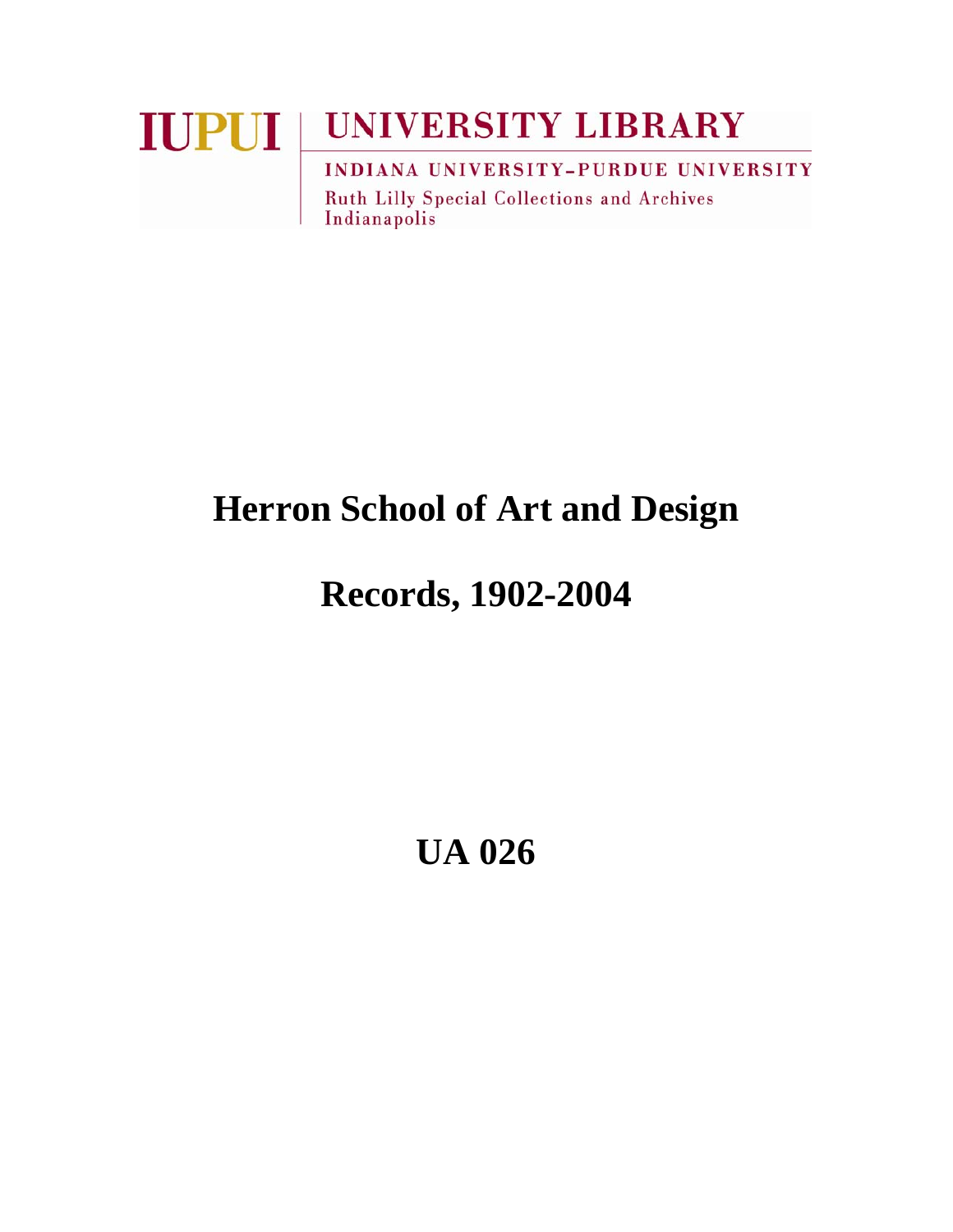IUPUI | UNIVERSITY LIBRARY

INDIANA UNIVERSITY–PURDUE UNIVERSITY

Ruth Lilly Special Collections and Archives

Indianapolis

# Herron School of Art and Design

# Records, 1902-2004

# UA 026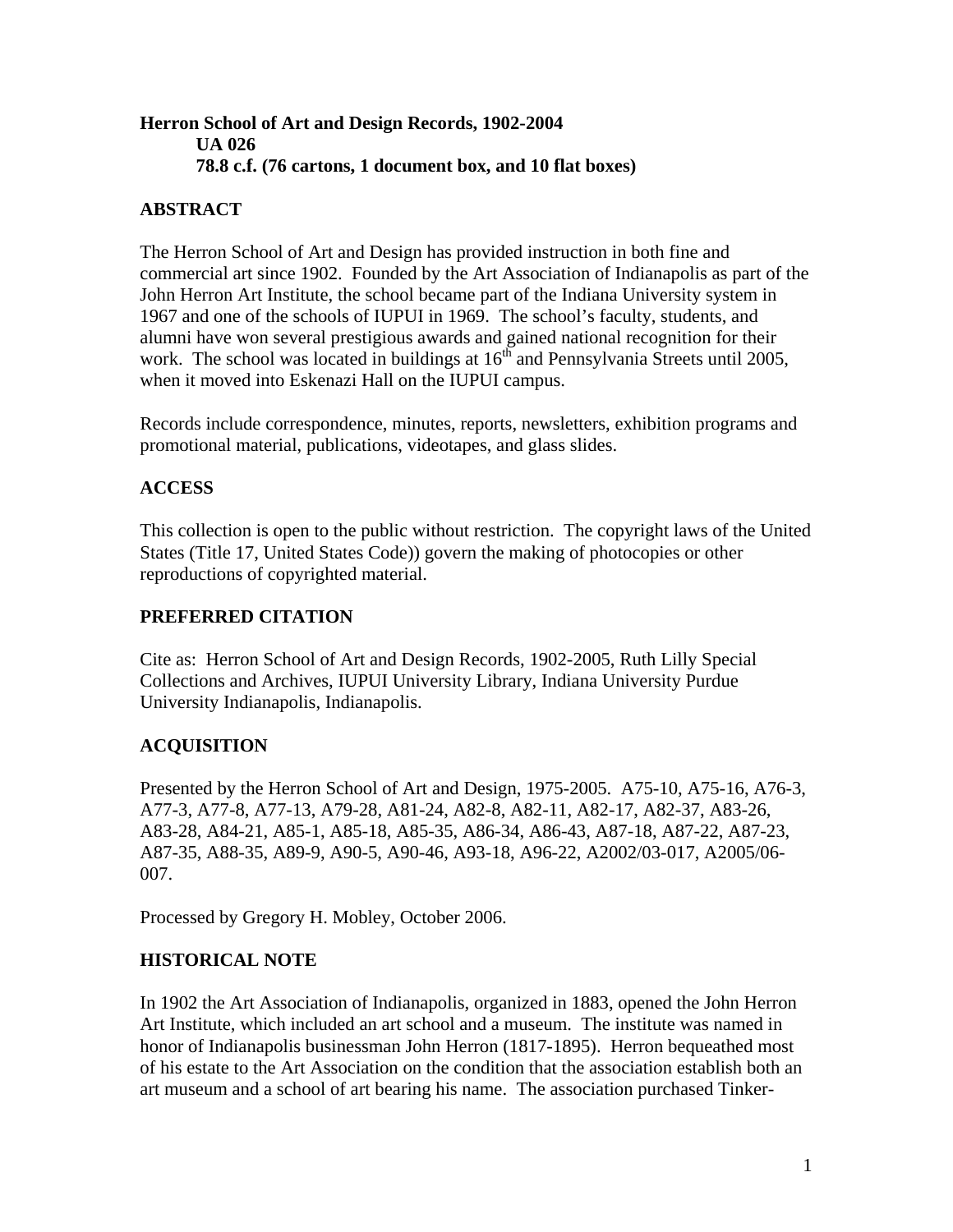**Herron School of Art and Design Records, 1902-2004**
**UA 026**
**78.8 c.f. (76 cartons, 1 document box, and 10 flat boxes)**

## ABSTRACT

The Herron School of Art and Design has provided instruction in both fine and commercial art since 1902. Founded by the Art Association of Indianapolis as part of the John Herron Art Institute, the school became part of the Indiana University system in 1967 and one of the schools of IUPUI in 1969. The school's faculty, students, and alumni have won several prestigious awards and gained national recognition for their work. The school was located in buildings at 16th and Pennsylvania Streets until 2005, when it moved into Eskenazi Hall on the IUPUI campus.

Records include correspondence, minutes, reports, newsletters, exhibition programs and promotional material, publications, videotapes, and glass slides.

## ACCESS

This collection is open to the public without restriction. The copyright laws of the United States (Title 17, United States Code)) govern the making of photocopies or other reproductions of copyrighted material.

## PREFERRED CITATION

Cite as: Herron School of Art and Design Records, 1902-2005, Ruth Lilly Special Collections and Archives, IUPUI University Library, Indiana University Purdue University Indianapolis, Indianapolis.

## ACQUISITION

Presented by the Herron School of Art and Design, 1975-2005. A75-10, A75-16, A76-3, A77-3, A77-8, A77-13, A79-28, A81-24, A82-8, A82-11, A82-17, A82-37, A83-26, A83-28, A84-21, A85-1, A85-18, A85-35, A86-34, A86-43, A87-18, A87-22, A87-23, A87-35, A88-35, A89-9, A90-5, A90-46, A93-18, A96-22, A2002/03-017, A2005/06-007.

Processed by Gregory H. Mobley, October 2006.

## HISTORICAL NOTE

In 1902 the Art Association of Indianapolis, organized in 1883, opened the John Herron Art Institute, which included an art school and a museum. The institute was named in honor of Indianapolis businessman John Herron (1817-1895). Herron bequeathed most of his estate to the Art Association on the condition that the association establish both an art museum and a school of art bearing his name. The association purchased Tinker-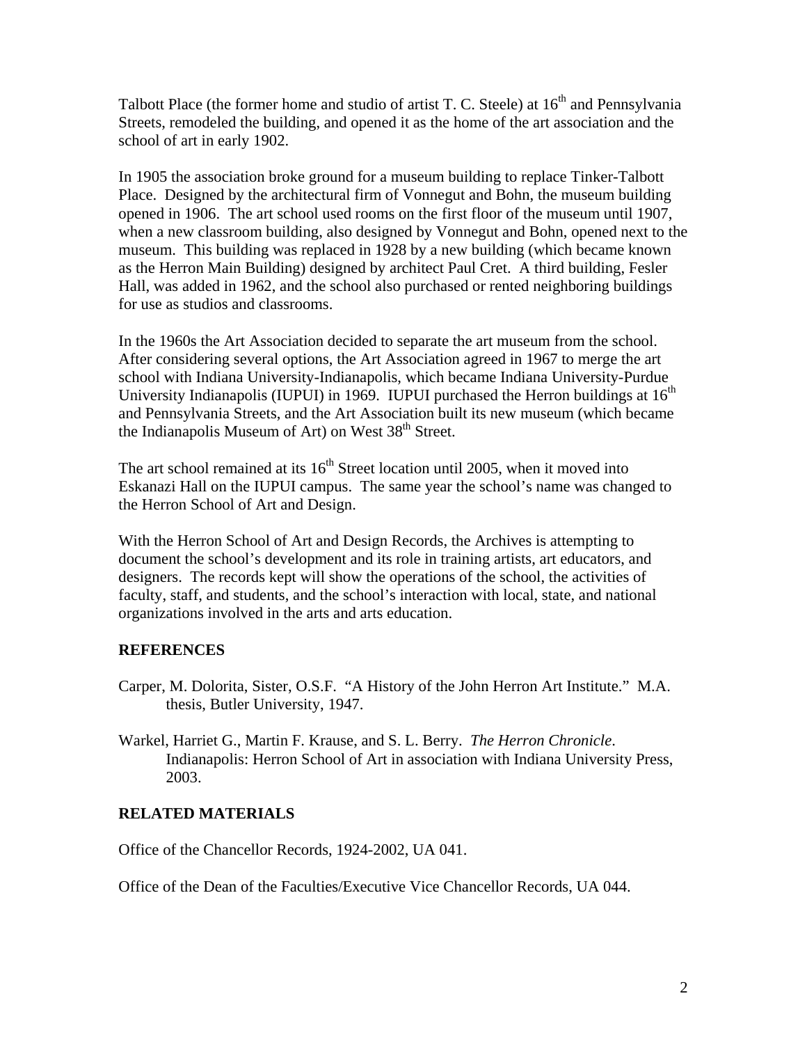Talbott Place (the former home and studio of artist T. C. Steele) at 16th and Pennsylvania Streets, remodeled the building, and opened it as the home of the art association and the school of art in early 1902.

In 1905 the association broke ground for a museum building to replace Tinker-Talbott Place. Designed by the architectural firm of Vonnegut and Bohn, the museum building opened in 1906. The art school used rooms on the first floor of the museum until 1907, when a new classroom building, also designed by Vonnegut and Bohn, opened next to the museum. This building was replaced in 1928 by a new building (which became known as the Herron Main Building) designed by architect Paul Cret. A third building, Fesler Hall, was added in 1962, and the school also purchased or rented neighboring buildings for use as studios and classrooms.

In the 1960s the Art Association decided to separate the art museum from the school. After considering several options, the Art Association agreed in 1967 to merge the art school with Indiana University-Indianapolis, which became Indiana University-Purdue University Indianapolis (IUPUI) in 1969. IUPUI purchased the Herron buildings at 16th and Pennsylvania Streets, and the Art Association built its new museum (which became the Indianapolis Museum of Art) on West 38th Street.

The art school remained at its 16th Street location until 2005, when it moved into Eskanazi Hall on the IUPUI campus. The same year the school's name was changed to the Herron School of Art and Design.

With the Herron School of Art and Design Records, the Archives is attempting to document the school's development and its role in training artists, art educators, and designers. The records kept will show the operations of the school, the activities of faculty, staff, and students, and the school's interaction with local, state, and national organizations involved in the arts and arts education.

## REFERENCES

Carper, M. Dolorita, Sister, O.S.F. "A History of the John Herron Art Institute." M.A. thesis, Butler University, 1947.

Warkel, Harriet G., Martin F. Krause, and S. L. Berry. *The Herron Chronicle*. Indianapolis: Herron School of Art in association with Indiana University Press, 2003.

## RELATED MATERIALS

Office of the Chancellor Records, 1924-2002, UA 041.

Office of the Dean of the Faculties/Executive Vice Chancellor Records, UA 044.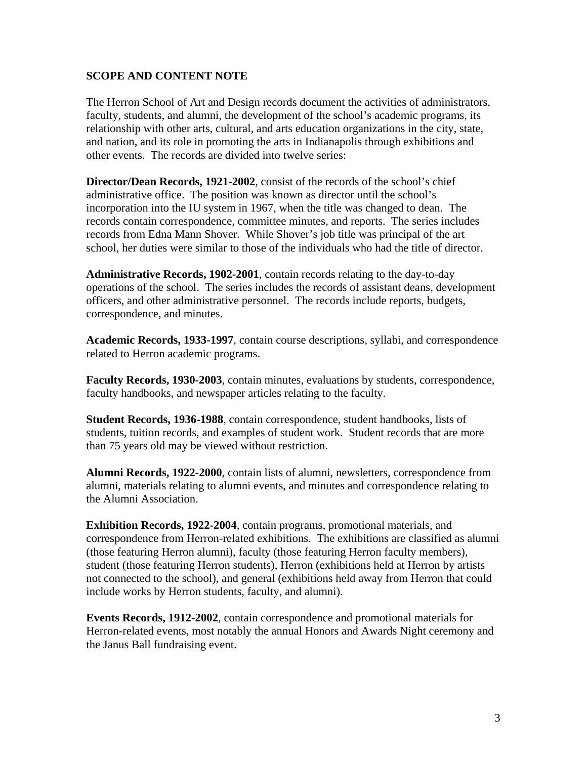## SCOPE AND CONTENT NOTE

The Herron School of Art and Design records document the activities of administrators, faculty, students, and alumni, the development of the school's academic programs, its relationship with other arts, cultural, and arts education organizations in the city, state, and nation, and its role in promoting the arts in Indianapolis through exhibitions and other events. The records are divided into twelve series:

**Director/Dean Records, 1921-2002**, consist of the records of the school's chief administrative office. The position was known as director until the school's incorporation into the IU system in 1967, when the title was changed to dean. The records contain correspondence, committee minutes, and reports. The series includes records from Edna Mann Shover. While Shover's job title was principal of the art school, her duties were similar to those of the individuals who had the title of director.

**Administrative Records, 1902-2001**, contain records relating to the day-to-day operations of the school. The series includes the records of assistant deans, development officers, and other administrative personnel. The records include reports, budgets, correspondence, and minutes.

**Academic Records, 1933-1997**, contain course descriptions, syllabi, and correspondence related to Herron academic programs.

**Faculty Records, 1930-2003**, contain minutes, evaluations by students, correspondence, faculty handbooks, and newspaper articles relating to the faculty.

**Student Records, 1936-1988**, contain correspondence, student handbooks, lists of students, tuition records, and examples of student work. Student records that are more than 75 years old may be viewed without restriction.

**Alumni Records, 1922-2000**, contain lists of alumni, newsletters, correspondence from alumni, materials relating to alumni events, and minutes and correspondence relating to the Alumni Association.

**Exhibition Records, 1922-2004**, contain programs, promotional materials, and correspondence from Herron-related exhibitions. The exhibitions are classified as alumni (those featuring Herron alumni), faculty (those featuring Herron faculty members), student (those featuring Herron students), Herron (exhibitions held at Herron by artists not connected to the school), and general (exhibitions held away from Herron that could include works by Herron students, faculty, and alumni).

**Events Records, 1912-2002**, contain correspondence and promotional materials for Herron-related events, most notably the annual Honors and Awards Night ceremony and the Janus Ball fundraising event.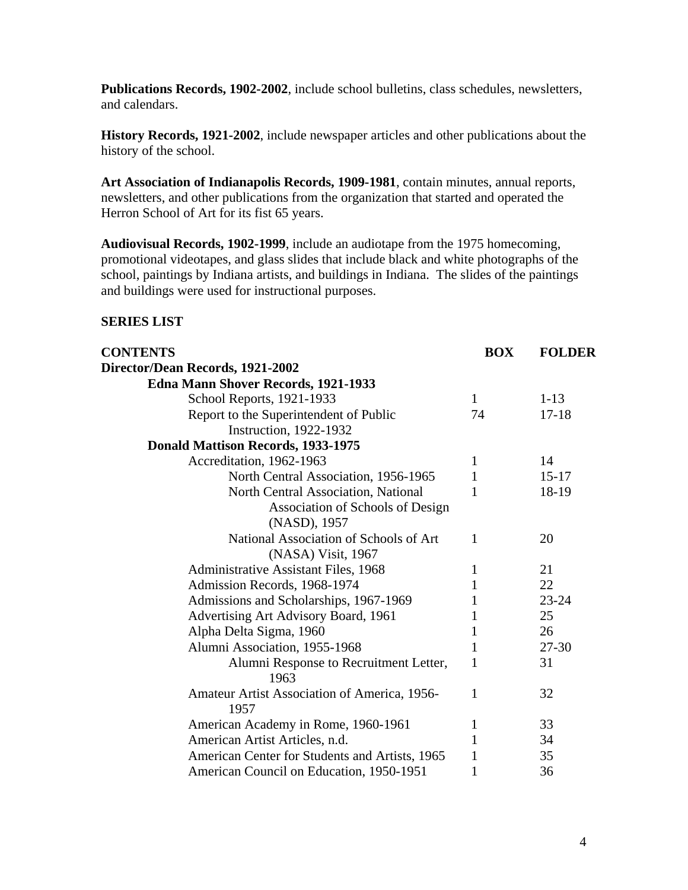**Publications Records, 1902-2002**, include school bulletins, class schedules, newsletters, and calendars.

**History Records, 1921-2002**, include newspaper articles and other publications about the history of the school.

**Art Association of Indianapolis Records, 1909-1981**, contain minutes, annual reports, newsletters, and other publications from the organization that started and operated the Herron School of Art for its fist 65 years.

**Audiovisual Records, 1902-1999**, include an audiotape from the 1975 homecoming, promotional videotapes, and glass slides that include black and white photographs of the school, paintings by Indiana artists, and buildings in Indiana. The slides of the paintings and buildings were used for instructional purposes.

**SERIES LIST**

| **CONTENTS** | **BOX** | **FOLDER** |
|---|---|---|
| **Director/Dean Records, 1921-2002** | | |
| **Edna Mann Shover Records, 1921-1933** | | |
| School Reports, 1921-1933 | 1 | 1-13 |
| Report to the Superintendent of Public Instruction, 1922-1932 | 74 | 17-18 |
| **Donald Mattison Records, 1933-1975** | | |
| Accreditation, 1962-1963 | 1 | 14 |
| North Central Association, 1956-1965 | 1 | 15-17 |
| North Central Association, National Association of Schools of Design (NASD), 1957 | 1 | 18-19 |
| National Association of Schools of Art (NASA) Visit, 1967 | 1 | 20 |
| Administrative Assistant Files, 1968 | 1 | 21 |
| Admission Records, 1968-1974 | 1 | 22 |
| Admissions and Scholarships, 1967-1969 | 1 | 23-24 |
| Advertising Art Advisory Board, 1961 | 1 | 25 |
| Alpha Delta Sigma, 1960 | 1 | 26 |
| Alumni Association, 1955-1968 | 1 | 27-30 |
| Alumni Response to Recruitment Letter, 1963 | 1 | 31 |
| Amateur Artist Association of America, 1956-1957 | 1 | 32 |
| American Academy in Rome, 1960-1961 | 1 | 33 |
| American Artist Articles, n.d. | 1 | 34 |
| American Center for Students and Artists, 1965 | 1 | 35 |
| American Council on Education, 1950-1951 | 1 | 36 |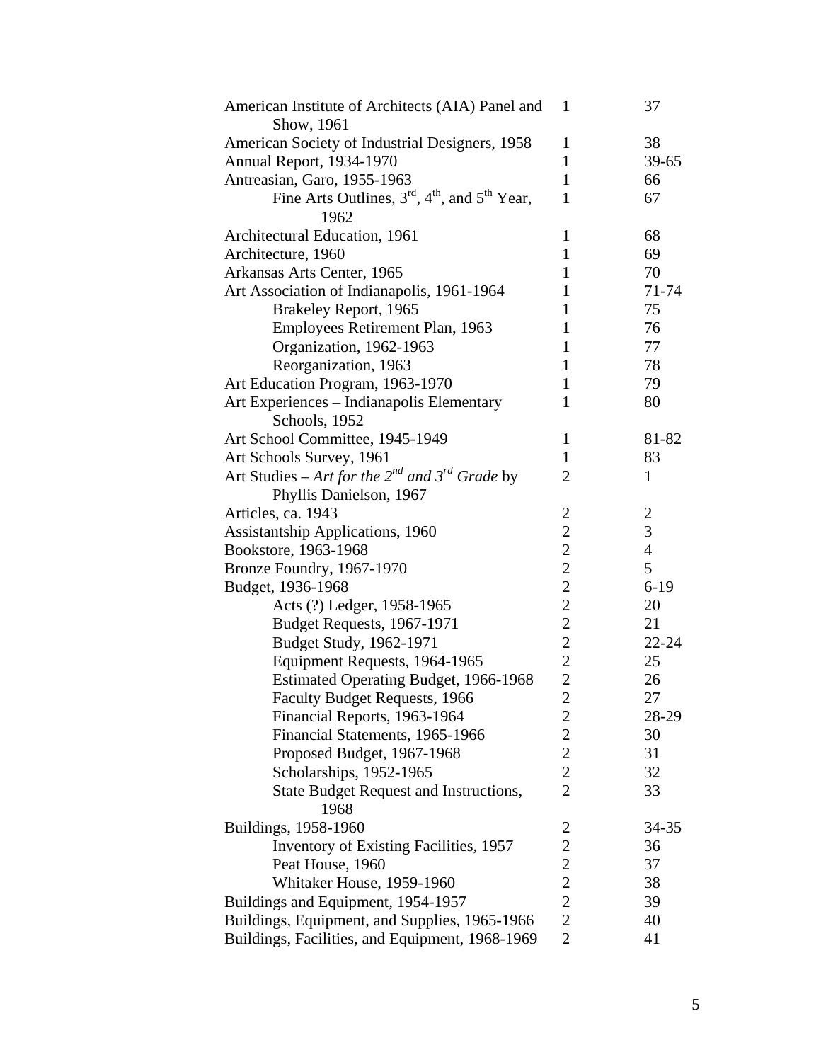| | | |
|---|---|---|
| American Institute of Architects (AIA) Panel and Show, 1961 | 1 | 37 |
| American Society of Industrial Designers, 1958 | 1 | 38 |
| Annual Report, 1934-1970 | 1 | 39-65 |
| Antreasian, Garo, 1955-1963 | 1 | 66 |
| Fine Arts Outlines, 3rd, 4th, and 5th Year, 1962 | 1 | 67 |
| Architectural Education, 1961 | 1 | 68 |
| Architecture, 1960 | 1 | 69 |
| Arkansas Arts Center, 1965 | 1 | 70 |
| Art Association of Indianapolis, 1961-1964 | 1 | 71-74 |
| Brakeley Report, 1965 | 1 | 75 |
| Employees Retirement Plan, 1963 | 1 | 76 |
| Organization, 1962-1963 | 1 | 77 |
| Reorganization, 1963 | 1 | 78 |
| Art Education Program, 1963-1970 | 1 | 79 |
| Art Experiences – Indianapolis Elementary Schools, 1952 | 1 | 80 |
| Art School Committee, 1945-1949 | 1 | 81-82 |
| Art Schools Survey, 1961 | 1 | 83 |
| Art Studies – *Art for the 2nd and 3rd Grade* by Phyllis Danielson, 1967 | 2 | 1 |
| Articles, ca. 1943 | 2 | 2 |
| Assistantship Applications, 1960 | 2 | 3 |
| Bookstore, 1963-1968 | 2 | 4 |
| Bronze Foundry, 1967-1970 | 2 | 5 |
| Budget, 1936-1968 | 2 | 6-19 |
| Acts (?) Ledger, 1958-1965 | 2 | 20 |
| Budget Requests, 1967-1971 | 2 | 21 |
| Budget Study, 1962-1971 | 2 | 22-24 |
| Equipment Requests, 1964-1965 | 2 | 25 |
| Estimated Operating Budget, 1966-1968 | 2 | 26 |
| Faculty Budget Requests, 1966 | 2 | 27 |
| Financial Reports, 1963-1964 | 2 | 28-29 |
| Financial Statements, 1965-1966 | 2 | 30 |
| Proposed Budget, 1967-1968 | 2 | 31 |
| Scholarships, 1952-1965 | 2 | 32 |
| State Budget Request and Instructions, 1968 | 2 | 33 |
| Buildings, 1958-1960 | 2 | 34-35 |
| Inventory of Existing Facilities, 1957 | 2 | 36 |
| Peat House, 1960 | 2 | 37 |
| Whitaker House, 1959-1960 | 2 | 38 |
| Buildings and Equipment, 1954-1957 | 2 | 39 |
| Buildings, Equipment, and Supplies, 1965-1966 | 2 | 40 |
| Buildings, Facilities, and Equipment, 1968-1969 | 2 | 41 |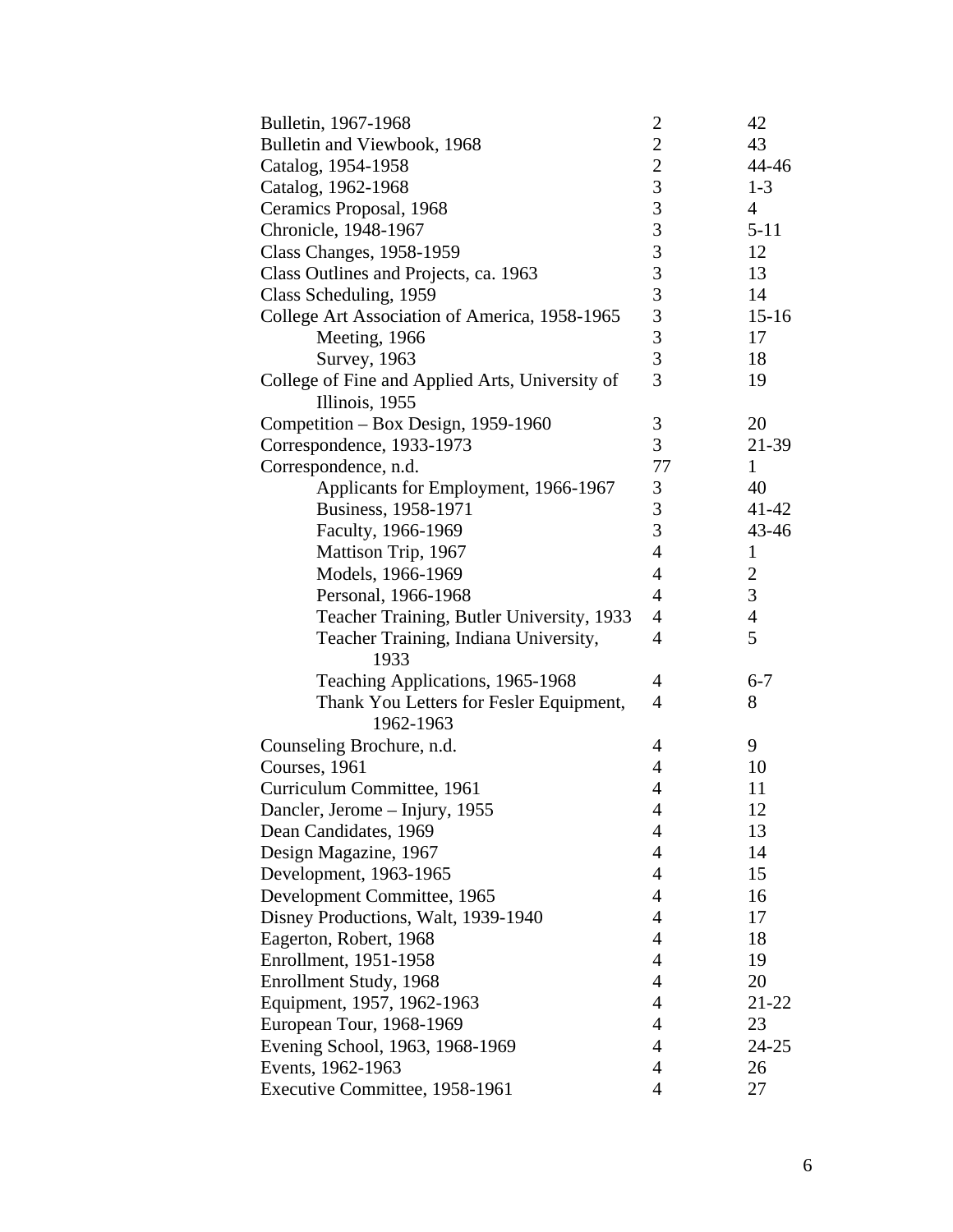| | | |
|---|---|---|
| Bulletin, 1967-1968 | 2 | 42 |
| Bulletin and Viewbook, 1968 | 2 | 43 |
| Catalog, 1954-1958 | 2 | 44-46 |
| Catalog, 1962-1968 | 3 | 1-3 |
| Ceramics Proposal, 1968 | 3 | 4 |
| Chronicle, 1948-1967 | 3 | 5-11 |
| Class Changes, 1958-1959 | 3 | 12 |
| Class Outlines and Projects, ca. 1963 | 3 | 13 |
| Class Scheduling, 1959 | 3 | 14 |
| College Art Association of America, 1958-1965 | 3 | 15-16 |
| Meeting, 1966 | 3 | 17 |
| Survey, 1963 | 3 | 18 |
| College of Fine and Applied Arts, University of Illinois, 1955 | 3 | 19 |
| Competition – Box Design, 1959-1960 | 3 | 20 |
| Correspondence, 1933-1973 | 3 | 21-39 |
| Correspondence, n.d. | 77 | 1 |
| Applicants for Employment, 1966-1967 | 3 | 40 |
| Business, 1958-1971 | 3 | 41-42 |
| Faculty, 1966-1969 | 3 | 43-46 |
| Mattison Trip, 1967 | 4 | 1 |
| Models, 1966-1969 | 4 | 2 |
| Personal, 1966-1968 | 4 | 3 |
| Teacher Training, Butler University, 1933 | 4 | 4 |
| Teacher Training, Indiana University, 1933 | 4 | 5 |
| Teaching Applications, 1965-1968 | 4 | 6-7 |
| Thank You Letters for Fesler Equipment, 1962-1963 | 4 | 8 |
| Counseling Brochure, n.d. | 4 | 9 |
| Courses, 1961 | 4 | 10 |
| Curriculum Committee, 1961 | 4 | 11 |
| Dancler, Jerome – Injury, 1955 | 4 | 12 |
| Dean Candidates, 1969 | 4 | 13 |
| Design Magazine, 1967 | 4 | 14 |
| Development, 1963-1965 | 4 | 15 |
| Development Committee, 1965 | 4 | 16 |
| Disney Productions, Walt, 1939-1940 | 4 | 17 |
| Eagerton, Robert, 1968 | 4 | 18 |
| Enrollment, 1951-1958 | 4 | 19 |
| Enrollment Study, 1968 | 4 | 20 |
| Equipment, 1957, 1962-1963 | 4 | 21-22 |
| European Tour, 1968-1969 | 4 | 23 |
| Evening School, 1963, 1968-1969 | 4 | 24-25 |
| Events, 1962-1963 | 4 | 26 |
| Executive Committee, 1958-1961 | 4 | 27 |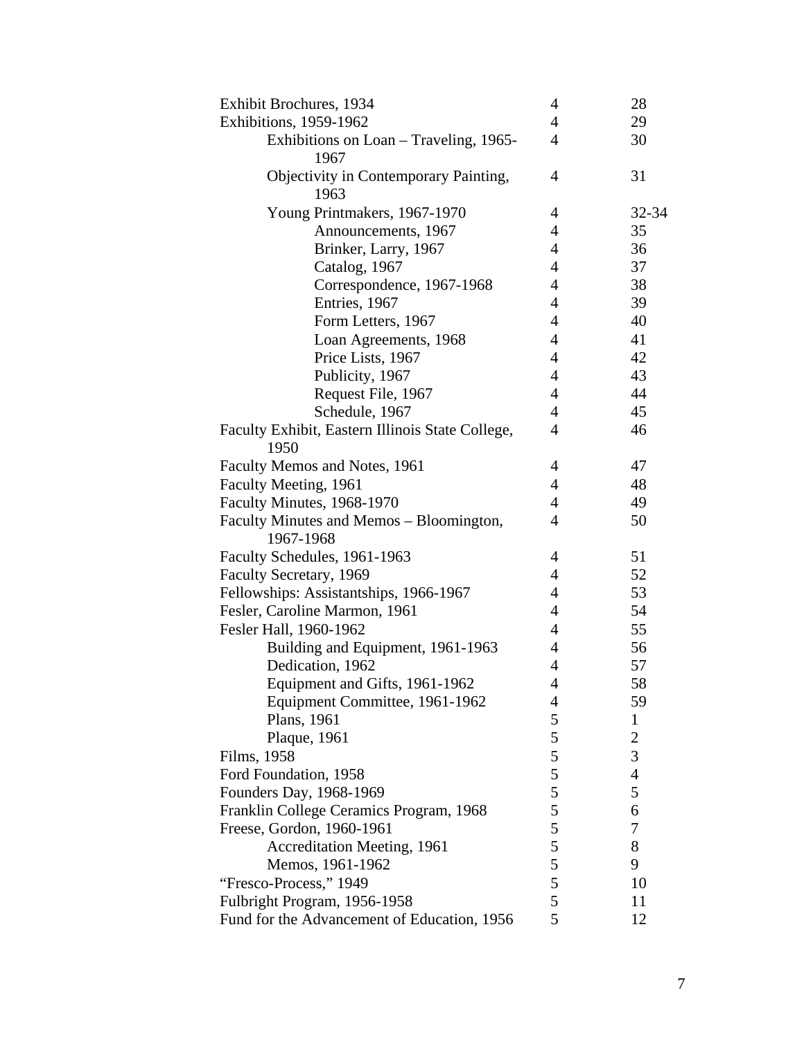| | | |
|---|---|---|
| Exhibit Brochures, 1934 | 4 | 28 |
| Exhibitions, 1959-1962 | 4 | 29 |
| Exhibitions on Loan – Traveling, 1965-1967 | 4 | 30 |
| Objectivity in Contemporary Painting, 1963 | 4 | 31 |
| Young Printmakers, 1967-1970 | 4 | 32-34 |
| Announcements, 1967 | 4 | 35 |
| Brinker, Larry, 1967 | 4 | 36 |
| Catalog, 1967 | 4 | 37 |
| Correspondence, 1967-1968 | 4 | 38 |
| Entries, 1967 | 4 | 39 |
| Form Letters, 1967 | 4 | 40 |
| Loan Agreements, 1968 | 4 | 41 |
| Price Lists, 1967 | 4 | 42 |
| Publicity, 1967 | 4 | 43 |
| Request File, 1967 | 4 | 44 |
| Schedule, 1967 | 4 | 45 |
| Faculty Exhibit, Eastern Illinois State College, 1950 | 4 | 46 |
| Faculty Memos and Notes, 1961 | 4 | 47 |
| Faculty Meeting, 1961 | 4 | 48 |
| Faculty Minutes, 1968-1970 | 4 | 49 |
| Faculty Minutes and Memos – Bloomington, 1967-1968 | 4 | 50 |
| Faculty Schedules, 1961-1963 | 4 | 51 |
| Faculty Secretary, 1969 | 4 | 52 |
| Fellowships: Assistantships, 1966-1967 | 4 | 53 |
| Fesler, Caroline Marmon, 1961 | 4 | 54 |
| Fesler Hall, 1960-1962 | 4 | 55 |
| Building and Equipment, 1961-1963 | 4 | 56 |
| Dedication, 1962 | 4 | 57 |
| Equipment and Gifts, 1961-1962 | 4 | 58 |
| Equipment Committee, 1961-1962 | 4 | 59 |
| Plans, 1961 | 5 | 1 |
| Plaque, 1961 | 5 | 2 |
| Films, 1958 | 5 | 3 |
| Ford Foundation, 1958 | 5 | 4 |
| Founders Day, 1968-1969 | 5 | 5 |
| Franklin College Ceramics Program, 1968 | 5 | 6 |
| Freese, Gordon, 1960-1961 | 5 | 7 |
| Accreditation Meeting, 1961 | 5 | 8 |
| Memos, 1961-1962 | 5 | 9 |
| "Fresco-Process," 1949 | 5 | 10 |
| Fulbright Program, 1956-1958 | 5 | 11 |
| Fund for the Advancement of Education, 1956 | 5 | 12 |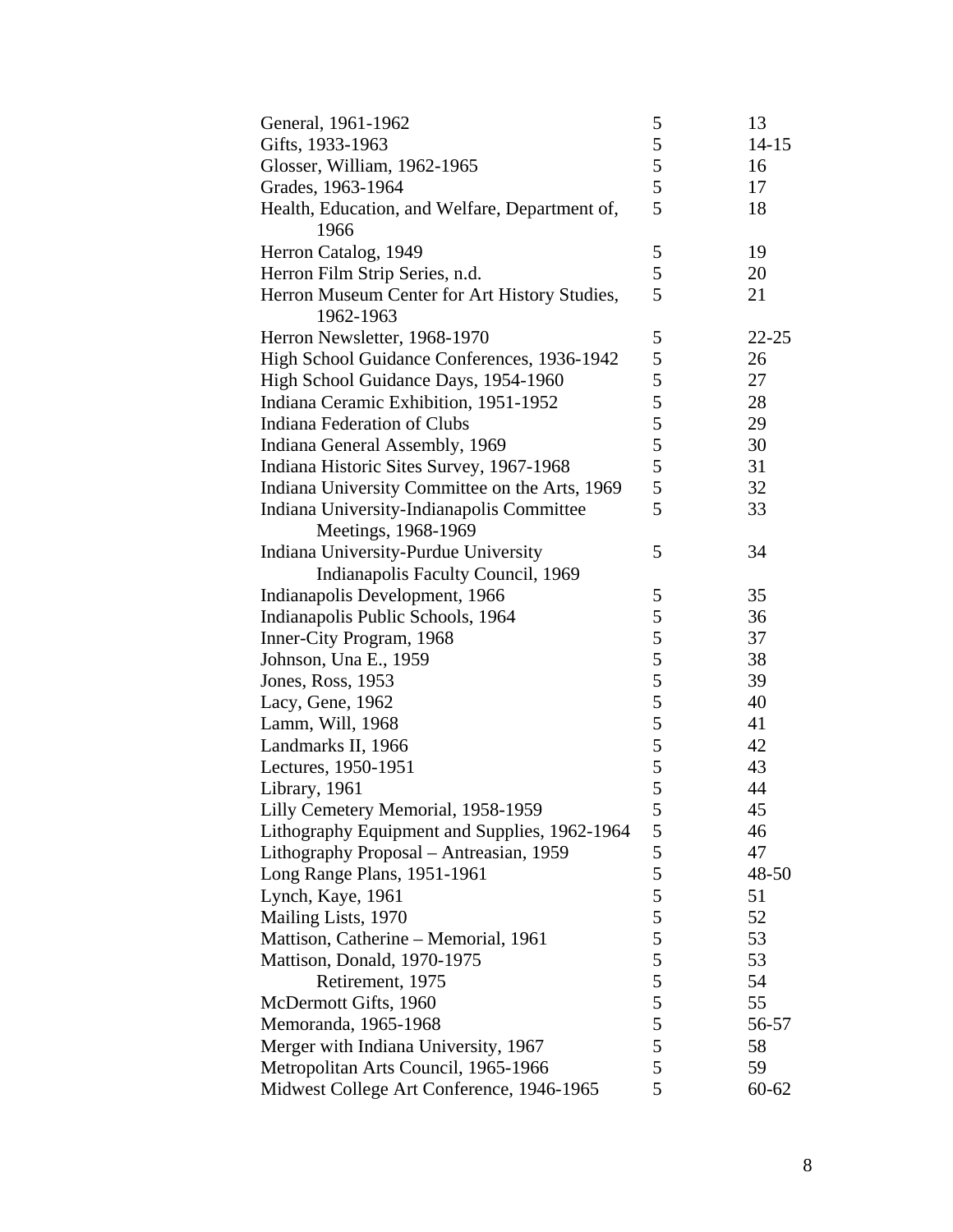| | | |
|---|---|---|
| General, 1961-1962 | 5 | 13 |
| Gifts, 1933-1963 | 5 | 14-15 |
| Glosser, William, 1962-1965 | 5 | 16 |
| Grades, 1963-1964 | 5 | 17 |
| Health, Education, and Welfare, Department of, 1966 | 5 | 18 |
| Herron Catalog, 1949 | 5 | 19 |
| Herron Film Strip Series, n.d. | 5 | 20 |
| Herron Museum Center for Art History Studies, 1962-1963 | 5 | 21 |
| Herron Newsletter, 1968-1970 | 5 | 22-25 |
| High School Guidance Conferences, 1936-1942 | 5 | 26 |
| High School Guidance Days, 1954-1960 | 5 | 27 |
| Indiana Ceramic Exhibition, 1951-1952 | 5 | 28 |
| Indiana Federation of Clubs | 5 | 29 |
| Indiana General Assembly, 1969 | 5 | 30 |
| Indiana Historic Sites Survey, 1967-1968 | 5 | 31 |
| Indiana University Committee on the Arts, 1969 | 5 | 32 |
| Indiana University-Indianapolis Committee Meetings, 1968-1969 | 5 | 33 |
| Indiana University-Purdue University Indianapolis Faculty Council, 1969 | 5 | 34 |
| Indianapolis Development, 1966 | 5 | 35 |
| Indianapolis Public Schools, 1964 | 5 | 36 |
| Inner-City Program, 1968 | 5 | 37 |
| Johnson, Una E., 1959 | 5 | 38 |
| Jones, Ross, 1953 | 5 | 39 |
| Lacy, Gene, 1962 | 5 | 40 |
| Lamm, Will, 1968 | 5 | 41 |
| Landmarks II, 1966 | 5 | 42 |
| Lectures, 1950-1951 | 5 | 43 |
| Library, 1961 | 5 | 44 |
| Lilly Cemetery Memorial, 1958-1959 | 5 | 45 |
| Lithography Equipment and Supplies, 1962-1964 | 5 | 46 |
| Lithography Proposal – Antreasian, 1959 | 5 | 47 |
| Long Range Plans, 1951-1961 | 5 | 48-50 |
| Lynch, Kaye, 1961 | 5 | 51 |
| Mailing Lists, 1970 | 5 | 52 |
| Mattison, Catherine – Memorial, 1961 | 5 | 53 |
| Mattison, Donald, 1970-1975 | 5 | 53 |
| Retirement, 1975 | 5 | 54 |
| McDermott Gifts, 1960 | 5 | 55 |
| Memoranda, 1965-1968 | 5 | 56-57 |
| Merger with Indiana University, 1967 | 5 | 58 |
| Metropolitan Arts Council, 1965-1966 | 5 | 59 |
| Midwest College Art Conference, 1946-1965 | 5 | 60-62 |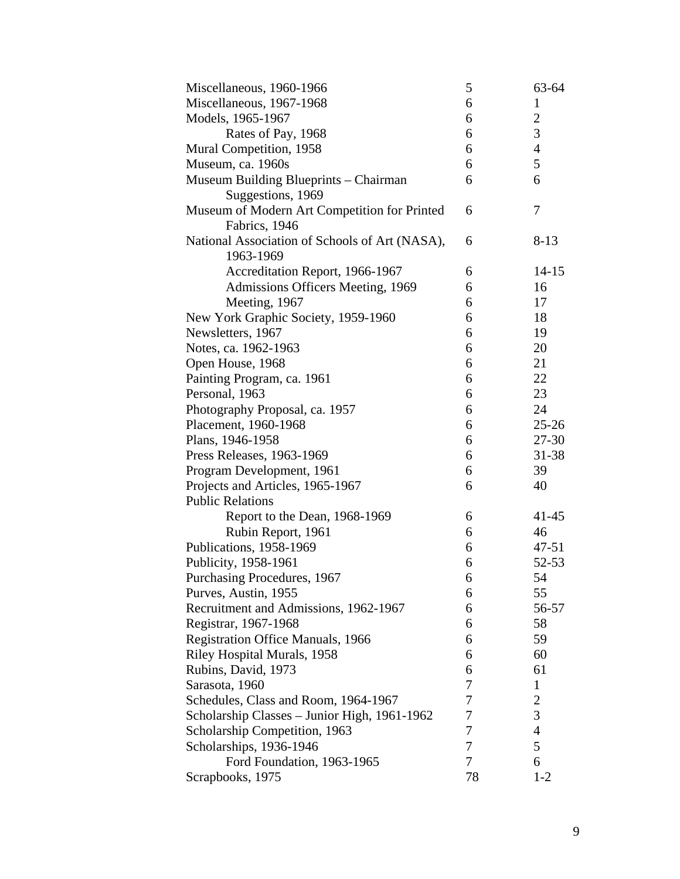| | | |
|---|---|---|
| Miscellaneous, 1960-1966 | 5 | 63-64 |
| Miscellaneous, 1967-1968 | 6 | 1 |
| Models, 1965-1967 | 6 | 2 |
| Rates of Pay, 1968 | 6 | 3 |
| Mural Competition, 1958 | 6 | 4 |
| Museum, ca. 1960s | 6 | 5 |
| Museum Building Blueprints – Chairman Suggestions, 1969 | 6 | 6 |
| Museum of Modern Art Competition for Printed Fabrics, 1946 | 6 | 7 |
| National Association of Schools of Art (NASA), 1963-1969 | 6 | 8-13 |
| Accreditation Report, 1966-1967 | 6 | 14-15 |
| Admissions Officers Meeting, 1969 | 6 | 16 |
| Meeting, 1967 | 6 | 17 |
| New York Graphic Society, 1959-1960 | 6 | 18 |
| Newsletters, 1967 | 6 | 19 |
| Notes, ca. 1962-1963 | 6 | 20 |
| Open House, 1968 | 6 | 21 |
| Painting Program, ca. 1961 | 6 | 22 |
| Personal, 1963 | 6 | 23 |
| Photography Proposal, ca. 1957 | 6 | 24 |
| Placement, 1960-1968 | 6 | 25-26 |
| Plans, 1946-1958 | 6 | 27-30 |
| Press Releases, 1963-1969 | 6 | 31-38 |
| Program Development, 1961 | 6 | 39 |
| Projects and Articles, 1965-1967 | 6 | 40 |
| Public Relations | | |
| Report to the Dean, 1968-1969 | 6 | 41-45 |
| Rubin Report, 1961 | 6 | 46 |
| Publications, 1958-1969 | 6 | 47-51 |
| Publicity, 1958-1961 | 6 | 52-53 |
| Purchasing Procedures, 1967 | 6 | 54 |
| Purves, Austin, 1955 | 6 | 55 |
| Recruitment and Admissions, 1962-1967 | 6 | 56-57 |
| Registrar, 1967-1968 | 6 | 58 |
| Registration Office Manuals, 1966 | 6 | 59 |
| Riley Hospital Murals, 1958 | 6 | 60 |
| Rubins, David, 1973 | 6 | 61 |
| Sarasota, 1960 | 7 | 1 |
| Schedules, Class and Room, 1964-1967 | 7 | 2 |
| Scholarship Classes – Junior High, 1961-1962 | 7 | 3 |
| Scholarship Competition, 1963 | 7 | 4 |
| Scholarships, 1936-1946 | 7 | 5 |
| Ford Foundation, 1963-1965 | 7 | 6 |
| Scrapbooks, 1975 | 78 | 1-2 |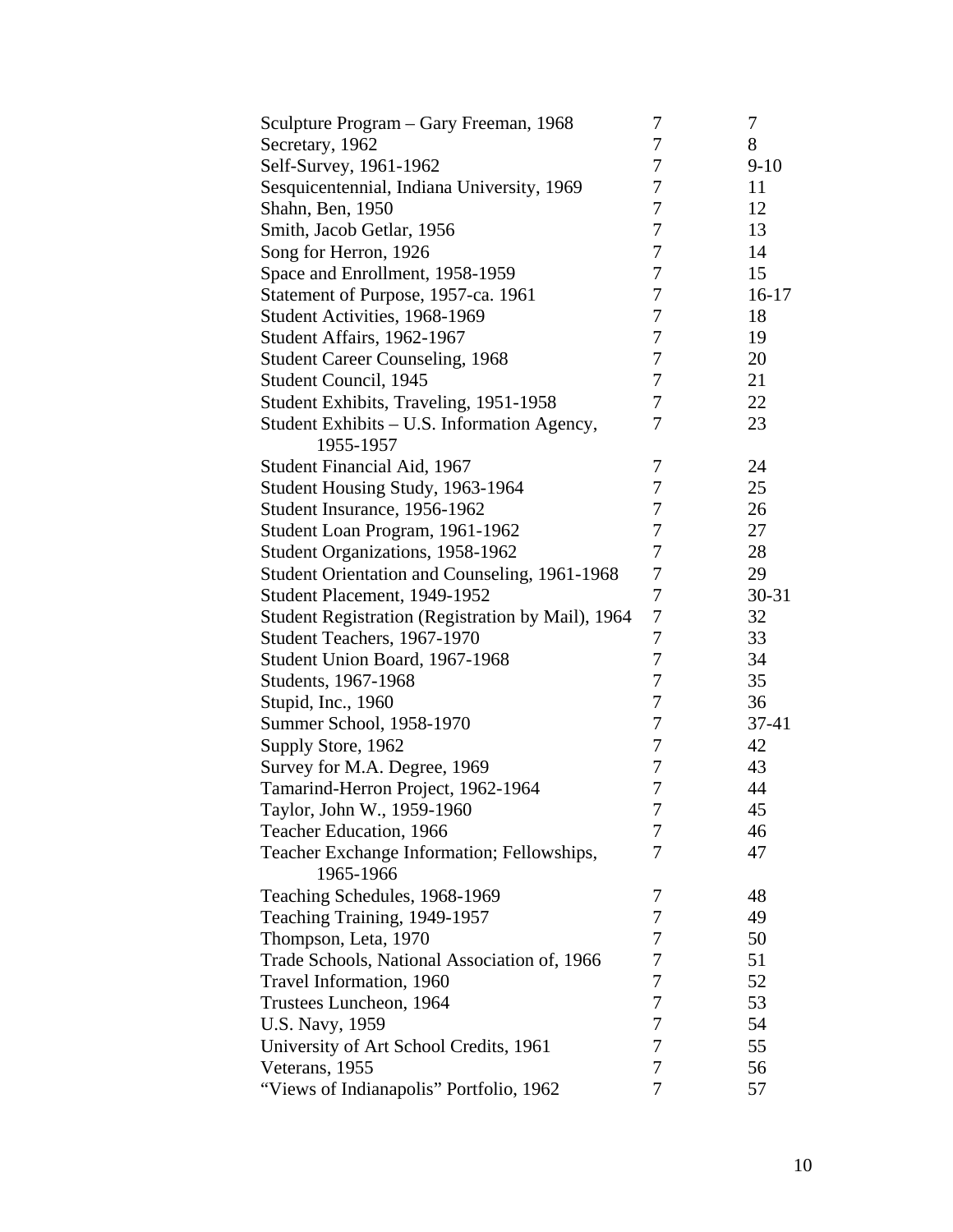| | | |
|---|---|---|
| Sculpture Program – Gary Freeman, 1968 | 7 | 7 |
| Secretary, 1962 | 7 | 8 |
| Self-Survey, 1961-1962 | 7 | 9-10 |
| Sesquicentennial, Indiana University, 1969 | 7 | 11 |
| Shahn, Ben, 1950 | 7 | 12 |
| Smith, Jacob Getlar, 1956 | 7 | 13 |
| Song for Herron, 1926 | 7 | 14 |
| Space and Enrollment, 1958-1959 | 7 | 15 |
| Statement of Purpose, 1957-ca. 1961 | 7 | 16-17 |
| Student Activities, 1968-1969 | 7 | 18 |
| Student Affairs, 1962-1967 | 7 | 19 |
| Student Career Counseling, 1968 | 7 | 20 |
| Student Council, 1945 | 7 | 21 |
| Student Exhibits, Traveling, 1951-1958 | 7 | 22 |
| Student Exhibits – U.S. Information Agency, 1955-1957 | 7 | 23 |
| Student Financial Aid, 1967 | 7 | 24 |
| Student Housing Study, 1963-1964 | 7 | 25 |
| Student Insurance, 1956-1962 | 7 | 26 |
| Student Loan Program, 1961-1962 | 7 | 27 |
| Student Organizations, 1958-1962 | 7 | 28 |
| Student Orientation and Counseling, 1961-1968 | 7 | 29 |
| Student Placement, 1949-1952 | 7 | 30-31 |
| Student Registration (Registration by Mail), 1964 | 7 | 32 |
| Student Teachers, 1967-1970 | 7 | 33 |
| Student Union Board, 1967-1968 | 7 | 34 |
| Students, 1967-1968 | 7 | 35 |
| Stupid, Inc., 1960 | 7 | 36 |
| Summer School, 1958-1970 | 7 | 37-41 |
| Supply Store, 1962 | 7 | 42 |
| Survey for M.A. Degree, 1969 | 7 | 43 |
| Tamarind-Herron Project, 1962-1964 | 7 | 44 |
| Taylor, John W., 1959-1960 | 7 | 45 |
| Teacher Education, 1966 | 7 | 46 |
| Teacher Exchange Information; Fellowships, 1965-1966 | 7 | 47 |
| Teaching Schedules, 1968-1969 | 7 | 48 |
| Teaching Training, 1949-1957 | 7 | 49 |
| Thompson, Leta, 1970 | 7 | 50 |
| Trade Schools, National Association of, 1966 | 7 | 51 |
| Travel Information, 1960 | 7 | 52 |
| Trustees Luncheon, 1964 | 7 | 53 |
| U.S. Navy, 1959 | 7 | 54 |
| University of Art School Credits, 1961 | 7 | 55 |
| Veterans, 1955 | 7 | 56 |
| "Views of Indianapolis" Portfolio, 1962 | 7 | 57 |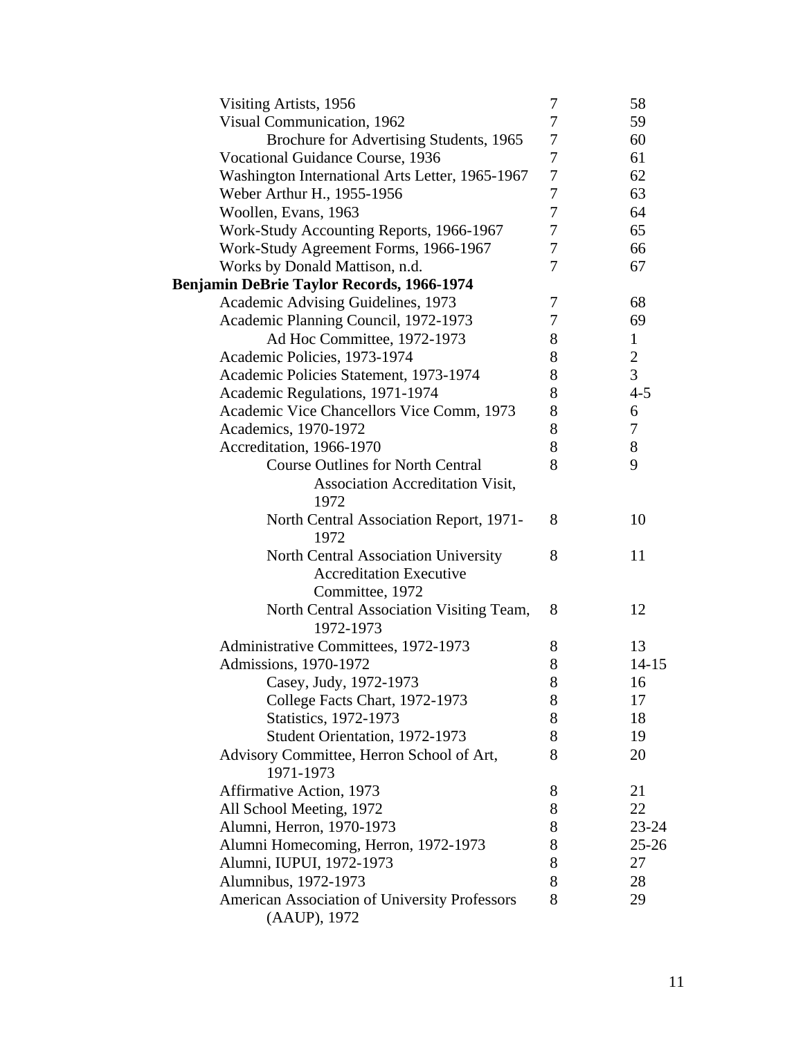| | | |
|---|---|---|
| Visiting Artists, 1956 | 7 | 58 |
| Visual Communication, 1962 | 7 | 59 |
| &nbsp;&nbsp;&nbsp;&nbsp;Brochure for Advertising Students, 1965 | 7 | 60 |
| Vocational Guidance Course, 1936 | 7 | 61 |
| Washington International Arts Letter, 1965-1967 | 7 | 62 |
| Weber Arthur H., 1955-1956 | 7 | 63 |
| Woollen, Evans, 1963 | 7 | 64 |
| Work-Study Accounting Reports, 1966-1967 | 7 | 65 |
| Work-Study Agreement Forms, 1966-1967 | 7 | 66 |
| Works by Donald Mattison, n.d. | 7 | 67 |
| **Benjamin DeBrie Taylor Records, 1966-1974** | | |
| Academic Advising Guidelines, 1973 | 7 | 68 |
| Academic Planning Council, 1972-1973 | 7 | 69 |
| &nbsp;&nbsp;&nbsp;&nbsp;Ad Hoc Committee, 1972-1973 | 8 | 1 |
| Academic Policies, 1973-1974 | 8 | 2 |
| Academic Policies Statement, 1973-1974 | 8 | 3 |
| Academic Regulations, 1971-1974 | 8 | 4-5 |
| Academic Vice Chancellors Vice Comm, 1973 | 8 | 6 |
| Academics, 1970-1972 | 8 | 7 |
| Accreditation, 1966-1970 | 8 | 8 |
| &nbsp;&nbsp;&nbsp;&nbsp;Course Outlines for North Central Association Accreditation Visit, 1972 | 8 | 9 |
| &nbsp;&nbsp;&nbsp;&nbsp;North Central Association Report, 1971-1972 | 8 | 10 |
| &nbsp;&nbsp;&nbsp;&nbsp;North Central Association University Accreditation Executive Committee, 1972 | 8 | 11 |
| &nbsp;&nbsp;&nbsp;&nbsp;North Central Association Visiting Team, 1972-1973 | 8 | 12 |
| Administrative Committees, 1972-1973 | 8 | 13 |
| Admissions, 1970-1972 | 8 | 14-15 |
| &nbsp;&nbsp;&nbsp;&nbsp;Casey, Judy, 1972-1973 | 8 | 16 |
| &nbsp;&nbsp;&nbsp;&nbsp;College Facts Chart, 1972-1973 | 8 | 17 |
| &nbsp;&nbsp;&nbsp;&nbsp;Statistics, 1972-1973 | 8 | 18 |
| &nbsp;&nbsp;&nbsp;&nbsp;Student Orientation, 1972-1973 | 8 | 19 |
| Advisory Committee, Herron School of Art, 1971-1973 | 8 | 20 |
| Affirmative Action, 1973 | 8 | 21 |
| All School Meeting, 1972 | 8 | 22 |
| Alumni, Herron, 1970-1973 | 8 | 23-24 |
| Alumni Homecoming, Herron, 1972-1973 | 8 | 25-26 |
| Alumni, IUPUI, 1972-1973 | 8 | 27 |
| Alumnibus, 1972-1973 | 8 | 28 |
| American Association of University Professors (AAUP), 1972 | 8 | 29 |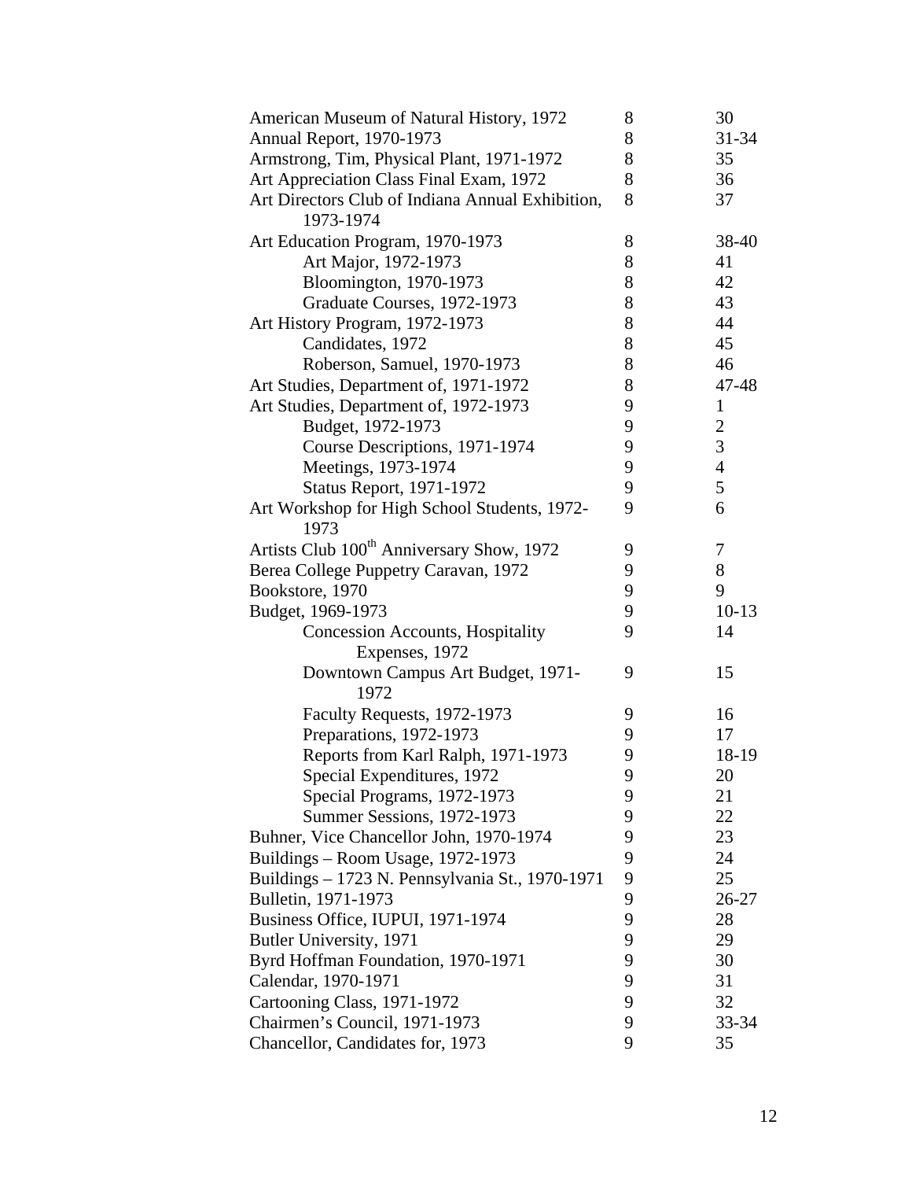| | | |
|---|---|---|
| American Museum of Natural History, 1972 | 8 | 30 |
| Annual Report, 1970-1973 | 8 | 31-34 |
| Armstrong, Tim, Physical Plant, 1971-1972 | 8 | 35 |
| Art Appreciation Class Final Exam, 1972 | 8 | 36 |
| Art Directors Club of Indiana Annual Exhibition, 1973-1974 | 8 | 37 |
| Art Education Program, 1970-1973 | 8 | 38-40 |
| Art Major, 1972-1973 | 8 | 41 |
| Bloomington, 1970-1973 | 8 | 42 |
| Graduate Courses, 1972-1973 | 8 | 43 |
| Art History Program, 1972-1973 | 8 | 44 |
| Candidates, 1972 | 8 | 45 |
| Roberson, Samuel, 1970-1973 | 8 | 46 |
| Art Studies, Department of, 1971-1972 | 8 | 47-48 |
| Art Studies, Department of, 1972-1973 | 9 | 1 |
| Budget, 1972-1973 | 9 | 2 |
| Course Descriptions, 1971-1974 | 9 | 3 |
| Meetings, 1973-1974 | 9 | 4 |
| Status Report, 1971-1972 | 9 | 5 |
| Art Workshop for High School Students, 1972-1973 | 9 | 6 |
| Artists Club 100th Anniversary Show, 1972 | 9 | 7 |
| Berea College Puppetry Caravan, 1972 | 9 | 8 |
| Bookstore, 1970 | 9 | 9 |
| Budget, 1969-1973 | 9 | 10-13 |
| Concession Accounts, Hospitality Expenses, 1972 | 9 | 14 |
| Downtown Campus Art Budget, 1971-1972 | 9 | 15 |
| Faculty Requests, 1972-1973 | 9 | 16 |
| Preparations, 1972-1973 | 9 | 17 |
| Reports from Karl Ralph, 1971-1973 | 9 | 18-19 |
| Special Expenditures, 1972 | 9 | 20 |
| Special Programs, 1972-1973 | 9 | 21 |
| Summer Sessions, 1972-1973 | 9 | 22 |
| Buhner, Vice Chancellor John, 1970-1974 | 9 | 23 |
| Buildings – Room Usage, 1972-1973 | 9 | 24 |
| Buildings – 1723 N. Pennsylvania St., 1970-1971 | 9 | 25 |
| Bulletin, 1971-1973 | 9 | 26-27 |
| Business Office, IUPUI, 1971-1974 | 9 | 28 |
| Butler University, 1971 | 9 | 29 |
| Byrd Hoffman Foundation, 1970-1971 | 9 | 30 |
| Calendar, 1970-1971 | 9 | 31 |
| Cartooning Class, 1971-1972 | 9 | 32 |
| Chairmen's Council, 1971-1973 | 9 | 33-34 |
| Chancellor, Candidates for, 1973 | 9 | 35 |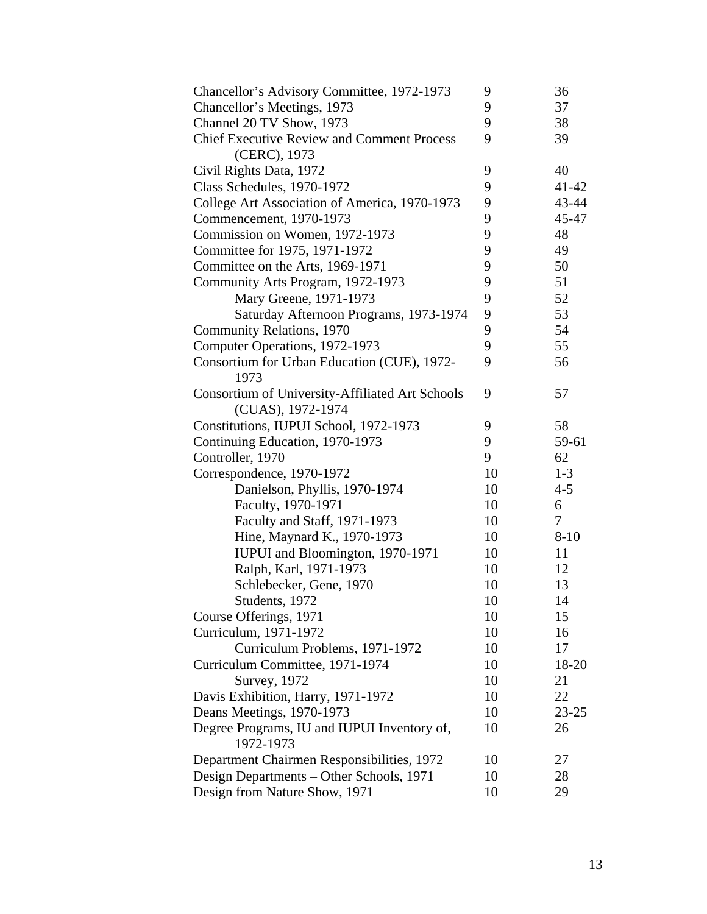| | | |
|---|---|---|
| Chancellor's Advisory Committee, 1972-1973 | 9 | 36 |
| Chancellor's Meetings, 1973 | 9 | 37 |
| Channel 20 TV Show, 1973 | 9 | 38 |
| Chief Executive Review and Comment Process (CERC), 1973 | 9 | 39 |
| Civil Rights Data, 1972 | 9 | 40 |
| Class Schedules, 1970-1972 | 9 | 41-42 |
| College Art Association of America, 1970-1973 | 9 | 43-44 |
| Commencement, 1970-1973 | 9 | 45-47 |
| Commission on Women, 1972-1973 | 9 | 48 |
| Committee for 1975, 1971-1972 | 9 | 49 |
| Committee on the Arts, 1969-1971 | 9 | 50 |
| Community Arts Program, 1972-1973 | 9 | 51 |
| &nbsp;&nbsp;&nbsp;&nbsp;Mary Greene, 1971-1973 | 9 | 52 |
| &nbsp;&nbsp;&nbsp;&nbsp;Saturday Afternoon Programs, 1973-1974 | 9 | 53 |
| Community Relations, 1970 | 9 | 54 |
| Computer Operations, 1972-1973 | 9 | 55 |
| Consortium for Urban Education (CUE), 1972-1973 | 9 | 56 |
| Consortium of University-Affiliated Art Schools (CUAS), 1972-1974 | 9 | 57 |
| Constitutions, IUPUI School, 1972-1973 | 9 | 58 |
| Continuing Education, 1970-1973 | 9 | 59-61 |
| Controller, 1970 | 9 | 62 |
| Correspondence, 1970-1972 | 10 | 1-3 |
| &nbsp;&nbsp;&nbsp;&nbsp;Danielson, Phyllis, 1970-1974 | 10 | 4-5 |
| &nbsp;&nbsp;&nbsp;&nbsp;Faculty, 1970-1971 | 10 | 6 |
| &nbsp;&nbsp;&nbsp;&nbsp;Faculty and Staff, 1971-1973 | 10 | 7 |
| &nbsp;&nbsp;&nbsp;&nbsp;Hine, Maynard K., 1970-1973 | 10 | 8-10 |
| &nbsp;&nbsp;&nbsp;&nbsp;IUPUI and Bloomington, 1970-1971 | 10 | 11 |
| &nbsp;&nbsp;&nbsp;&nbsp;Ralph, Karl, 1971-1973 | 10 | 12 |
| &nbsp;&nbsp;&nbsp;&nbsp;Schlebecker, Gene, 1970 | 10 | 13 |
| &nbsp;&nbsp;&nbsp;&nbsp;Students, 1972 | 10 | 14 |
| Course Offerings, 1971 | 10 | 15 |
| Curriculum, 1971-1972 | 10 | 16 |
| &nbsp;&nbsp;&nbsp;&nbsp;Curriculum Problems, 1971-1972 | 10 | 17 |
| Curriculum Committee, 1971-1974 | 10 | 18-20 |
| &nbsp;&nbsp;&nbsp;&nbsp;Survey, 1972 | 10 | 21 |
| Davis Exhibition, Harry, 1971-1972 | 10 | 22 |
| Deans Meetings, 1970-1973 | 10 | 23-25 |
| Degree Programs, IU and IUPUI Inventory of, 1972-1973 | 10 | 26 |
| Department Chairmen Responsibilities, 1972 | 10 | 27 |
| Design Departments – Other Schools, 1971 | 10 | 28 |
| Design from Nature Show, 1971 | 10 | 29 |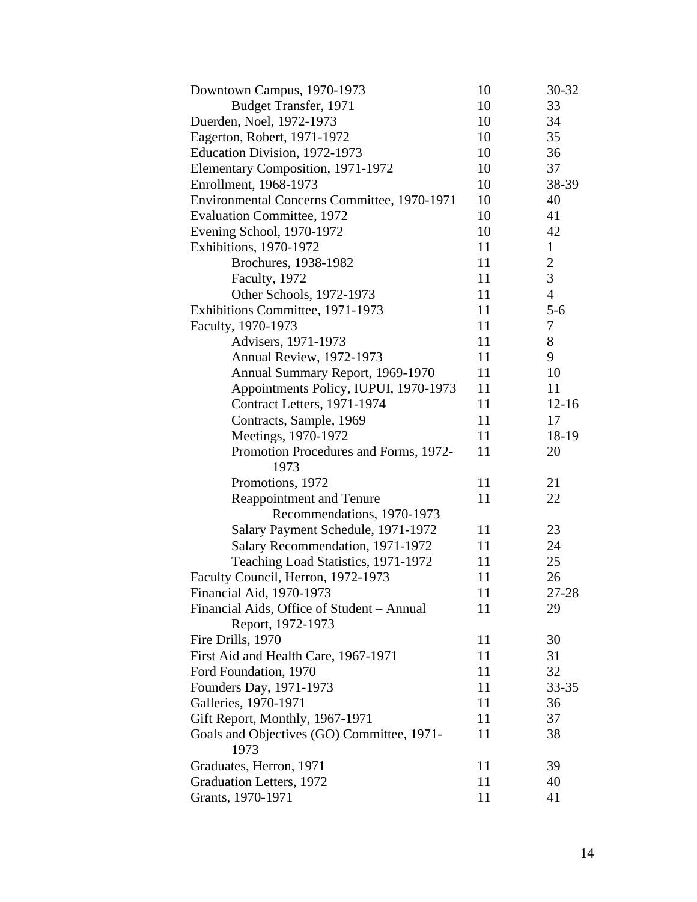| | | |
|---|---|---|
| Downtown Campus, 1970-1973 | 10 | 30-32 |
| Budget Transfer, 1971 | 10 | 33 |
| Duerden, Noel, 1972-1973 | 10 | 34 |
| Eagerton, Robert, 1971-1972 | 10 | 35 |
| Education Division, 1972-1973 | 10 | 36 |
| Elementary Composition, 1971-1972 | 10 | 37 |
| Enrollment, 1968-1973 | 10 | 38-39 |
| Environmental Concerns Committee, 1970-1971 | 10 | 40 |
| Evaluation Committee, 1972 | 10 | 41 |
| Evening School, 1970-1972 | 10 | 42 |
| Exhibitions, 1970-1972 | 11 | 1 |
| Brochures, 1938-1982 | 11 | 2 |
| Faculty, 1972 | 11 | 3 |
| Other Schools, 1972-1973 | 11 | 4 |
| Exhibitions Committee, 1971-1973 | 11 | 5-6 |
| Faculty, 1970-1973 | 11 | 7 |
| Advisers, 1971-1973 | 11 | 8 |
| Annual Review, 1972-1973 | 11 | 9 |
| Annual Summary Report, 1969-1970 | 11 | 10 |
| Appointments Policy, IUPUI, 1970-1973 | 11 | 11 |
| Contract Letters, 1971-1974 | 11 | 12-16 |
| Contracts, Sample, 1969 | 11 | 17 |
| Meetings, 1970-1972 | 11 | 18-19 |
| Promotion Procedures and Forms, 1972-1973 | 11 | 20 |
| Promotions, 1972 | 11 | 21 |
| Reappointment and Tenure Recommendations, 1970-1973 | 11 | 22 |
| Salary Payment Schedule, 1971-1972 | 11 | 23 |
| Salary Recommendation, 1971-1972 | 11 | 24 |
| Teaching Load Statistics, 1971-1972 | 11 | 25 |
| Faculty Council, Herron, 1972-1973 | 11 | 26 |
| Financial Aid, 1970-1973 | 11 | 27-28 |
| Financial Aids, Office of Student – Annual Report, 1972-1973 | 11 | 29 |
| Fire Drills, 1970 | 11 | 30 |
| First Aid and Health Care, 1967-1971 | 11 | 31 |
| Ford Foundation, 1970 | 11 | 32 |
| Founders Day, 1971-1973 | 11 | 33-35 |
| Galleries, 1970-1971 | 11 | 36 |
| Gift Report, Monthly, 1967-1971 | 11 | 37 |
| Goals and Objectives (GO) Committee, 1971-1973 | 11 | 38 |
| Graduates, Herron, 1971 | 11 | 39 |
| Graduation Letters, 1972 | 11 | 40 |
| Grants, 1970-1971 | 11 | 41 |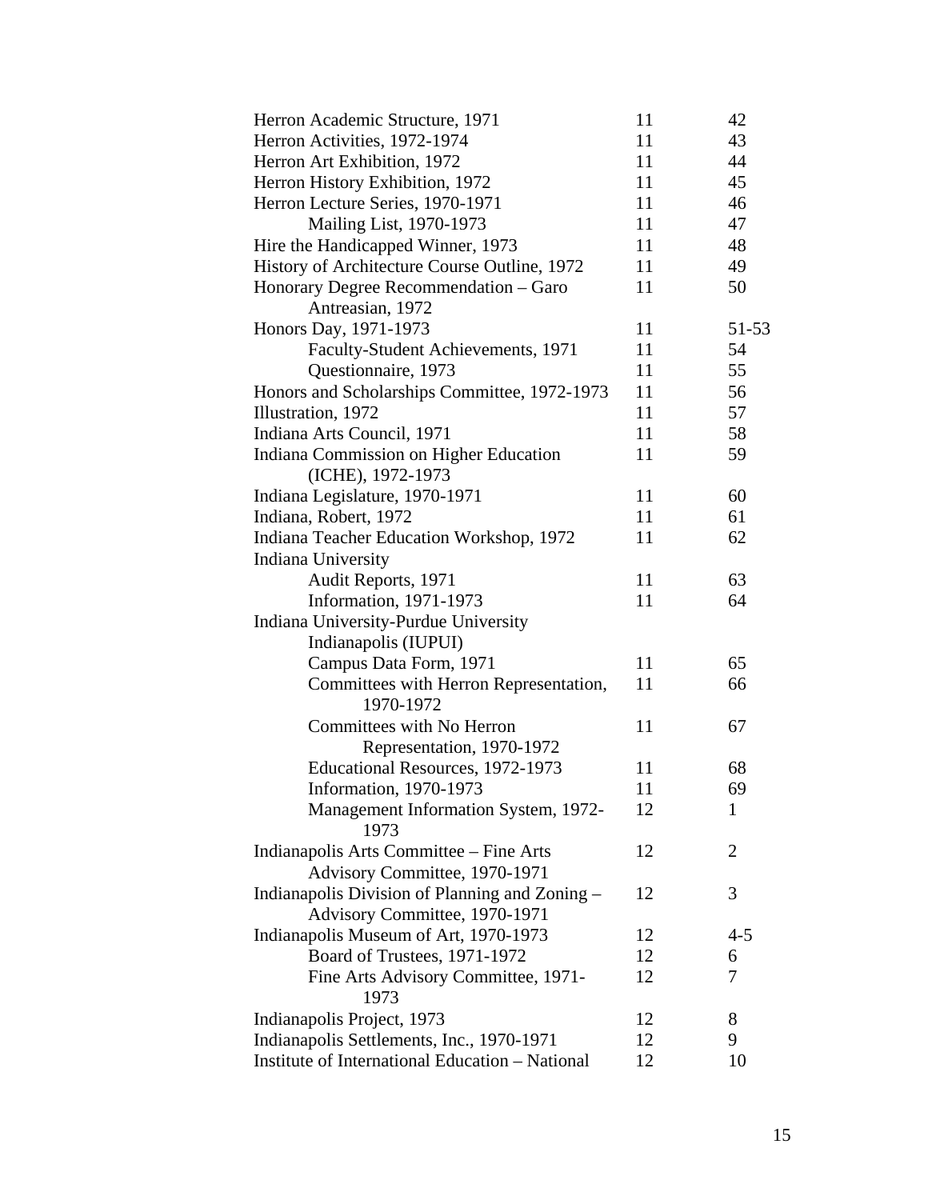| | | |
|---|---|---|
| Herron Academic Structure, 1971 | 11 | 42 |
| Herron Activities, 1972-1974 | 11 | 43 |
| Herron Art Exhibition, 1972 | 11 | 44 |
| Herron History Exhibition, 1972 | 11 | 45 |
| Herron Lecture Series, 1970-1971 | 11 | 46 |
| Mailing List, 1970-1973 | 11 | 47 |
| Hire the Handicapped Winner, 1973 | 11 | 48 |
| History of Architecture Course Outline, 1972 | 11 | 49 |
| Honorary Degree Recommendation – Garo Antreasian, 1972 | 11 | 50 |
| Honors Day, 1971-1973 | 11 | 51-53 |
| Faculty-Student Achievements, 1971 | 11 | 54 |
| Questionnaire, 1973 | 11 | 55 |
| Honors and Scholarships Committee, 1972-1973 | 11 | 56 |
| Illustration, 1972 | 11 | 57 |
| Indiana Arts Council, 1971 | 11 | 58 |
| Indiana Commission on Higher Education (ICHE), 1972-1973 | 11 | 59 |
| Indiana Legislature, 1970-1971 | 11 | 60 |
| Indiana, Robert, 1972 | 11 | 61 |
| Indiana Teacher Education Workshop, 1972 | 11 | 62 |
| Indiana University | | |
| Audit Reports, 1971 | 11 | 63 |
| Information, 1971-1973 | 11 | 64 |
| Indiana University-Purdue University Indianapolis (IUPUI) | | |
| Campus Data Form, 1971 | 11 | 65 |
| Committees with Herron Representation, 1970-1972 | 11 | 66 |
| Committees with No Herron Representation, 1970-1972 | 11 | 67 |
| Educational Resources, 1972-1973 | 11 | 68 |
| Information, 1970-1973 | 11 | 69 |
| Management Information System, 1972-1973 | 12 | 1 |
| Indianapolis Arts Committee – Fine Arts Advisory Committee, 1970-1971 | 12 | 2 |
| Indianapolis Division of Planning and Zoning – Advisory Committee, 1970-1971 | 12 | 3 |
| Indianapolis Museum of Art, 1970-1973 | 12 | 4-5 |
| Board of Trustees, 1971-1972 | 12 | 6 |
| Fine Arts Advisory Committee, 1971-1973 | 12 | 7 |
| Indianapolis Project, 1973 | 12 | 8 |
| Indianapolis Settlements, Inc., 1970-1971 | 12 | 9 |
| Institute of International Education – National | 12 | 10 |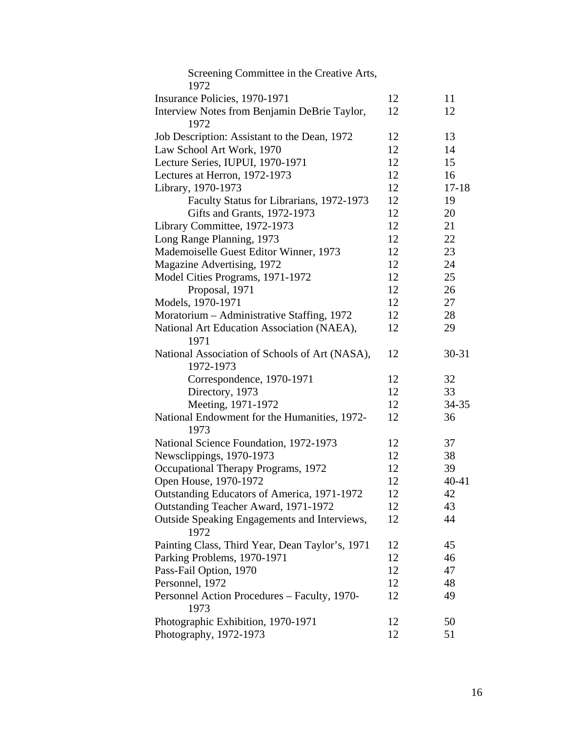| | | |
|---|---|---|
| Screening Committee in the Creative Arts, 1972 | | |
| Insurance Policies, 1970-1971 | 12 | 11 |
| Interview Notes from Benjamin DeBrie Taylor, 1972 | 12 | 12 |
| Job Description: Assistant to the Dean, 1972 | 12 | 13 |
| Law School Art Work, 1970 | 12 | 14 |
| Lecture Series, IUPUI, 1970-1971 | 12 | 15 |
| Lectures at Herron, 1972-1973 | 12 | 16 |
| Library, 1970-1973 | 12 | 17-18 |
| Faculty Status for Librarians, 1972-1973 | 12 | 19 |
| Gifts and Grants, 1972-1973 | 12 | 20 |
| Library Committee, 1972-1973 | 12 | 21 |
| Long Range Planning, 1973 | 12 | 22 |
| Mademoiselle Guest Editor Winner, 1973 | 12 | 23 |
| Magazine Advertising, 1972 | 12 | 24 |
| Model Cities Programs, 1971-1972 | 12 | 25 |
| Proposal, 1971 | 12 | 26 |
| Models, 1970-1971 | 12 | 27 |
| Moratorium – Administrative Staffing, 1972 | 12 | 28 |
| National Art Education Association (NAEA), 1971 | 12 | 29 |
| National Association of Schools of Art (NASA), 1972-1973 | 12 | 30-31 |
| Correspondence, 1970-1971 | 12 | 32 |
| Directory, 1973 | 12 | 33 |
| Meeting, 1971-1972 | 12 | 34-35 |
| National Endowment for the Humanities, 1972-1973 | 12 | 36 |
| National Science Foundation, 1972-1973 | 12 | 37 |
| Newsclippings, 1970-1973 | 12 | 38 |
| Occupational Therapy Programs, 1972 | 12 | 39 |
| Open House, 1970-1972 | 12 | 40-41 |
| Outstanding Educators of America, 1971-1972 | 12 | 42 |
| Outstanding Teacher Award, 1971-1972 | 12 | 43 |
| Outside Speaking Engagements and Interviews, 1972 | 12 | 44 |
| Painting Class, Third Year, Dean Taylor's, 1971 | 12 | 45 |
| Parking Problems, 1970-1971 | 12 | 46 |
| Pass-Fail Option, 1970 | 12 | 47 |
| Personnel, 1972 | 12 | 48 |
| Personnel Action Procedures – Faculty, 1970-1973 | 12 | 49 |
| Photographic Exhibition, 1970-1971 | 12 | 50 |
| Photography, 1972-1973 | 12 | 51 |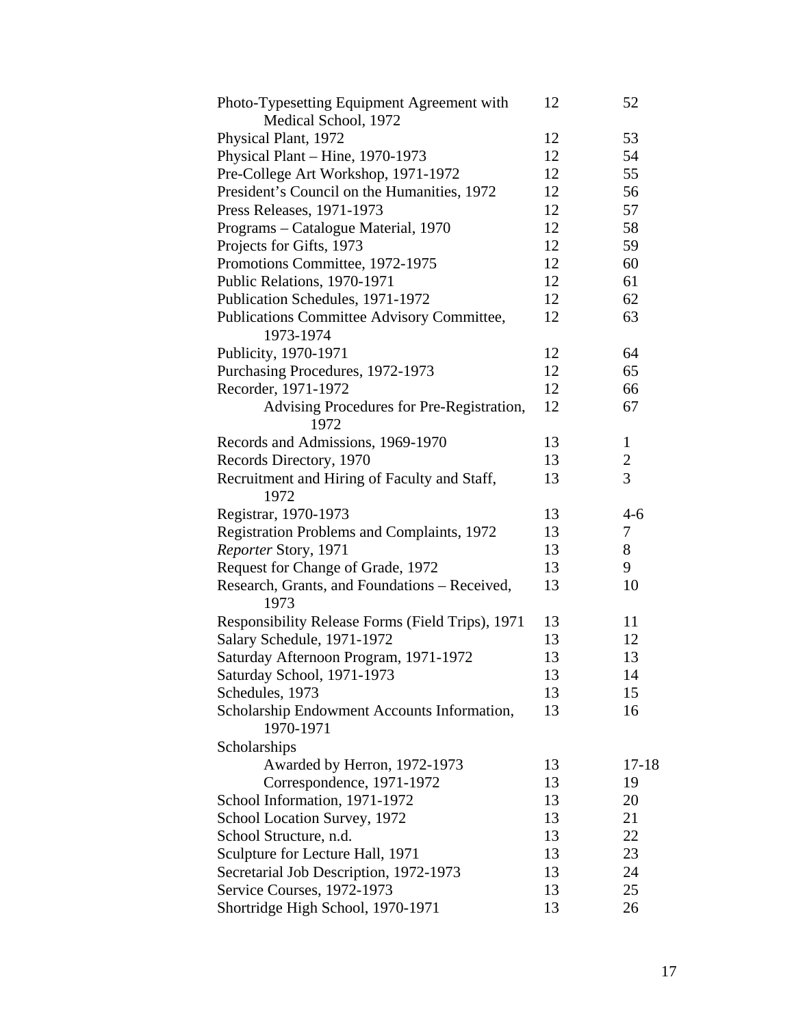| | | |
|---|---|---|
| Photo-Typesetting Equipment Agreement with Medical School, 1972 | 12 | 52 |
| Physical Plant, 1972 | 12 | 53 |
| Physical Plant – Hine, 1970-1973 | 12 | 54 |
| Pre-College Art Workshop, 1971-1972 | 12 | 55 |
| President's Council on the Humanities, 1972 | 12 | 56 |
| Press Releases, 1971-1973 | 12 | 57 |
| Programs – Catalogue Material, 1970 | 12 | 58 |
| Projects for Gifts, 1973 | 12 | 59 |
| Promotions Committee, 1972-1975 | 12 | 60 |
| Public Relations, 1970-1971 | 12 | 61 |
| Publication Schedules, 1971-1972 | 12 | 62 |
| Publications Committee Advisory Committee, 1973-1974 | 12 | 63 |
| Publicity, 1970-1971 | 12 | 64 |
| Purchasing Procedures, 1972-1973 | 12 | 65 |
| Recorder, 1971-1972 | 12 | 66 |
| Advising Procedures for Pre-Registration, 1972 | 12 | 67 |
| Records and Admissions, 1969-1970 | 13 | 1 |
| Records Directory, 1970 | 13 | 2 |
| Recruitment and Hiring of Faculty and Staff, 1972 | 13 | 3 |
| Registrar, 1970-1973 | 13 | 4-6 |
| Registration Problems and Complaints, 1972 | 13 | 7 |
| *Reporter* Story, 1971 | 13 | 8 |
| Request for Change of Grade, 1972 | 13 | 9 |
| Research, Grants, and Foundations – Received, 1973 | 13 | 10 |
| Responsibility Release Forms (Field Trips), 1971 | 13 | 11 |
| Salary Schedule, 1971-1972 | 13 | 12 |
| Saturday Afternoon Program, 1971-1972 | 13 | 13 |
| Saturday School, 1971-1973 | 13 | 14 |
| Schedules, 1973 | 13 | 15 |
| Scholarship Endowment Accounts Information, 1970-1971 | 13 | 16 |
| Scholarships | | |
| Awarded by Herron, 1972-1973 | 13 | 17-18 |
| Correspondence, 1971-1972 | 13 | 19 |
| School Information, 1971-1972 | 13 | 20 |
| School Location Survey, 1972 | 13 | 21 |
| School Structure, n.d. | 13 | 22 |
| Sculpture for Lecture Hall, 1971 | 13 | 23 |
| Secretarial Job Description, 1972-1973 | 13 | 24 |
| Service Courses, 1972-1973 | 13 | 25 |
| Shortridge High School, 1970-1971 | 13 | 26 |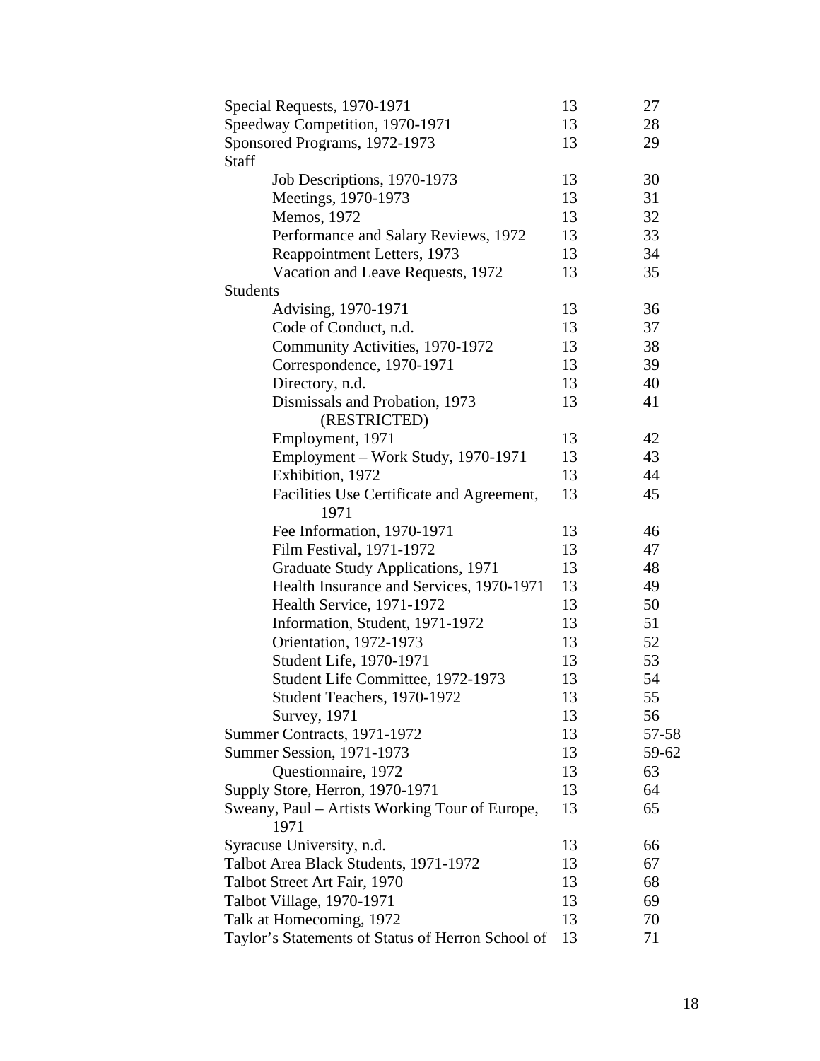| | | |
|---|---|---|
| Special Requests, 1970-1971 | 13 | 27 |
| Speedway Competition, 1970-1971 | 13 | 28 |
| Sponsored Programs, 1972-1973 | 13 | 29 |
| Staff | | |
| Job Descriptions, 1970-1973 | 13 | 30 |
| Meetings, 1970-1973 | 13 | 31 |
| Memos, 1972 | 13 | 32 |
| Performance and Salary Reviews, 1972 | 13 | 33 |
| Reappointment Letters, 1973 | 13 | 34 |
| Vacation and Leave Requests, 1972 | 13 | 35 |
| Students | | |
| Advising, 1970-1971 | 13 | 36 |
| Code of Conduct, n.d. | 13 | 37 |
| Community Activities, 1970-1972 | 13 | 38 |
| Correspondence, 1970-1971 | 13 | 39 |
| Directory, n.d. | 13 | 40 |
| Dismissals and Probation, 1973 (RESTRICTED) | 13 | 41 |
| Employment, 1971 | 13 | 42 |
| Employment – Work Study, 1970-1971 | 13 | 43 |
| Exhibition, 1972 | 13 | 44 |
| Facilities Use Certificate and Agreement, 1971 | 13 | 45 |
| Fee Information, 1970-1971 | 13 | 46 |
| Film Festival, 1971-1972 | 13 | 47 |
| Graduate Study Applications, 1971 | 13 | 48 |
| Health Insurance and Services, 1970-1971 | 13 | 49 |
| Health Service, 1971-1972 | 13 | 50 |
| Information, Student, 1971-1972 | 13 | 51 |
| Orientation, 1972-1973 | 13 | 52 |
| Student Life, 1970-1971 | 13 | 53 |
| Student Life Committee, 1972-1973 | 13 | 54 |
| Student Teachers, 1970-1972 | 13 | 55 |
| Survey, 1971 | 13 | 56 |
| Summer Contracts, 1971-1972 | 13 | 57-58 |
| Summer Session, 1971-1973 | 13 | 59-62 |
| Questionnaire, 1972 | 13 | 63 |
| Supply Store, Herron, 1970-1971 | 13 | 64 |
| Sweany, Paul – Artists Working Tour of Europe, 1971 | 13 | 65 |
| Syracuse University, n.d. | 13 | 66 |
| Talbot Area Black Students, 1971-1972 | 13 | 67 |
| Talbot Street Art Fair, 1970 | 13 | 68 |
| Talbot Village, 1970-1971 | 13 | 69 |
| Talk at Homecoming, 1972 | 13 | 70 |
| Taylor's Statements of Status of Herron School of | 13 | 71 |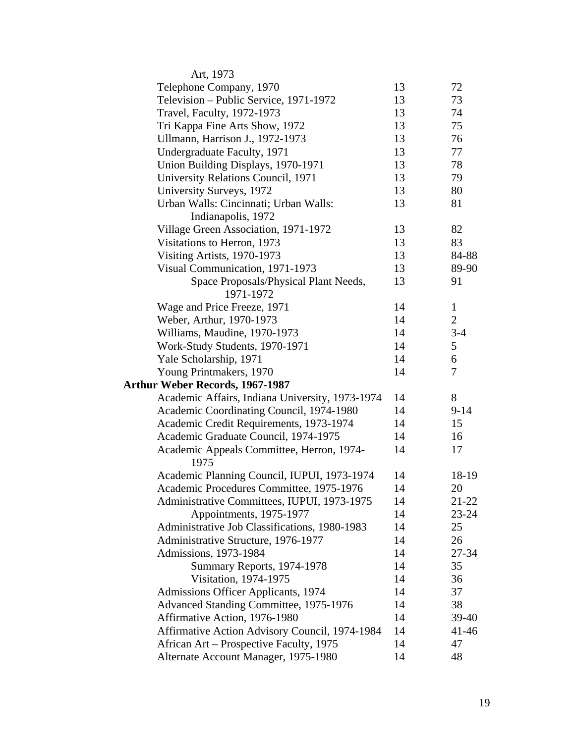| | | |
|---|---|---|
| Art, 1973 | | |
| Telephone Company, 1970 | 13 | 72 |
| Television – Public Service, 1971-1972 | 13 | 73 |
| Travel, Faculty, 1972-1973 | 13 | 74 |
| Tri Kappa Fine Arts Show, 1972 | 13 | 75 |
| Ullmann, Harrison J., 1972-1973 | 13 | 76 |
| Undergraduate Faculty, 1971 | 13 | 77 |
| Union Building Displays, 1970-1971 | 13 | 78 |
| University Relations Council, 1971 | 13 | 79 |
| University Surveys, 1972 | 13 | 80 |
| Urban Walls: Cincinnati; Urban Walls: Indianapolis, 1972 | 13 | 81 |
| Village Green Association, 1971-1972 | 13 | 82 |
| Visitations to Herron, 1973 | 13 | 83 |
| Visiting Artists, 1970-1973 | 13 | 84-88 |
| Visual Communication, 1971-1973 | 13 | 89-90 |
| Space Proposals/Physical Plant Needs, 1971-1972 | 13 | 91 |
| Wage and Price Freeze, 1971 | 14 | 1 |
| Weber, Arthur, 1970-1973 | 14 | 2 |
| Williams, Maudine, 1970-1973 | 14 | 3-4 |
| Work-Study Students, 1970-1971 | 14 | 5 |
| Yale Scholarship, 1971 | 14 | 6 |
| Young Printmakers, 1970 | 14 | 7 |
| **Arthur Weber Records, 1967-1987** | | |
| Academic Affairs, Indiana University, 1973-1974 | 14 | 8 |
| Academic Coordinating Council, 1974-1980 | 14 | 9-14 |
| Academic Credit Requirements, 1973-1974 | 14 | 15 |
| Academic Graduate Council, 1974-1975 | 14 | 16 |
| Academic Appeals Committee, Herron, 1974-1975 | 14 | 17 |
| Academic Planning Council, IUPUI, 1973-1974 | 14 | 18-19 |
| Academic Procedures Committee, 1975-1976 | 14 | 20 |
| Administrative Committees, IUPUI, 1973-1975 | 14 | 21-22 |
| Appointments, 1975-1977 | 14 | 23-24 |
| Administrative Job Classifications, 1980-1983 | 14 | 25 |
| Administrative Structure, 1976-1977 | 14 | 26 |
| Admissions, 1973-1984 | 14 | 27-34 |
| Summary Reports, 1974-1978 | 14 | 35 |
| Visitation, 1974-1975 | 14 | 36 |
| Admissions Officer Applicants, 1974 | 14 | 37 |
| Advanced Standing Committee, 1975-1976 | 14 | 38 |
| Affirmative Action, 1976-1980 | 14 | 39-40 |
| Affirmative Action Advisory Council, 1974-1984 | 14 | 41-46 |
| African Art – Prospective Faculty, 1975 | 14 | 47 |
| Alternate Account Manager, 1975-1980 | 14 | 48 |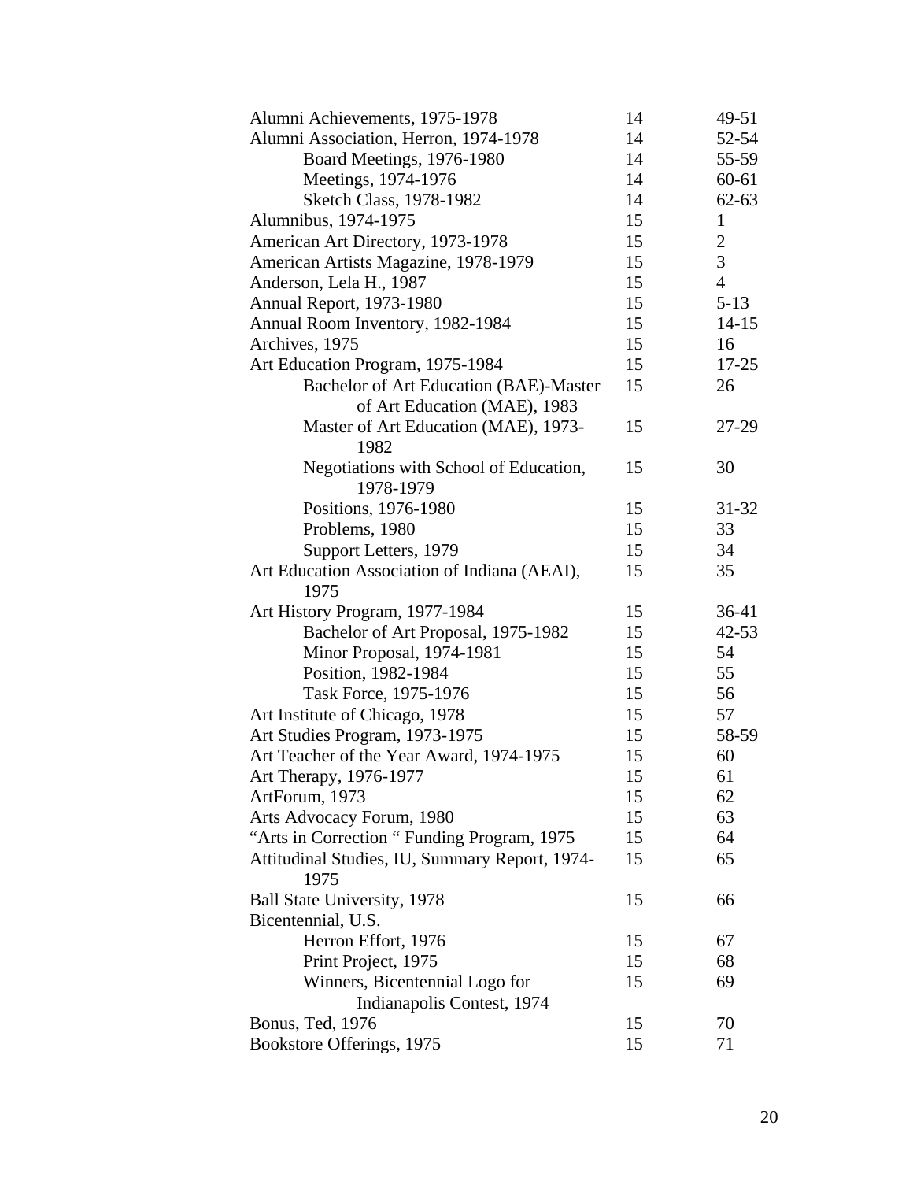| | | |
|---|---|---|
| Alumni Achievements, 1975-1978 | 14 | 49-51 |
| Alumni Association, Herron, 1974-1978 | 14 | 52-54 |
| Board Meetings, 1976-1980 | 14 | 55-59 |
| Meetings, 1974-1976 | 14 | 60-61 |
| Sketch Class, 1978-1982 | 14 | 62-63 |
| Alumnibus, 1974-1975 | 15 | 1 |
| American Art Directory, 1973-1978 | 15 | 2 |
| American Artists Magazine, 1978-1979 | 15 | 3 |
| Anderson, Lela H., 1987 | 15 | 4 |
| Annual Report, 1973-1980 | 15 | 5-13 |
| Annual Room Inventory, 1982-1984 | 15 | 14-15 |
| Archives, 1975 | 15 | 16 |
| Art Education Program, 1975-1984 | 15 | 17-25 |
| Bachelor of Art Education (BAE)-Master of Art Education (MAE), 1983 | 15 | 26 |
| Master of Art Education (MAE), 1973-1982 | 15 | 27-29 |
| Negotiations with School of Education, 1978-1979 | 15 | 30 |
| Positions, 1976-1980 | 15 | 31-32 |
| Problems, 1980 | 15 | 33 |
| Support Letters, 1979 | 15 | 34 |
| Art Education Association of Indiana (AEAI), 1975 | 15 | 35 |
| Art History Program, 1977-1984 | 15 | 36-41 |
| Bachelor of Art Proposal, 1975-1982 | 15 | 42-53 |
| Minor Proposal, 1974-1981 | 15 | 54 |
| Position, 1982-1984 | 15 | 55 |
| Task Force, 1975-1976 | 15 | 56 |
| Art Institute of Chicago, 1978 | 15 | 57 |
| Art Studies Program, 1973-1975 | 15 | 58-59 |
| Art Teacher of the Year Award, 1974-1975 | 15 | 60 |
| Art Therapy, 1976-1977 | 15 | 61 |
| ArtForum, 1973 | 15 | 62 |
| Arts Advocacy Forum, 1980 | 15 | 63 |
| "Arts in Correction " Funding Program, 1975 | 15 | 64 |
| Attitudinal Studies, IU, Summary Report, 1974-1975 | 15 | 65 |
| Ball State University, 1978 | 15 | 66 |
| Bicentennial, U.S. | | |
| Herron Effort, 1976 | 15 | 67 |
| Print Project, 1975 | 15 | 68 |
| Winners, Bicentennial Logo for Indianapolis Contest, 1974 | 15 | 69 |
| Bonus, Ted, 1976 | 15 | 70 |
| Bookstore Offerings, 1975 | 15 | 71 |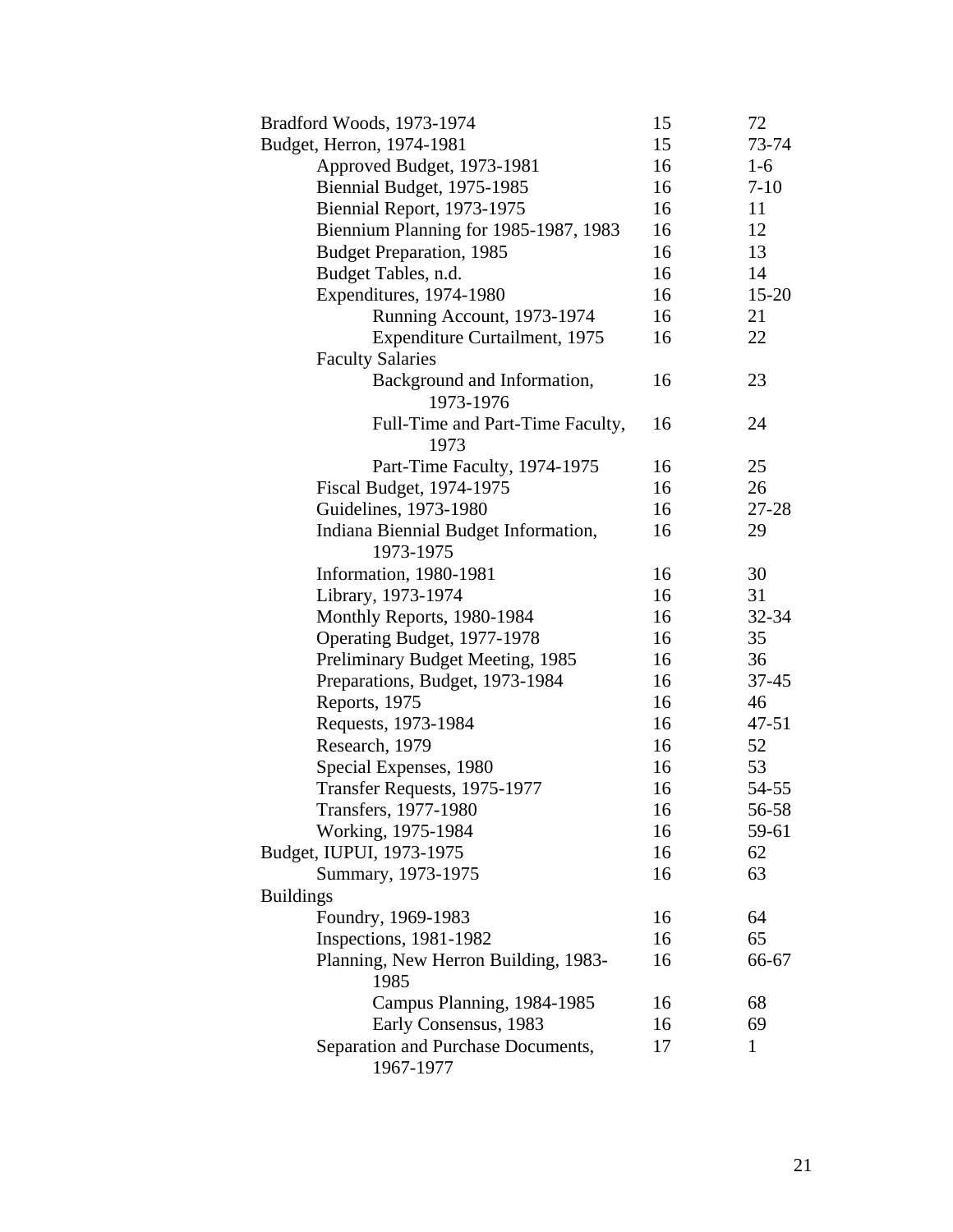| | | |
|---|---|---|
| Bradford Woods, 1973-1974 | 15 | 72 |
| Budget, Herron, 1974-1981 | 15 | 73-74 |
| &nbsp;&nbsp;&nbsp;&nbsp;Approved Budget, 1973-1981 | 16 | 1-6 |
| &nbsp;&nbsp;&nbsp;&nbsp;Biennial Budget, 1975-1985 | 16 | 7-10 |
| &nbsp;&nbsp;&nbsp;&nbsp;Biennial Report, 1973-1975 | 16 | 11 |
| &nbsp;&nbsp;&nbsp;&nbsp;Biennium Planning for 1985-1987, 1983 | 16 | 12 |
| &nbsp;&nbsp;&nbsp;&nbsp;Budget Preparation, 1985 | 16 | 13 |
| &nbsp;&nbsp;&nbsp;&nbsp;Budget Tables, n.d. | 16 | 14 |
| &nbsp;&nbsp;&nbsp;&nbsp;Expenditures, 1974-1980 | 16 | 15-20 |
| &nbsp;&nbsp;&nbsp;&nbsp;&nbsp;&nbsp;&nbsp;&nbsp;Running Account, 1973-1974 | 16 | 21 |
| &nbsp;&nbsp;&nbsp;&nbsp;&nbsp;&nbsp;&nbsp;&nbsp;Expenditure Curtailment, 1975 | 16 | 22 |
| &nbsp;&nbsp;&nbsp;&nbsp;Faculty Salaries | | |
| &nbsp;&nbsp;&nbsp;&nbsp;&nbsp;&nbsp;&nbsp;&nbsp;Background and Information, 1973-1976 | 16 | 23 |
| &nbsp;&nbsp;&nbsp;&nbsp;&nbsp;&nbsp;&nbsp;&nbsp;Full-Time and Part-Time Faculty, 1973 | 16 | 24 |
| &nbsp;&nbsp;&nbsp;&nbsp;&nbsp;&nbsp;&nbsp;&nbsp;Part-Time Faculty, 1974-1975 | 16 | 25 |
| &nbsp;&nbsp;&nbsp;&nbsp;Fiscal Budget, 1974-1975 | 16 | 26 |
| &nbsp;&nbsp;&nbsp;&nbsp;Guidelines, 1973-1980 | 16 | 27-28 |
| &nbsp;&nbsp;&nbsp;&nbsp;Indiana Biennial Budget Information, 1973-1975 | 16 | 29 |
| &nbsp;&nbsp;&nbsp;&nbsp;Information, 1980-1981 | 16 | 30 |
| &nbsp;&nbsp;&nbsp;&nbsp;Library, 1973-1974 | 16 | 31 |
| &nbsp;&nbsp;&nbsp;&nbsp;Monthly Reports, 1980-1984 | 16 | 32-34 |
| &nbsp;&nbsp;&nbsp;&nbsp;Operating Budget, 1977-1978 | 16 | 35 |
| &nbsp;&nbsp;&nbsp;&nbsp;Preliminary Budget Meeting, 1985 | 16 | 36 |
| &nbsp;&nbsp;&nbsp;&nbsp;Preparations, Budget, 1973-1984 | 16 | 37-45 |
| &nbsp;&nbsp;&nbsp;&nbsp;Reports, 1975 | 16 | 46 |
| &nbsp;&nbsp;&nbsp;&nbsp;Requests, 1973-1984 | 16 | 47-51 |
| &nbsp;&nbsp;&nbsp;&nbsp;Research, 1979 | 16 | 52 |
| &nbsp;&nbsp;&nbsp;&nbsp;Special Expenses, 1980 | 16 | 53 |
| &nbsp;&nbsp;&nbsp;&nbsp;Transfer Requests, 1975-1977 | 16 | 54-55 |
| &nbsp;&nbsp;&nbsp;&nbsp;Transfers, 1977-1980 | 16 | 56-58 |
| &nbsp;&nbsp;&nbsp;&nbsp;Working, 1975-1984 | 16 | 59-61 |
| Budget, IUPUI, 1973-1975 | 16 | 62 |
| &nbsp;&nbsp;&nbsp;&nbsp;Summary, 1973-1975 | 16 | 63 |
| Buildings | | |
| &nbsp;&nbsp;&nbsp;&nbsp;Foundry, 1969-1983 | 16 | 64 |
| &nbsp;&nbsp;&nbsp;&nbsp;Inspections, 1981-1982 | 16 | 65 |
| &nbsp;&nbsp;&nbsp;&nbsp;Planning, New Herron Building, 1983-1985 | 16 | 66-67 |
| &nbsp;&nbsp;&nbsp;&nbsp;&nbsp;&nbsp;&nbsp;&nbsp;Campus Planning, 1984-1985 | 16 | 68 |
| &nbsp;&nbsp;&nbsp;&nbsp;&nbsp;&nbsp;&nbsp;&nbsp;Early Consensus, 1983 | 16 | 69 |
| &nbsp;&nbsp;&nbsp;&nbsp;Separation and Purchase Documents, 1967-1977 | 17 | 1 |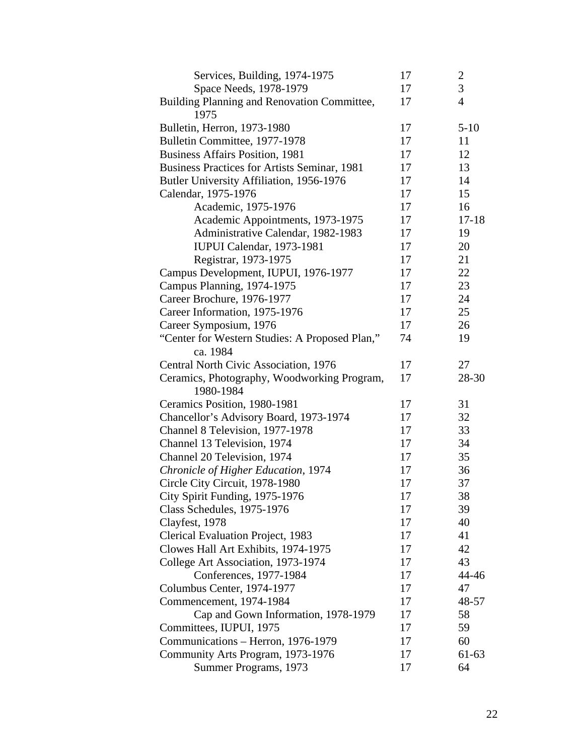| | | |
|---|---|---|
| Services, Building, 1974-1975 | 17 | 2 |
| Space Needs, 1978-1979 | 17 | 3 |
| Building Planning and Renovation Committee, 1975 | 17 | 4 |
| Bulletin, Herron, 1973-1980 | 17 | 5-10 |
| Bulletin Committee, 1977-1978 | 17 | 11 |
| Business Affairs Position, 1981 | 17 | 12 |
| Business Practices for Artists Seminar, 1981 | 17 | 13 |
| Butler University Affiliation, 1956-1976 | 17 | 14 |
| Calendar, 1975-1976 | 17 | 15 |
| Academic, 1975-1976 | 17 | 16 |
| Academic Appointments, 1973-1975 | 17 | 17-18 |
| Administrative Calendar, 1982-1983 | 17 | 19 |
| IUPUI Calendar, 1973-1981 | 17 | 20 |
| Registrar, 1973-1975 | 17 | 21 |
| Campus Development, IUPUI, 1976-1977 | 17 | 22 |
| Campus Planning, 1974-1975 | 17 | 23 |
| Career Brochure, 1976-1977 | 17 | 24 |
| Career Information, 1975-1976 | 17 | 25 |
| Career Symposium, 1976 | 17 | 26 |
| "Center for Western Studies: A Proposed Plan," ca. 1984 | 74 | 19 |
| Central North Civic Association, 1976 | 17 | 27 |
| Ceramics, Photography, Woodworking Program, 1980-1984 | 17 | 28-30 |
| Ceramics Position, 1980-1981 | 17 | 31 |
| Chancellor's Advisory Board, 1973-1974 | 17 | 32 |
| Channel 8 Television, 1977-1978 | 17 | 33 |
| Channel 13 Television, 1974 | 17 | 34 |
| Channel 20 Television, 1974 | 17 | 35 |
| *Chronicle of Higher Education*, 1974 | 17 | 36 |
| Circle City Circuit, 1978-1980 | 17 | 37 |
| City Spirit Funding, 1975-1976 | 17 | 38 |
| Class Schedules, 1975-1976 | 17 | 39 |
| Clayfest, 1978 | 17 | 40 |
| Clerical Evaluation Project, 1983 | 17 | 41 |
| Clowes Hall Art Exhibits, 1974-1975 | 17 | 42 |
| College Art Association, 1973-1974 | 17 | 43 |
| Conferences, 1977-1984 | 17 | 44-46 |
| Columbus Center, 1974-1977 | 17 | 47 |
| Commencement, 1974-1984 | 17 | 48-57 |
| Cap and Gown Information, 1978-1979 | 17 | 58 |
| Committees, IUPUI, 1975 | 17 | 59 |
| Communications – Herron, 1976-1979 | 17 | 60 |
| Community Arts Program, 1973-1976 | 17 | 61-63 |
| Summer Programs, 1973 | 17 | 64 |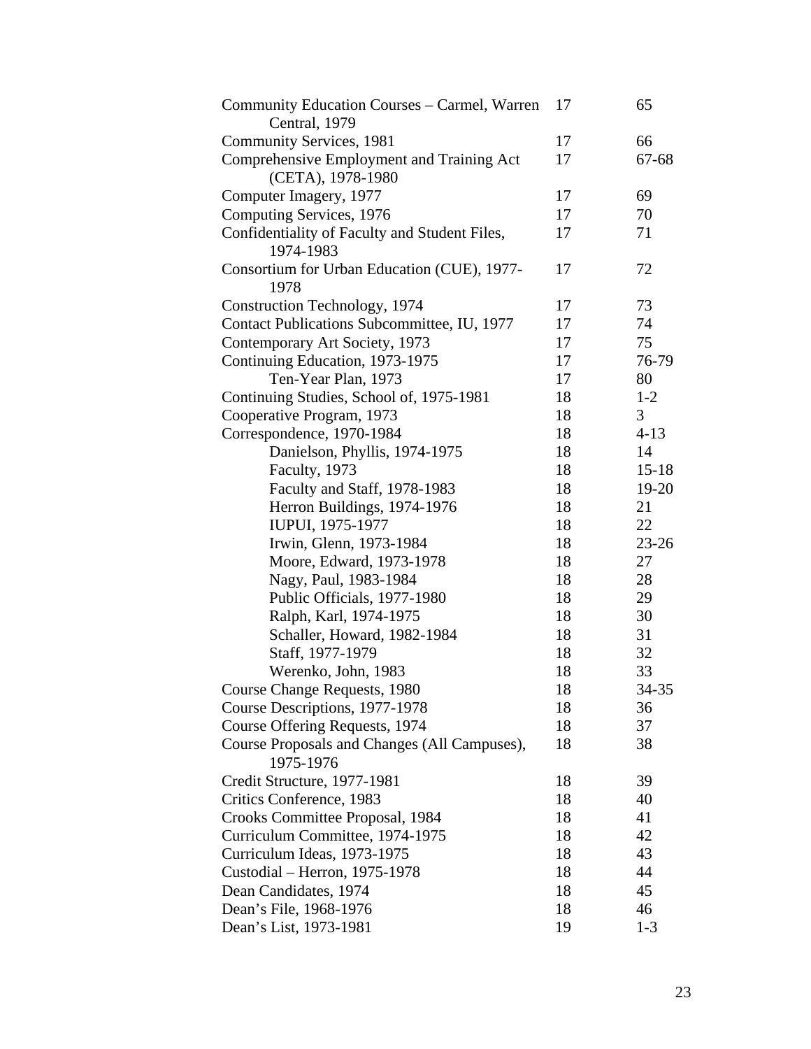| | | |
|---|---|---|
| Community Education Courses – Carmel, Warren Central, 1979 | 17 | 65 |
| Community Services, 1981 | 17 | 66 |
| Comprehensive Employment and Training Act (CETA), 1978-1980 | 17 | 67-68 |
| Computer Imagery, 1977 | 17 | 69 |
| Computing Services, 1976 | 17 | 70 |
| Confidentiality of Faculty and Student Files, 1974-1983 | 17 | 71 |
| Consortium for Urban Education (CUE), 1977-1978 | 17 | 72 |
| Construction Technology, 1974 | 17 | 73 |
| Contact Publications Subcommittee, IU, 1977 | 17 | 74 |
| Contemporary Art Society, 1973 | 17 | 75 |
| Continuing Education, 1973-1975 | 17 | 76-79 |
| Ten-Year Plan, 1973 | 17 | 80 |
| Continuing Studies, School of, 1975-1981 | 18 | 1-2 |
| Cooperative Program, 1973 | 18 | 3 |
| Correspondence, 1970-1984 | 18 | 4-13 |
| Danielson, Phyllis, 1974-1975 | 18 | 14 |
| Faculty, 1973 | 18 | 15-18 |
| Faculty and Staff, 1978-1983 | 18 | 19-20 |
| Herron Buildings, 1974-1976 | 18 | 21 |
| IUPUI, 1975-1977 | 18 | 22 |
| Irwin, Glenn, 1973-1984 | 18 | 23-26 |
| Moore, Edward, 1973-1978 | 18 | 27 |
| Nagy, Paul, 1983-1984 | 18 | 28 |
| Public Officials, 1977-1980 | 18 | 29 |
| Ralph, Karl, 1974-1975 | 18 | 30 |
| Schaller, Howard, 1982-1984 | 18 | 31 |
| Staff, 1977-1979 | 18 | 32 |
| Werenko, John, 1983 | 18 | 33 |
| Course Change Requests, 1980 | 18 | 34-35 |
| Course Descriptions, 1977-1978 | 18 | 36 |
| Course Offering Requests, 1974 | 18 | 37 |
| Course Proposals and Changes (All Campuses), 1975-1976 | 18 | 38 |
| Credit Structure, 1977-1981 | 18 | 39 |
| Critics Conference, 1983 | 18 | 40 |
| Crooks Committee Proposal, 1984 | 18 | 41 |
| Curriculum Committee, 1974-1975 | 18 | 42 |
| Curriculum Ideas, 1973-1975 | 18 | 43 |
| Custodial – Herron, 1975-1978 | 18 | 44 |
| Dean Candidates, 1974 | 18 | 45 |
| Dean's File, 1968-1976 | 18 | 46 |
| Dean's List, 1973-1981 | 19 | 1-3 |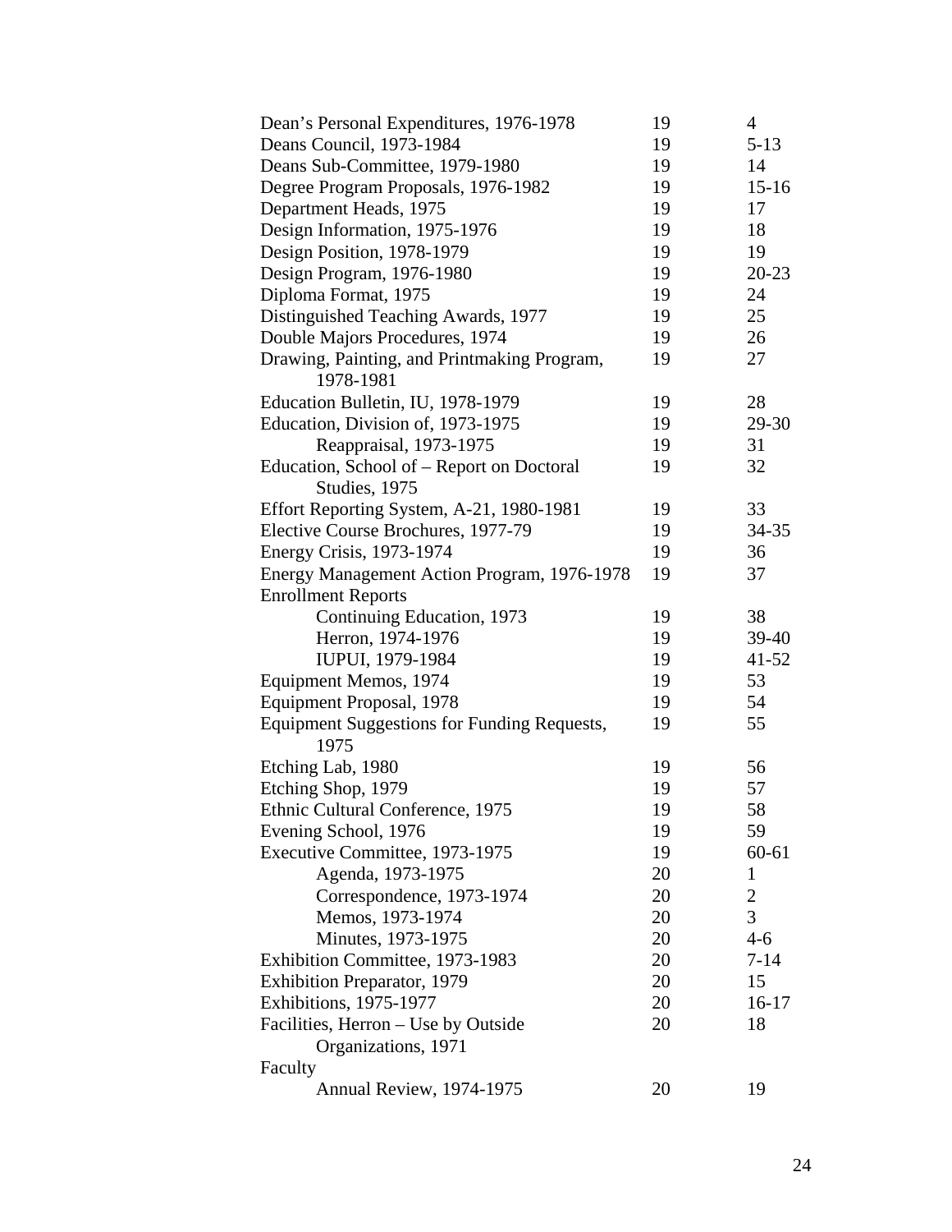| | | |
|---|---|---|
| Dean's Personal Expenditures, 1976-1978 | 19 | 4 |
| Deans Council, 1973-1984 | 19 | 5-13 |
| Deans Sub-Committee, 1979-1980 | 19 | 14 |
| Degree Program Proposals, 1976-1982 | 19 | 15-16 |
| Department Heads, 1975 | 19 | 17 |
| Design Information, 1975-1976 | 19 | 18 |
| Design Position, 1978-1979 | 19 | 19 |
| Design Program, 1976-1980 | 19 | 20-23 |
| Diploma Format, 1975 | 19 | 24 |
| Distinguished Teaching Awards, 1977 | 19 | 25 |
| Double Majors Procedures, 1974 | 19 | 26 |
| Drawing, Painting, and Printmaking Program, 1978-1981 | 19 | 27 |
| Education Bulletin, IU, 1978-1979 | 19 | 28 |
| Education, Division of, 1973-1975 | 19 | 29-30 |
| &nbsp;&nbsp;&nbsp;&nbsp;Reappraisal, 1973-1975 | 19 | 31 |
| Education, School of – Report on Doctoral Studies, 1975 | 19 | 32 |
| Effort Reporting System, A-21, 1980-1981 | 19 | 33 |
| Elective Course Brochures, 1977-79 | 19 | 34-35 |
| Energy Crisis, 1973-1974 | 19 | 36 |
| Energy Management Action Program, 1976-1978 | 19 | 37 |
| Enrollment Reports | | |
| &nbsp;&nbsp;&nbsp;&nbsp;Continuing Education, 1973 | 19 | 38 |
| &nbsp;&nbsp;&nbsp;&nbsp;Herron, 1974-1976 | 19 | 39-40 |
| &nbsp;&nbsp;&nbsp;&nbsp;IUPUI, 1979-1984 | 19 | 41-52 |
| Equipment Memos, 1974 | 19 | 53 |
| Equipment Proposal, 1978 | 19 | 54 |
| Equipment Suggestions for Funding Requests, 1975 | 19 | 55 |
| Etching Lab, 1980 | 19 | 56 |
| Etching Shop, 1979 | 19 | 57 |
| Ethnic Cultural Conference, 1975 | 19 | 58 |
| Evening School, 1976 | 19 | 59 |
| Executive Committee, 1973-1975 | 19 | 60-61 |
| &nbsp;&nbsp;&nbsp;&nbsp;Agenda, 1973-1975 | 20 | 1 |
| &nbsp;&nbsp;&nbsp;&nbsp;Correspondence, 1973-1974 | 20 | 2 |
| &nbsp;&nbsp;&nbsp;&nbsp;Memos, 1973-1974 | 20 | 3 |
| &nbsp;&nbsp;&nbsp;&nbsp;Minutes, 1973-1975 | 20 | 4-6 |
| Exhibition Committee, 1973-1983 | 20 | 7-14 |
| Exhibition Preparator, 1979 | 20 | 15 |
| Exhibitions, 1975-1977 | 20 | 16-17 |
| Facilities, Herron – Use by Outside Organizations, 1971 | 20 | 18 |
| Faculty | | |
| &nbsp;&nbsp;&nbsp;&nbsp;Annual Review, 1974-1975 | 20 | 19 |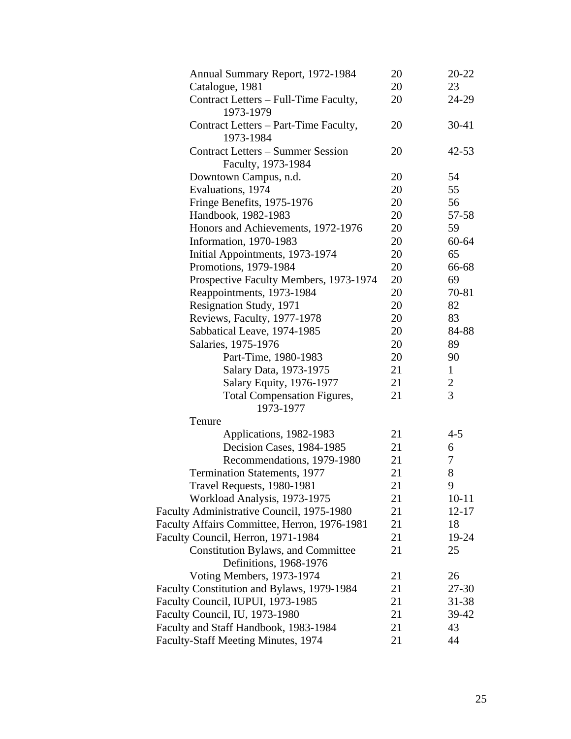| | | |
|---|---|---|
| Annual Summary Report, 1972-1984 | 20 | 20-22 |
| Catalogue, 1981 | 20 | 23 |
| Contract Letters – Full-Time Faculty, 1973-1979 | 20 | 24-29 |
| Contract Letters – Part-Time Faculty, 1973-1984 | 20 | 30-41 |
| Contract Letters – Summer Session Faculty, 1973-1984 | 20 | 42-53 |
| Downtown Campus, n.d. | 20 | 54 |
| Evaluations, 1974 | 20 | 55 |
| Fringe Benefits, 1975-1976 | 20 | 56 |
| Handbook, 1982-1983 | 20 | 57-58 |
| Honors and Achievements, 1972-1976 | 20 | 59 |
| Information, 1970-1983 | 20 | 60-64 |
| Initial Appointments, 1973-1974 | 20 | 65 |
| Promotions, 1979-1984 | 20 | 66-68 |
| Prospective Faculty Members, 1973-1974 | 20 | 69 |
| Reappointments, 1973-1984 | 20 | 70-81 |
| Resignation Study, 1971 | 20 | 82 |
| Reviews, Faculty, 1977-1978 | 20 | 83 |
| Sabbatical Leave, 1974-1985 | 20 | 84-88 |
| Salaries, 1975-1976 | 20 | 89 |
| Part-Time, 1980-1983 | 20 | 90 |
| Salary Data, 1973-1975 | 21 | 1 |
| Salary Equity, 1976-1977 | 21 | 2 |
| Total Compensation Figures, 1973-1977 | 21 | 3 |
| Tenure | | |
| Applications, 1982-1983 | 21 | 4-5 |
| Decision Cases, 1984-1985 | 21 | 6 |
| Recommendations, 1979-1980 | 21 | 7 |
| Termination Statements, 1977 | 21 | 8 |
| Travel Requests, 1980-1981 | 21 | 9 |
| Workload Analysis, 1973-1975 | 21 | 10-11 |
| Faculty Administrative Council, 1975-1980 | 21 | 12-17 |
| Faculty Affairs Committee, Herron, 1976-1981 | 21 | 18 |
| Faculty Council, Herron, 1971-1984 | 21 | 19-24 |
| Constitution Bylaws, and Committee Definitions, 1968-1976 | 21 | 25 |
| Voting Members, 1973-1974 | 21 | 26 |
| Faculty Constitution and Bylaws, 1979-1984 | 21 | 27-30 |
| Faculty Council, IUPUI, 1973-1985 | 21 | 31-38 |
| Faculty Council, IU, 1973-1980 | 21 | 39-42 |
| Faculty and Staff Handbook, 1983-1984 | 21 | 43 |
| Faculty-Staff Meeting Minutes, 1974 | 21 | 44 |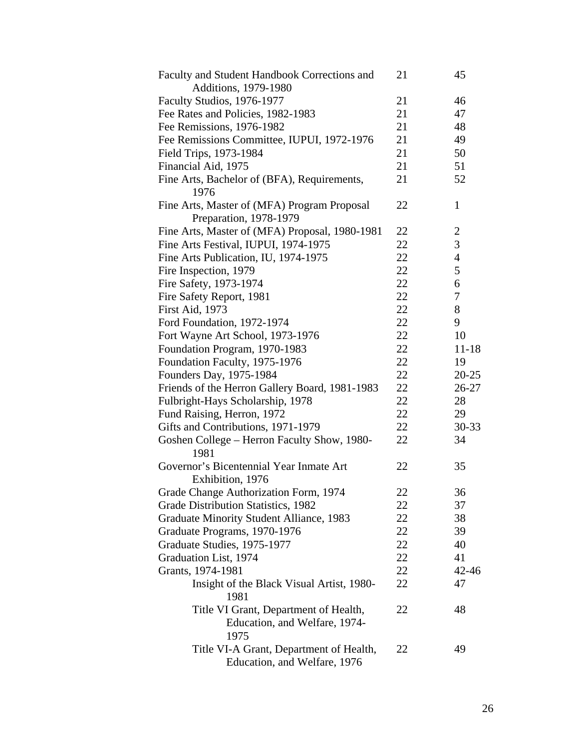| | | |
|---|---|---|
| Faculty and Student Handbook Corrections and Additions, 1979-1980 | 21 | 45 |
| Faculty Studios, 1976-1977 | 21 | 46 |
| Fee Rates and Policies, 1982-1983 | 21 | 47 |
| Fee Remissions, 1976-1982 | 21 | 48 |
| Fee Remissions Committee, IUPUI, 1972-1976 | 21 | 49 |
| Field Trips, 1973-1984 | 21 | 50 |
| Financial Aid, 1975 | 21 | 51 |
| Fine Arts, Bachelor of (BFA), Requirements, 1976 | 21 | 52 |
| Fine Arts, Master of (MFA) Program Proposal Preparation, 1978-1979 | 22 | 1 |
| Fine Arts, Master of (MFA) Proposal, 1980-1981 | 22 | 2 |
| Fine Arts Festival, IUPUI, 1974-1975 | 22 | 3 |
| Fine Arts Publication, IU, 1974-1975 | 22 | 4 |
| Fire Inspection, 1979 | 22 | 5 |
| Fire Safety, 1973-1974 | 22 | 6 |
| Fire Safety Report, 1981 | 22 | 7 |
| First Aid, 1973 | 22 | 8 |
| Ford Foundation, 1972-1974 | 22 | 9 |
| Fort Wayne Art School, 1973-1976 | 22 | 10 |
| Foundation Program, 1970-1983 | 22 | 11-18 |
| Foundation Faculty, 1975-1976 | 22 | 19 |
| Founders Day, 1975-1984 | 22 | 20-25 |
| Friends of the Herron Gallery Board, 1981-1983 | 22 | 26-27 |
| Fulbright-Hays Scholarship, 1978 | 22 | 28 |
| Fund Raising, Herron, 1972 | 22 | 29 |
| Gifts and Contributions, 1971-1979 | 22 | 30-33 |
| Goshen College – Herron Faculty Show, 1980-1981 | 22 | 34 |
| Governor's Bicentennial Year Inmate Art Exhibition, 1976 | 22 | 35 |
| Grade Change Authorization Form, 1974 | 22 | 36 |
| Grade Distribution Statistics, 1982 | 22 | 37 |
| Graduate Minority Student Alliance, 1983 | 22 | 38 |
| Graduate Programs, 1970-1976 | 22 | 39 |
| Graduate Studies, 1975-1977 | 22 | 40 |
| Graduation List, 1974 | 22 | 41 |
| Grants, 1974-1981 | 22 | 42-46 |
| &nbsp;&nbsp;&nbsp;&nbsp;Insight of the Black Visual Artist, 1980-1981 | 22 | 47 |
| &nbsp;&nbsp;&nbsp;&nbsp;Title VI Grant, Department of Health, Education, and Welfare, 1974-1975 | 22 | 48 |
| &nbsp;&nbsp;&nbsp;&nbsp;Title VI-A Grant, Department of Health, Education, and Welfare, 1976 | 22 | 49 |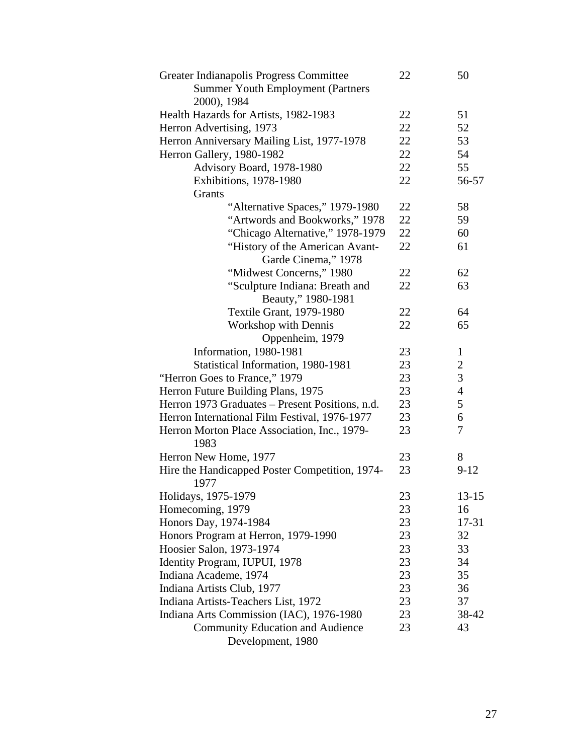| | | |
|---|---|---|
| Greater Indianapolis Progress Committee Summer Youth Employment (Partners 2000), 1984 | 22 | 50 |
| Health Hazards for Artists, 1982-1983 | 22 | 51 |
| Herron Advertising, 1973 | 22 | 52 |
| Herron Anniversary Mailing List, 1977-1978 | 22 | 53 |
| Herron Gallery, 1980-1982 | 22 | 54 |
| Advisory Board, 1978-1980 | 22 | 55 |
| Exhibitions, 1978-1980 | 22 | 56-57 |
| Grants | | |
| "Alternative Spaces," 1979-1980 | 22 | 58 |
| "Artwords and Bookworks," 1978 | 22 | 59 |
| "Chicago Alternative," 1978-1979 | 22 | 60 |
| "History of the American Avant-Garde Cinema," 1978 | 22 | 61 |
| "Midwest Concerns," 1980 | 22 | 62 |
| "Sculpture Indiana: Breath and Beauty," 1980-1981 | 22 | 63 |
| Textile Grant, 1979-1980 | 22 | 64 |
| Workshop with Dennis Oppenheim, 1979 | 22 | 65 |
| Information, 1980-1981 | 23 | 1 |
| Statistical Information, 1980-1981 | 23 | 2 |
| "Herron Goes to France," 1979 | 23 | 3 |
| Herron Future Building Plans, 1975 | 23 | 4 |
| Herron 1973 Graduates – Present Positions, n.d. | 23 | 5 |
| Herron International Film Festival, 1976-1977 | 23 | 6 |
| Herron Morton Place Association, Inc., 1979-1983 | 23 | 7 |
| Herron New Home, 1977 | 23 | 8 |
| Hire the Handicapped Poster Competition, 1974-1977 | 23 | 9-12 |
| Holidays, 1975-1979 | 23 | 13-15 |
| Homecoming, 1979 | 23 | 16 |
| Honors Day, 1974-1984 | 23 | 17-31 |
| Honors Program at Herron, 1979-1990 | 23 | 32 |
| Hoosier Salon, 1973-1974 | 23 | 33 |
| Identity Program, IUPUI, 1978 | 23 | 34 |
| Indiana Academe, 1974 | 23 | 35 |
| Indiana Artists Club, 1977 | 23 | 36 |
| Indiana Artists-Teachers List, 1972 | 23 | 37 |
| Indiana Arts Commission (IAC), 1976-1980 | 23 | 38-42 |
| Community Education and Audience Development, 1980 | 23 | 43 |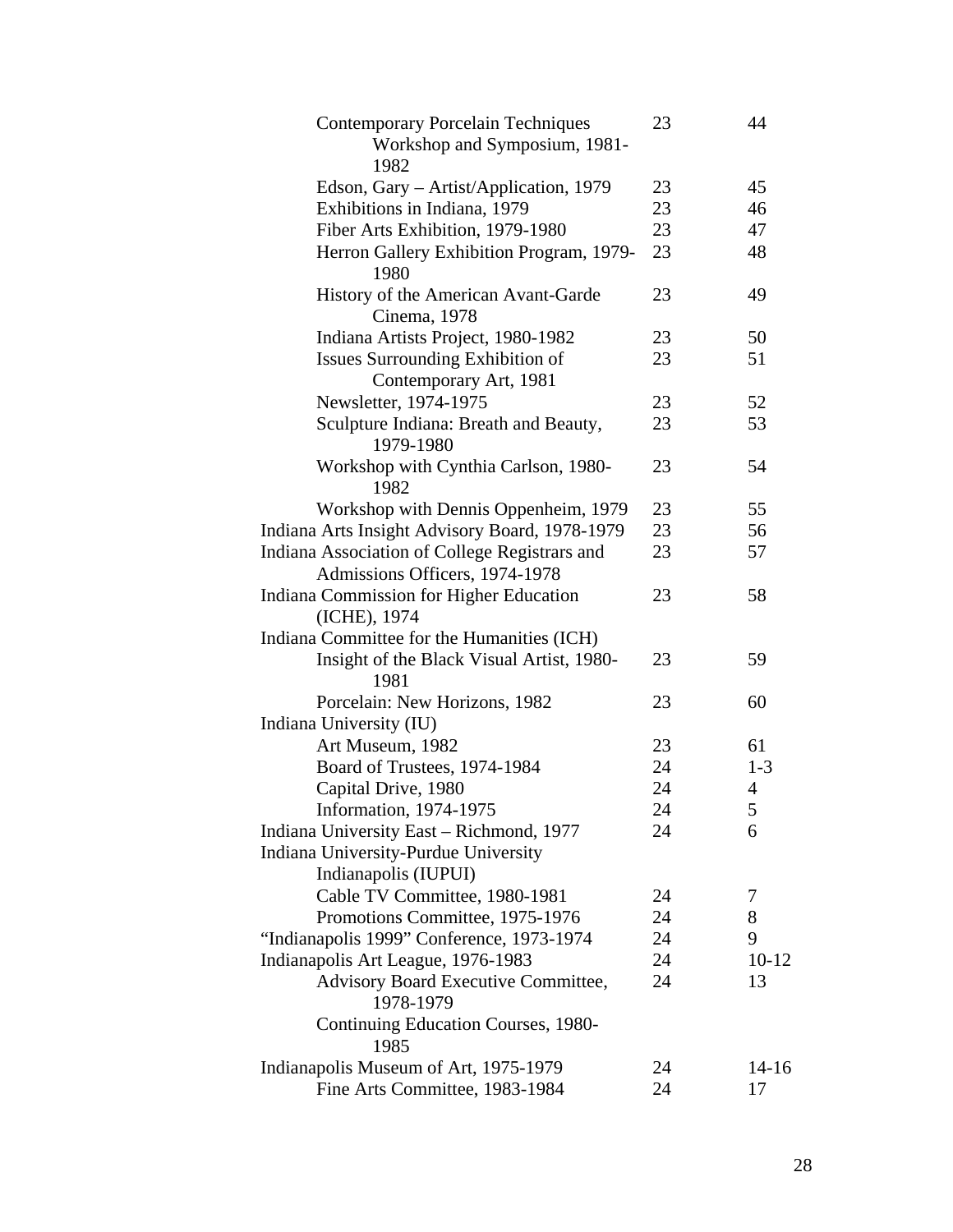| | | |
|---|---|---|
| Contemporary Porcelain Techniques Workshop and Symposium, 1981-1982 | 23 | 44 |
| Edson, Gary – Artist/Application, 1979 | 23 | 45 |
| Exhibitions in Indiana, 1979 | 23 | 46 |
| Fiber Arts Exhibition, 1979-1980 | 23 | 47 |
| Herron Gallery Exhibition Program, 1979-1980 | 23 | 48 |
| History of the American Avant-Garde Cinema, 1978 | 23 | 49 |
| Indiana Artists Project, 1980-1982 | 23 | 50 |
| Issues Surrounding Exhibition of Contemporary Art, 1981 | 23 | 51 |
| Newsletter, 1974-1975 | 23 | 52 |
| Sculpture Indiana: Breath and Beauty, 1979-1980 | 23 | 53 |
| Workshop with Cynthia Carlson, 1980-1982 | 23 | 54 |
| Workshop with Dennis Oppenheim, 1979 | 23 | 55 |
| Indiana Arts Insight Advisory Board, 1978-1979 | 23 | 56 |
| Indiana Association of College Registrars and Admissions Officers, 1974-1978 | 23 | 57 |
| Indiana Commission for Higher Education (ICHE), 1974 | 23 | 58 |
| Indiana Committee for the Humanities (ICH) | | |
| Insight of the Black Visual Artist, 1980-1981 | 23 | 59 |
| Porcelain: New Horizons, 1982 | 23 | 60 |
| Indiana University (IU) | | |
| Art Museum, 1982 | 23 | 61 |
| Board of Trustees, 1974-1984 | 24 | 1-3 |
| Capital Drive, 1980 | 24 | 4 |
| Information, 1974-1975 | 24 | 5 |
| Indiana University East – Richmond, 1977 | 24 | 6 |
| Indiana University-Purdue University Indianapolis (IUPUI) | | |
| Cable TV Committee, 1980-1981 | 24 | 7 |
| Promotions Committee, 1975-1976 | 24 | 8 |
| "Indianapolis 1999" Conference, 1973-1974 | 24 | 9 |
| Indianapolis Art League, 1976-1983 | 24 | 10-12 |
| Advisory Board Executive Committee, 1978-1979 | 24 | 13 |
| Continuing Education Courses, 1980-1985 | | |
| Indianapolis Museum of Art, 1975-1979 | 24 | 14-16 |
| Fine Arts Committee, 1983-1984 | 24 | 17 |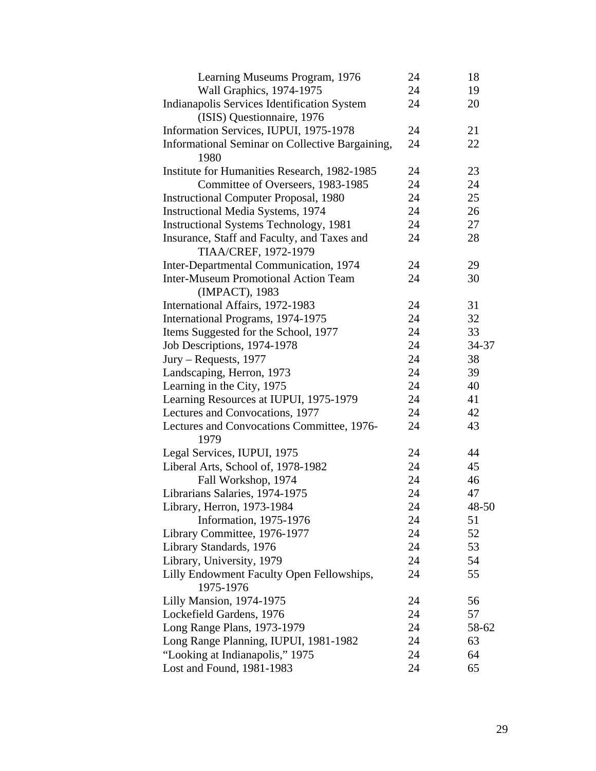| | | |
|---|---|---|
| Learning Museums Program, 1976 | 24 | 18 |
| Wall Graphics, 1974-1975 | 24 | 19 |
| Indianapolis Services Identification System (ISIS) Questionnaire, 1976 | 24 | 20 |
| Information Services, IUPUI, 1975-1978 | 24 | 21 |
| Informational Seminar on Collective Bargaining, 1980 | 24 | 22 |
| Institute for Humanities Research, 1982-1985 | 24 | 23 |
| Committee of Overseers, 1983-1985 | 24 | 24 |
| Instructional Computer Proposal, 1980 | 24 | 25 |
| Instructional Media Systems, 1974 | 24 | 26 |
| Instructional Systems Technology, 1981 | 24 | 27 |
| Insurance, Staff and Faculty, and Taxes and TIAA/CREF, 1972-1979 | 24 | 28 |
| Inter-Departmental Communication, 1974 | 24 | 29 |
| Inter-Museum Promotional Action Team (IMPACT), 1983 | 24 | 30 |
| International Affairs, 1972-1983 | 24 | 31 |
| International Programs, 1974-1975 | 24 | 32 |
| Items Suggested for the School, 1977 | 24 | 33 |
| Job Descriptions, 1974-1978 | 24 | 34-37 |
| Jury – Requests, 1977 | 24 | 38 |
| Landscaping, Herron, 1973 | 24 | 39 |
| Learning in the City, 1975 | 24 | 40 |
| Learning Resources at IUPUI, 1975-1979 | 24 | 41 |
| Lectures and Convocations, 1977 | 24 | 42 |
| Lectures and Convocations Committee, 1976-1979 | 24 | 43 |
| Legal Services, IUPUI, 1975 | 24 | 44 |
| Liberal Arts, School of, 1978-1982 | 24 | 45 |
| Fall Workshop, 1974 | 24 | 46 |
| Librarians Salaries, 1974-1975 | 24 | 47 |
| Library, Herron, 1973-1984 | 24 | 48-50 |
| Information, 1975-1976 | 24 | 51 |
| Library Committee, 1976-1977 | 24 | 52 |
| Library Standards, 1976 | 24 | 53 |
| Library, University, 1979 | 24 | 54 |
| Lilly Endowment Faculty Open Fellowships, 1975-1976 | 24 | 55 |
| Lilly Mansion, 1974-1975 | 24 | 56 |
| Lockefield Gardens, 1976 | 24 | 57 |
| Long Range Plans, 1973-1979 | 24 | 58-62 |
| Long Range Planning, IUPUI, 1981-1982 | 24 | 63 |
| "Looking at Indianapolis," 1975 | 24 | 64 |
| Lost and Found, 1981-1983 | 24 | 65 |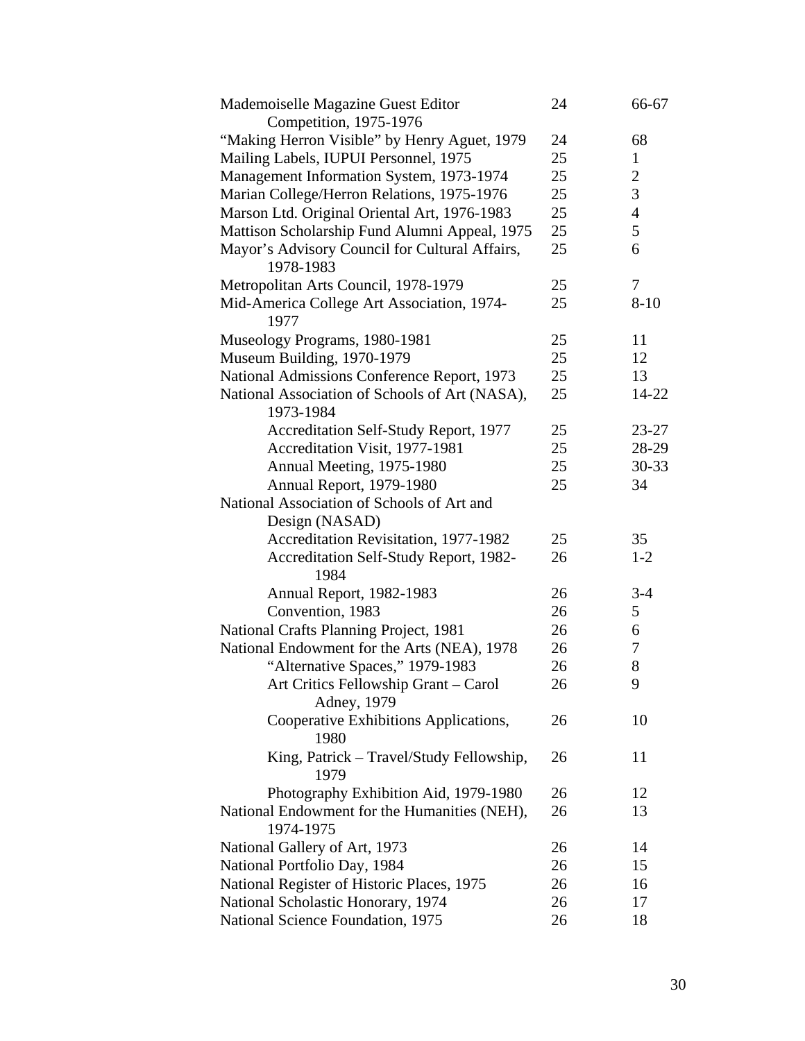| | | |
|---|---|---|
| Mademoiselle Magazine Guest Editor Competition, 1975-1976 | 24 | 66-67 |
| "Making Herron Visible" by Henry Aguet, 1979 | 24 | 68 |
| Mailing Labels, IUPUI Personnel, 1975 | 25 | 1 |
| Management Information System, 1973-1974 | 25 | 2 |
| Marian College/Herron Relations, 1975-1976 | 25 | 3 |
| Marson Ltd. Original Oriental Art, 1976-1983 | 25 | 4 |
| Mattison Scholarship Fund Alumni Appeal, 1975 | 25 | 5 |
| Mayor's Advisory Council for Cultural Affairs, 1978-1983 | 25 | 6 |
| Metropolitan Arts Council, 1978-1979 | 25 | 7 |
| Mid-America College Art Association, 1974-1977 | 25 | 8-10 |
| Museology Programs, 1980-1981 | 25 | 11 |
| Museum Building, 1970-1979 | 25 | 12 |
| National Admissions Conference Report, 1973 | 25 | 13 |
| National Association of Schools of Art (NASA), 1973-1984 | 25 | 14-22 |
| &nbsp;&nbsp;&nbsp;&nbsp;Accreditation Self-Study Report, 1977 | 25 | 23-27 |
| &nbsp;&nbsp;&nbsp;&nbsp;Accreditation Visit, 1977-1981 | 25 | 28-29 |
| &nbsp;&nbsp;&nbsp;&nbsp;Annual Meeting, 1975-1980 | 25 | 30-33 |
| &nbsp;&nbsp;&nbsp;&nbsp;Annual Report, 1979-1980 | 25 | 34 |
| National Association of Schools of Art and Design (NASAD) | | |
| &nbsp;&nbsp;&nbsp;&nbsp;Accreditation Revisitation, 1977-1982 | 25 | 35 |
| &nbsp;&nbsp;&nbsp;&nbsp;Accreditation Self-Study Report, 1982-1984 | 26 | 1-2 |
| &nbsp;&nbsp;&nbsp;&nbsp;Annual Report, 1982-1983 | 26 | 3-4 |
| &nbsp;&nbsp;&nbsp;&nbsp;Convention, 1983 | 26 | 5 |
| National Crafts Planning Project, 1981 | 26 | 6 |
| National Endowment for the Arts (NEA), 1978 | 26 | 7 |
| &nbsp;&nbsp;&nbsp;&nbsp;"Alternative Spaces," 1979-1983 | 26 | 8 |
| &nbsp;&nbsp;&nbsp;&nbsp;Art Critics Fellowship Grant – Carol Adney, 1979 | 26 | 9 |
| &nbsp;&nbsp;&nbsp;&nbsp;Cooperative Exhibitions Applications, 1980 | 26 | 10 |
| &nbsp;&nbsp;&nbsp;&nbsp;King, Patrick – Travel/Study Fellowship, 1979 | 26 | 11 |
| &nbsp;&nbsp;&nbsp;&nbsp;Photography Exhibition Aid, 1979-1980 | 26 | 12 |
| National Endowment for the Humanities (NEH), 1974-1975 | 26 | 13 |
| National Gallery of Art, 1973 | 26 | 14 |
| National Portfolio Day, 1984 | 26 | 15 |
| National Register of Historic Places, 1975 | 26 | 16 |
| National Scholastic Honorary, 1974 | 26 | 17 |
| National Science Foundation, 1975 | 26 | 18 |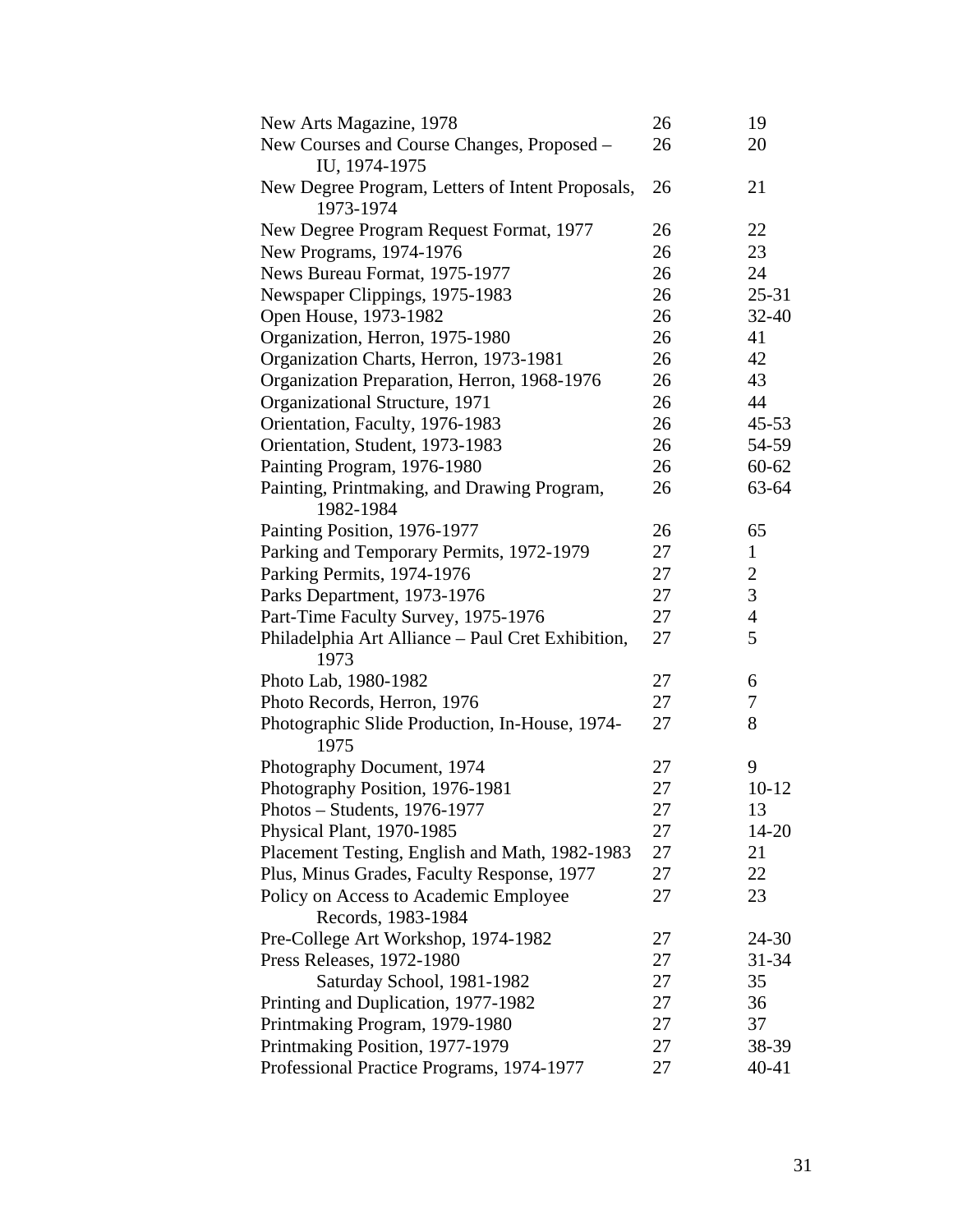| | | |
|---|---|---|
| New Arts Magazine, 1978 | 26 | 19 |
| New Courses and Course Changes, Proposed – IU, 1974-1975 | 26 | 20 |
| New Degree Program, Letters of Intent Proposals, 1973-1974 | 26 | 21 |
| New Degree Program Request Format, 1977 | 26 | 22 |
| New Programs, 1974-1976 | 26 | 23 |
| News Bureau Format, 1975-1977 | 26 | 24 |
| Newspaper Clippings, 1975-1983 | 26 | 25-31 |
| Open House, 1973-1982 | 26 | 32-40 |
| Organization, Herron, 1975-1980 | 26 | 41 |
| Organization Charts, Herron, 1973-1981 | 26 | 42 |
| Organization Preparation, Herron, 1968-1976 | 26 | 43 |
| Organizational Structure, 1971 | 26 | 44 |
| Orientation, Faculty, 1976-1983 | 26 | 45-53 |
| Orientation, Student, 1973-1983 | 26 | 54-59 |
| Painting Program, 1976-1980 | 26 | 60-62 |
| Painting, Printmaking, and Drawing Program, 1982-1984 | 26 | 63-64 |
| Painting Position, 1976-1977 | 26 | 65 |
| Parking and Temporary Permits, 1972-1979 | 27 | 1 |
| Parking Permits, 1974-1976 | 27 | 2 |
| Parks Department, 1973-1976 | 27 | 3 |
| Part-Time Faculty Survey, 1975-1976 | 27 | 4 |
| Philadelphia Art Alliance – Paul Cret Exhibition, 1973 | 27 | 5 |
| Photo Lab, 1980-1982 | 27 | 6 |
| Photo Records, Herron, 1976 | 27 | 7 |
| Photographic Slide Production, In-House, 1974-1975 | 27 | 8 |
| Photography Document, 1974 | 27 | 9 |
| Photography Position, 1976-1981 | 27 | 10-12 |
| Photos – Students, 1976-1977 | 27 | 13 |
| Physical Plant, 1970-1985 | 27 | 14-20 |
| Placement Testing, English and Math, 1982-1983 | 27 | 21 |
| Plus, Minus Grades, Faculty Response, 1977 | 27 | 22 |
| Policy on Access to Academic Employee Records, 1983-1984 | 27 | 23 |
| Pre-College Art Workshop, 1974-1982 | 27 | 24-30 |
| Press Releases, 1972-1980 | 27 | 31-34 |
| Saturday School, 1981-1982 | 27 | 35 |
| Printing and Duplication, 1977-1982 | 27 | 36 |
| Printmaking Program, 1979-1980 | 27 | 37 |
| Printmaking Position, 1977-1979 | 27 | 38-39 |
| Professional Practice Programs, 1974-1977 | 27 | 40-41 |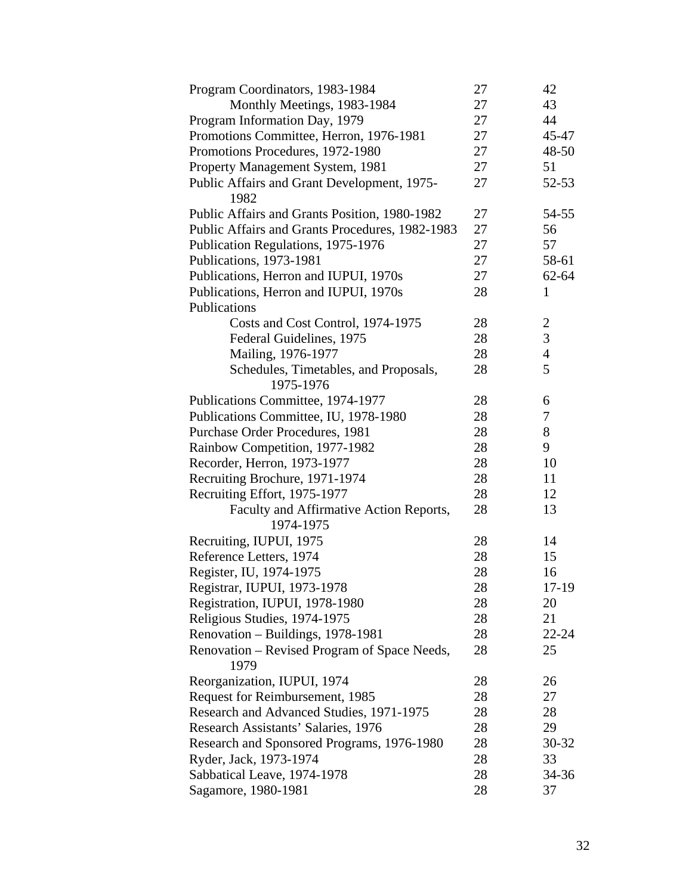| | | |
|---|---|---|
| Program Coordinators, 1983-1984 | 27 | 42 |
| Monthly Meetings, 1983-1984 | 27 | 43 |
| Program Information Day, 1979 | 27 | 44 |
| Promotions Committee, Herron, 1976-1981 | 27 | 45-47 |
| Promotions Procedures, 1972-1980 | 27 | 48-50 |
| Property Management System, 1981 | 27 | 51 |
| Public Affairs and Grant Development, 1975-1982 | 27 | 52-53 |
| Public Affairs and Grants Position, 1980-1982 | 27 | 54-55 |
| Public Affairs and Grants Procedures, 1982-1983 | 27 | 56 |
| Publication Regulations, 1975-1976 | 27 | 57 |
| Publications, 1973-1981 | 27 | 58-61 |
| Publications, Herron and IUPUI, 1970s | 27 | 62-64 |
| Publications, Herron and IUPUI, 1970s | 28 | 1 |
| Publications | | |
| Costs and Cost Control, 1974-1975 | 28 | 2 |
| Federal Guidelines, 1975 | 28 | 3 |
| Mailing, 1976-1977 | 28 | 4 |
| Schedules, Timetables, and Proposals, 1975-1976 | 28 | 5 |
| Publications Committee, 1974-1977 | 28 | 6 |
| Publications Committee, IU, 1978-1980 | 28 | 7 |
| Purchase Order Procedures, 1981 | 28 | 8 |
| Rainbow Competition, 1977-1982 | 28 | 9 |
| Recorder, Herron, 1973-1977 | 28 | 10 |
| Recruiting Brochure, 1971-1974 | 28 | 11 |
| Recruiting Effort, 1975-1977 | 28 | 12 |
| Faculty and Affirmative Action Reports, 1974-1975 | 28 | 13 |
| Recruiting, IUPUI, 1975 | 28 | 14 |
| Reference Letters, 1974 | 28 | 15 |
| Register, IU, 1974-1975 | 28 | 16 |
| Registrar, IUPUI, 1973-1978 | 28 | 17-19 |
| Registration, IUPUI, 1978-1980 | 28 | 20 |
| Religious Studies, 1974-1975 | 28 | 21 |
| Renovation – Buildings, 1978-1981 | 28 | 22-24 |
| Renovation – Revised Program of Space Needs, 1979 | 28 | 25 |
| Reorganization, IUPUI, 1974 | 28 | 26 |
| Request for Reimbursement, 1985 | 28 | 27 |
| Research and Advanced Studies, 1971-1975 | 28 | 28 |
| Research Assistants' Salaries, 1976 | 28 | 29 |
| Research and Sponsored Programs, 1976-1980 | 28 | 30-32 |
| Ryder, Jack, 1973-1974 | 28 | 33 |
| Sabbatical Leave, 1974-1978 | 28 | 34-36 |
| Sagamore, 1980-1981 | 28 | 37 |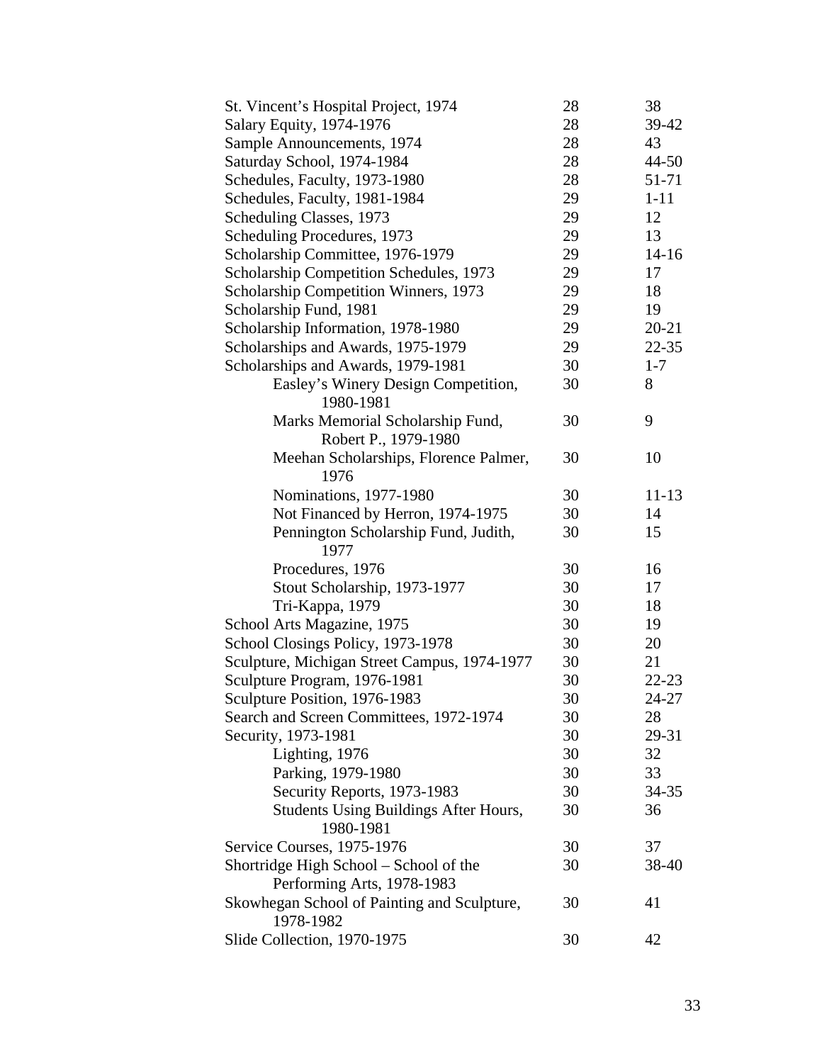| | | |
|---|---|---|
| St. Vincent's Hospital Project, 1974 | 28 | 38 |
| Salary Equity, 1974-1976 | 28 | 39-42 |
| Sample Announcements, 1974 | 28 | 43 |
| Saturday School, 1974-1984 | 28 | 44-50 |
| Schedules, Faculty, 1973-1980 | 28 | 51-71 |
| Schedules, Faculty, 1981-1984 | 29 | 1-11 |
| Scheduling Classes, 1973 | 29 | 12 |
| Scheduling Procedures, 1973 | 29 | 13 |
| Scholarship Committee, 1976-1979 | 29 | 14-16 |
| Scholarship Competition Schedules, 1973 | 29 | 17 |
| Scholarship Competition Winners, 1973 | 29 | 18 |
| Scholarship Fund, 1981 | 29 | 19 |
| Scholarship Information, 1978-1980 | 29 | 20-21 |
| Scholarships and Awards, 1975-1979 | 29 | 22-35 |
| Scholarships and Awards, 1979-1981 | 30 | 1-7 |
| Easley's Winery Design Competition, 1980-1981 | 30 | 8 |
| Marks Memorial Scholarship Fund, Robert P., 1979-1980 | 30 | 9 |
| Meehan Scholarships, Florence Palmer, 1976 | 30 | 10 |
| Nominations, 1977-1980 | 30 | 11-13 |
| Not Financed by Herron, 1974-1975 | 30 | 14 |
| Pennington Scholarship Fund, Judith, 1977 | 30 | 15 |
| Procedures, 1976 | 30 | 16 |
| Stout Scholarship, 1973-1977 | 30 | 17 |
| Tri-Kappa, 1979 | 30 | 18 |
| School Arts Magazine, 1975 | 30 | 19 |
| School Closings Policy, 1973-1978 | 30 | 20 |
| Sculpture, Michigan Street Campus, 1974-1977 | 30 | 21 |
| Sculpture Program, 1976-1981 | 30 | 22-23 |
| Sculpture Position, 1976-1983 | 30 | 24-27 |
| Search and Screen Committees, 1972-1974 | 30 | 28 |
| Security, 1973-1981 | 30 | 29-31 |
| Lighting, 1976 | 30 | 32 |
| Parking, 1979-1980 | 30 | 33 |
| Security Reports, 1973-1983 | 30 | 34-35 |
| Students Using Buildings After Hours, 1980-1981 | 30 | 36 |
| Service Courses, 1975-1976 | 30 | 37 |
| Shortridge High School – School of the Performing Arts, 1978-1983 | 30 | 38-40 |
| Skowhegan School of Painting and Sculpture, 1978-1982 | 30 | 41 |
| Slide Collection, 1970-1975 | 30 | 42 |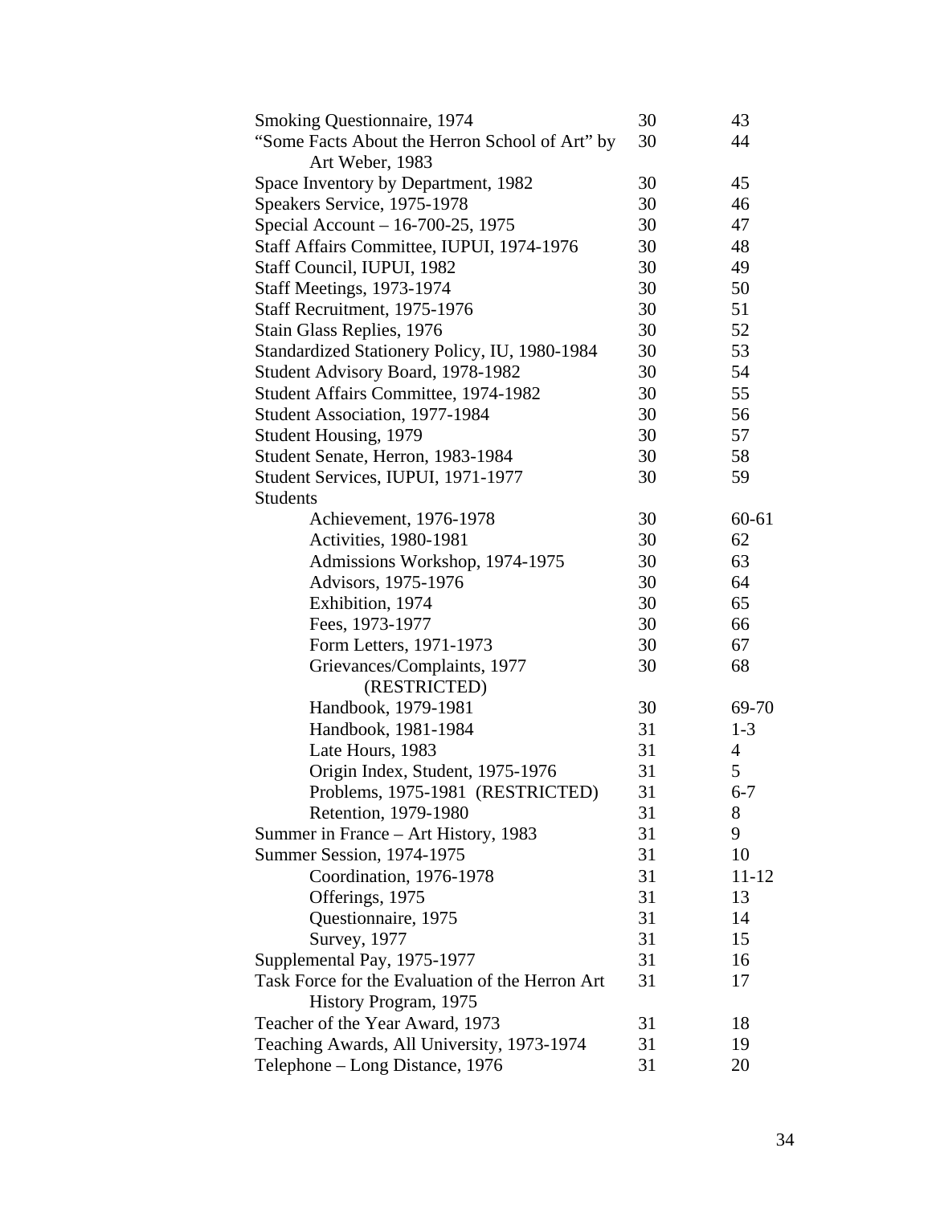| | | |
|---|---|---|
| Smoking Questionnaire, 1974 | 30 | 43 |
| "Some Facts About the Herron School of Art" by Art Weber, 1983 | 30 | 44 |
| Space Inventory by Department, 1982 | 30 | 45 |
| Speakers Service, 1975-1978 | 30 | 46 |
| Special Account – 16-700-25, 1975 | 30 | 47 |
| Staff Affairs Committee, IUPUI, 1974-1976 | 30 | 48 |
| Staff Council, IUPUI, 1982 | 30 | 49 |
| Staff Meetings, 1973-1974 | 30 | 50 |
| Staff Recruitment, 1975-1976 | 30 | 51 |
| Stain Glass Replies, 1976 | 30 | 52 |
| Standardized Stationery Policy, IU, 1980-1984 | 30 | 53 |
| Student Advisory Board, 1978-1982 | 30 | 54 |
| Student Affairs Committee, 1974-1982 | 30 | 55 |
| Student Association, 1977-1984 | 30 | 56 |
| Student Housing, 1979 | 30 | 57 |
| Student Senate, Herron, 1983-1984 | 30 | 58 |
| Student Services, IUPUI, 1971-1977 | 30 | 59 |
| Students | | |
| Achievement, 1976-1978 | 30 | 60-61 |
| Activities, 1980-1981 | 30 | 62 |
| Admissions Workshop, 1974-1975 | 30 | 63 |
| Advisors, 1975-1976 | 30 | 64 |
| Exhibition, 1974 | 30 | 65 |
| Fees, 1973-1977 | 30 | 66 |
| Form Letters, 1971-1973 | 30 | 67 |
| Grievances/Complaints, 1977 (RESTRICTED) | 30 | 68 |
| Handbook, 1979-1981 | 30 | 69-70 |
| Handbook, 1981-1984 | 31 | 1-3 |
| Late Hours, 1983 | 31 | 4 |
| Origin Index, Student, 1975-1976 | 31 | 5 |
| Problems, 1975-1981 (RESTRICTED) | 31 | 6-7 |
| Retention, 1979-1980 | 31 | 8 |
| Summer in France – Art History, 1983 | 31 | 9 |
| Summer Session, 1974-1975 | 31 | 10 |
| Coordination, 1976-1978 | 31 | 11-12 |
| Offerings, 1975 | 31 | 13 |
| Questionnaire, 1975 | 31 | 14 |
| Survey, 1977 | 31 | 15 |
| Supplemental Pay, 1975-1977 | 31 | 16 |
| Task Force for the Evaluation of the Herron Art History Program, 1975 | 31 | 17 |
| Teacher of the Year Award, 1973 | 31 | 18 |
| Teaching Awards, All University, 1973-1974 | 31 | 19 |
| Telephone – Long Distance, 1976 | 31 | 20 |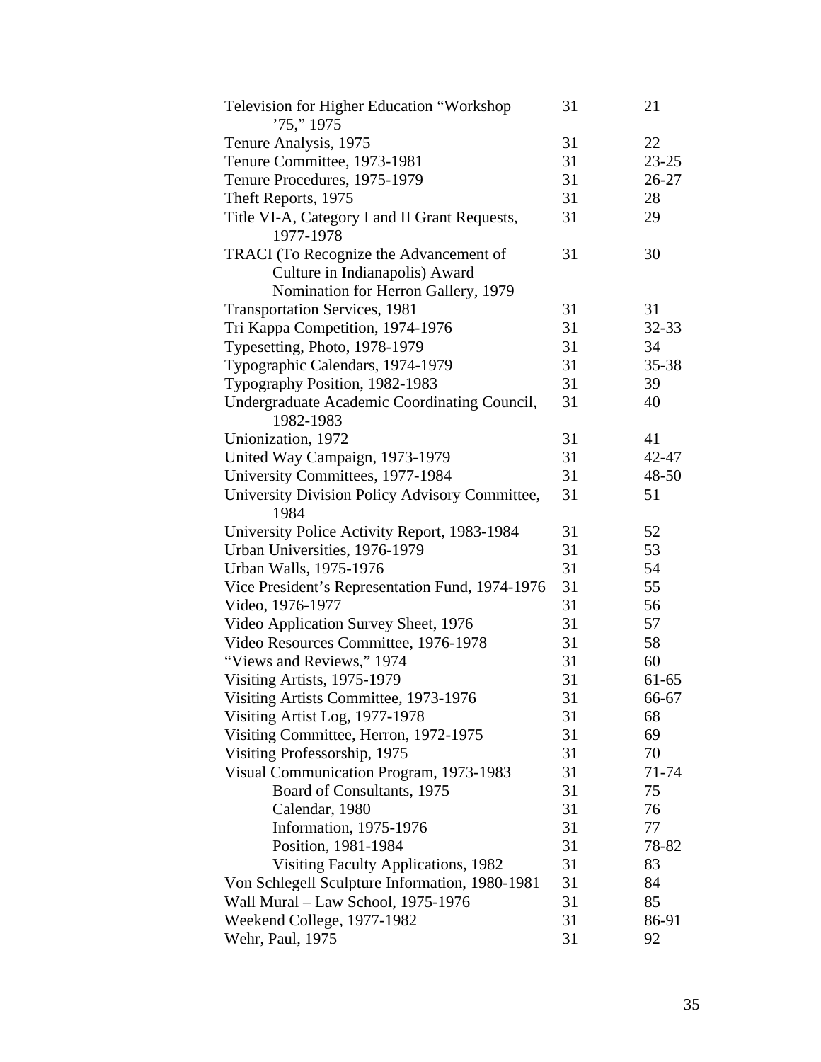| | | |
|---|---|---|
| Television for Higher Education "Workshop '75," 1975 | 31 | 21 |
| Tenure Analysis, 1975 | 31 | 22 |
| Tenure Committee, 1973-1981 | 31 | 23-25 |
| Tenure Procedures, 1975-1979 | 31 | 26-27 |
| Theft Reports, 1975 | 31 | 28 |
| Title VI-A, Category I and II Grant Requests, 1977-1978 | 31 | 29 |
| TRACI (To Recognize the Advancement of Culture in Indianapolis) Award Nomination for Herron Gallery, 1979 | 31 | 30 |
| Transportation Services, 1981 | 31 | 31 |
| Tri Kappa Competition, 1974-1976 | 31 | 32-33 |
| Typesetting, Photo, 1978-1979 | 31 | 34 |
| Typographic Calendars, 1974-1979 | 31 | 35-38 |
| Typography Position, 1982-1983 | 31 | 39 |
| Undergraduate Academic Coordinating Council, 1982-1983 | 31 | 40 |
| Unionization, 1972 | 31 | 41 |
| United Way Campaign, 1973-1979 | 31 | 42-47 |
| University Committees, 1977-1984 | 31 | 48-50 |
| University Division Policy Advisory Committee, 1984 | 31 | 51 |
| University Police Activity Report, 1983-1984 | 31 | 52 |
| Urban Universities, 1976-1979 | 31 | 53 |
| Urban Walls, 1975-1976 | 31 | 54 |
| Vice President's Representation Fund, 1974-1976 | 31 | 55 |
| Video, 1976-1977 | 31 | 56 |
| Video Application Survey Sheet, 1976 | 31 | 57 |
| Video Resources Committee, 1976-1978 | 31 | 58 |
| "Views and Reviews," 1974 | 31 | 60 |
| Visiting Artists, 1975-1979 | 31 | 61-65 |
| Visiting Artists Committee, 1973-1976 | 31 | 66-67 |
| Visiting Artist Log, 1977-1978 | 31 | 68 |
| Visiting Committee, Herron, 1972-1975 | 31 | 69 |
| Visiting Professorship, 1975 | 31 | 70 |
| Visual Communication Program, 1973-1983 | 31 | 71-74 |
| Board of Consultants, 1975 | 31 | 75 |
| Calendar, 1980 | 31 | 76 |
| Information, 1975-1976 | 31 | 77 |
| Position, 1981-1984 | 31 | 78-82 |
| Visiting Faculty Applications, 1982 | 31 | 83 |
| Von Schlegell Sculpture Information, 1980-1981 | 31 | 84 |
| Wall Mural – Law School, 1975-1976 | 31 | 85 |
| Weekend College, 1977-1982 | 31 | 86-91 |
| Wehr, Paul, 1975 | 31 | 92 |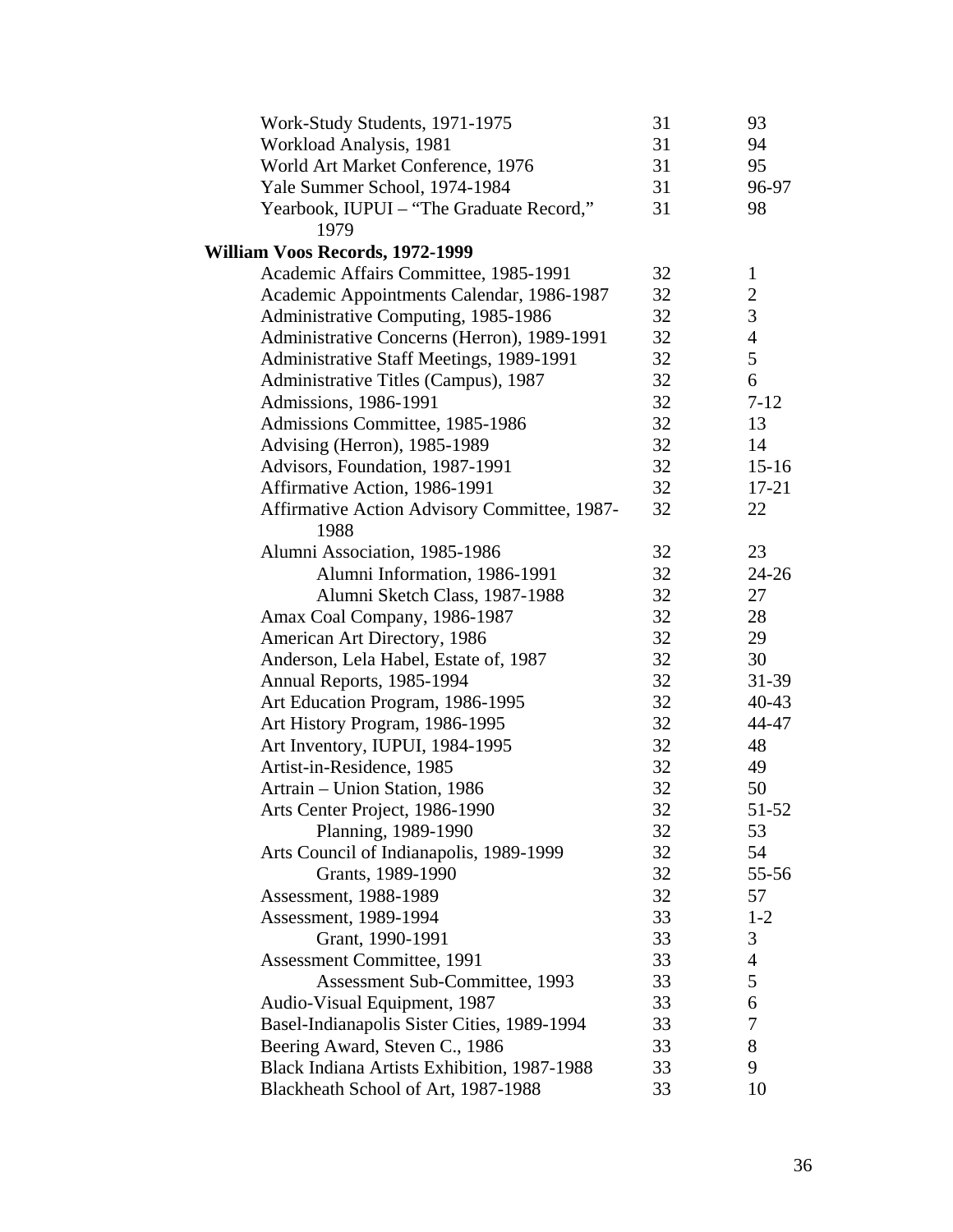| | | |
|---|---|---|
| Work-Study Students, 1971-1975 | 31 | 93 |
| Workload Analysis, 1981 | 31 | 94 |
| World Art Market Conference, 1976 | 31 | 95 |
| Yale Summer School, 1974-1984 | 31 | 96-97 |
| Yearbook, IUPUI – "The Graduate Record," 1979 | 31 | 98 |

**William Voos Records, 1972-1999**

| | | |
|---|---|---|
| Academic Affairs Committee, 1985-1991 | 32 | 1 |
| Academic Appointments Calendar, 1986-1987 | 32 | 2 |
| Administrative Computing, 1985-1986 | 32 | 3 |
| Administrative Concerns (Herron), 1989-1991 | 32 | 4 |
| Administrative Staff Meetings, 1989-1991 | 32 | 5 |
| Administrative Titles (Campus), 1987 | 32 | 6 |
| Admissions, 1986-1991 | 32 | 7-12 |
| Admissions Committee, 1985-1986 | 32 | 13 |
| Advising (Herron), 1985-1989 | 32 | 14 |
| Advisors, Foundation, 1987-1991 | 32 | 15-16 |
| Affirmative Action, 1986-1991 | 32 | 17-21 |
| Affirmative Action Advisory Committee, 1987-1988 | 32 | 22 |
| Alumni Association, 1985-1986 | 32 | 23 |
| Alumni Information, 1986-1991 | 32 | 24-26 |
| Alumni Sketch Class, 1987-1988 | 32 | 27 |
| Amax Coal Company, 1986-1987 | 32 | 28 |
| American Art Directory, 1986 | 32 | 29 |
| Anderson, Lela Habel, Estate of, 1987 | 32 | 30 |
| Annual Reports, 1985-1994 | 32 | 31-39 |
| Art Education Program, 1986-1995 | 32 | 40-43 |
| Art History Program, 1986-1995 | 32 | 44-47 |
| Art Inventory, IUPUI, 1984-1995 | 32 | 48 |
| Artist-in-Residence, 1985 | 32 | 49 |
| Artrain – Union Station, 1986 | 32 | 50 |
| Arts Center Project, 1986-1990 | 32 | 51-52 |
| Planning, 1989-1990 | 32 | 53 |
| Arts Council of Indianapolis, 1989-1999 | 32 | 54 |
| Grants, 1989-1990 | 32 | 55-56 |
| Assessment, 1988-1989 | 32 | 57 |
| Assessment, 1989-1994 | 33 | 1-2 |
| Grant, 1990-1991 | 33 | 3 |
| Assessment Committee, 1991 | 33 | 4 |
| Assessment Sub-Committee, 1993 | 33 | 5 |
| Audio-Visual Equipment, 1987 | 33 | 6 |
| Basel-Indianapolis Sister Cities, 1989-1994 | 33 | 7 |
| Beering Award, Steven C., 1986 | 33 | 8 |
| Black Indiana Artists Exhibition, 1987-1988 | 33 | 9 |
| Blackheath School of Art, 1987-1988 | 33 | 10 |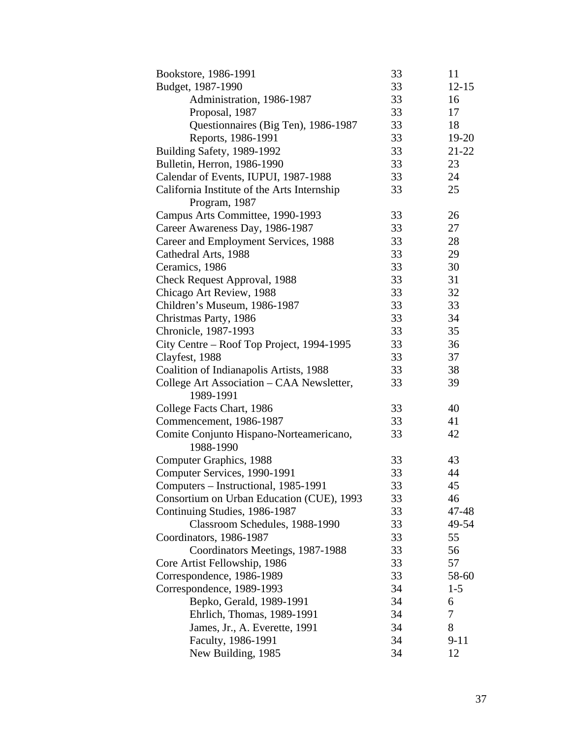| | | |
|---|---|---|
| Bookstore, 1986-1991 | 33 | 11 |
| Budget, 1987-1990 | 33 | 12-15 |
| Administration, 1986-1987 | 33 | 16 |
| Proposal, 1987 | 33 | 17 |
| Questionnaires (Big Ten), 1986-1987 | 33 | 18 |
| Reports, 1986-1991 | 33 | 19-20 |
| Building Safety, 1989-1992 | 33 | 21-22 |
| Bulletin, Herron, 1986-1990 | 33 | 23 |
| Calendar of Events, IUPUI, 1987-1988 | 33 | 24 |
| California Institute of the Arts Internship Program, 1987 | 33 | 25 |
| Campus Arts Committee, 1990-1993 | 33 | 26 |
| Career Awareness Day, 1986-1987 | 33 | 27 |
| Career and Employment Services, 1988 | 33 | 28 |
| Cathedral Arts, 1988 | 33 | 29 |
| Ceramics, 1986 | 33 | 30 |
| Check Request Approval, 1988 | 33 | 31 |
| Chicago Art Review, 1988 | 33 | 32 |
| Children's Museum, 1986-1987 | 33 | 33 |
| Christmas Party, 1986 | 33 | 34 |
| Chronicle, 1987-1993 | 33 | 35 |
| City Centre – Roof Top Project, 1994-1995 | 33 | 36 |
| Clayfest, 1988 | 33 | 37 |
| Coalition of Indianapolis Artists, 1988 | 33 | 38 |
| College Art Association – CAA Newsletter, 1989-1991 | 33 | 39 |
| College Facts Chart, 1986 | 33 | 40 |
| Commencement, 1986-1987 | 33 | 41 |
| Comite Conjunto Hispano-Norteamericano, 1988-1990 | 33 | 42 |
| Computer Graphics, 1988 | 33 | 43 |
| Computer Services, 1990-1991 | 33 | 44 |
| Computers – Instructional, 1985-1991 | 33 | 45 |
| Consortium on Urban Education (CUE), 1993 | 33 | 46 |
| Continuing Studies, 1986-1987 | 33 | 47-48 |
| Classroom Schedules, 1988-1990 | 33 | 49-54 |
| Coordinators, 1986-1987 | 33 | 55 |
| Coordinators Meetings, 1987-1988 | 33 | 56 |
| Core Artist Fellowship, 1986 | 33 | 57 |
| Correspondence, 1986-1989 | 33 | 58-60 |
| Correspondence, 1989-1993 | 34 | 1-5 |
| Bepko, Gerald, 1989-1991 | 34 | 6 |
| Ehrlich, Thomas, 1989-1991 | 34 | 7 |
| James, Jr., A. Everette, 1991 | 34 | 8 |
| Faculty, 1986-1991 | 34 | 9-11 |
| New Building, 1985 | 34 | 12 |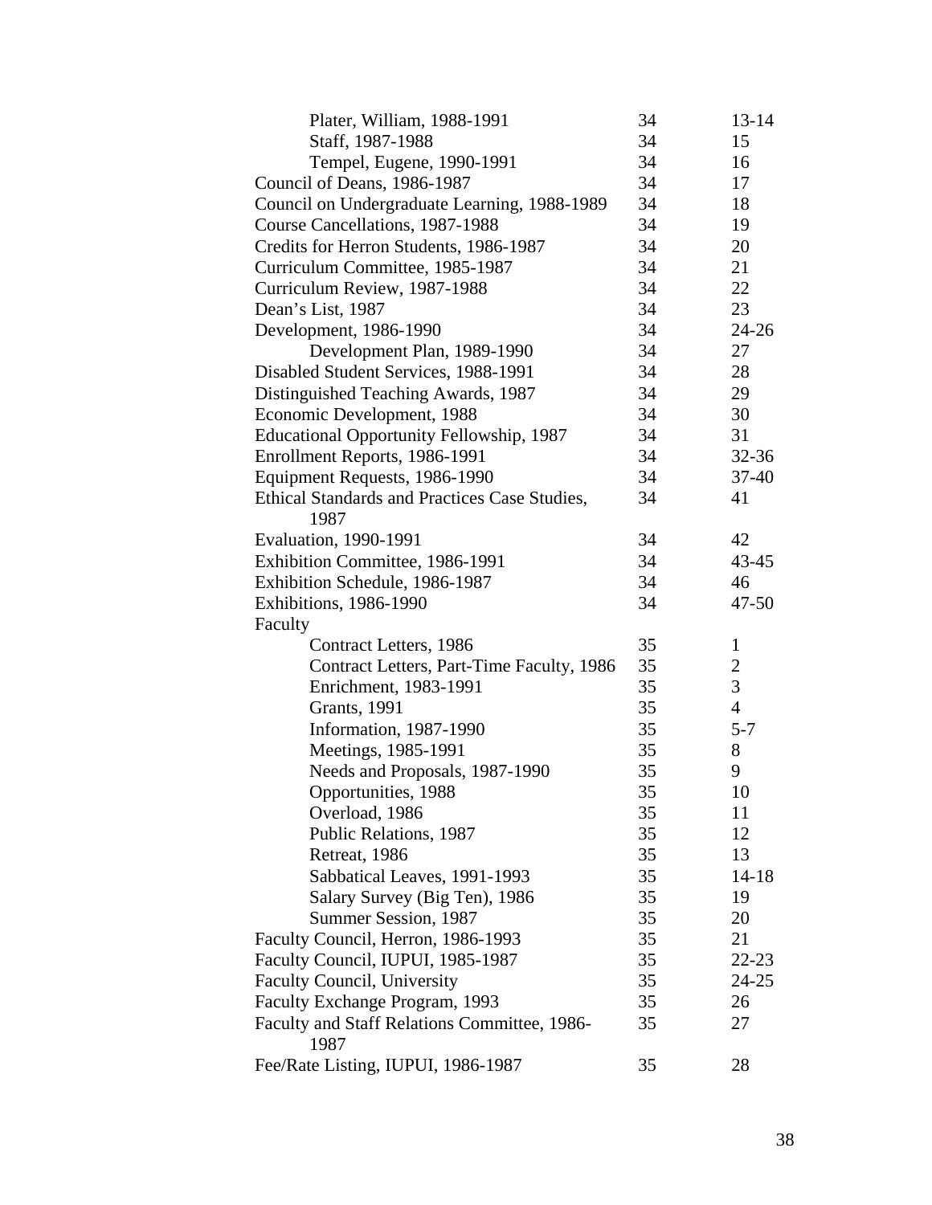| | | |
|---|---|---|
| Plater, William, 1988-1991 | 34 | 13-14 |
| Staff, 1987-1988 | 34 | 15 |
| Tempel, Eugene, 1990-1991 | 34 | 16 |
| Council of Deans, 1986-1987 | 34 | 17 |
| Council on Undergraduate Learning, 1988-1989 | 34 | 18 |
| Course Cancellations, 1987-1988 | 34 | 19 |
| Credits for Herron Students, 1986-1987 | 34 | 20 |
| Curriculum Committee, 1985-1987 | 34 | 21 |
| Curriculum Review, 1987-1988 | 34 | 22 |
| Dean's List, 1987 | 34 | 23 |
| Development, 1986-1990 | 34 | 24-26 |
| Development Plan, 1989-1990 | 34 | 27 |
| Disabled Student Services, 1988-1991 | 34 | 28 |
| Distinguished Teaching Awards, 1987 | 34 | 29 |
| Economic Development, 1988 | 34 | 30 |
| Educational Opportunity Fellowship, 1987 | 34 | 31 |
| Enrollment Reports, 1986-1991 | 34 | 32-36 |
| Equipment Requests, 1986-1990 | 34 | 37-40 |
| Ethical Standards and Practices Case Studies, 1987 | 34 | 41 |
| Evaluation, 1990-1991 | 34 | 42 |
| Exhibition Committee, 1986-1991 | 34 | 43-45 |
| Exhibition Schedule, 1986-1987 | 34 | 46 |
| Exhibitions, 1986-1990 | 34 | 47-50 |
| Faculty | | |
| Contract Letters, 1986 | 35 | 1 |
| Contract Letters, Part-Time Faculty, 1986 | 35 | 2 |
| Enrichment, 1983-1991 | 35 | 3 |
| Grants, 1991 | 35 | 4 |
| Information, 1987-1990 | 35 | 5-7 |
| Meetings, 1985-1991 | 35 | 8 |
| Needs and Proposals, 1987-1990 | 35 | 9 |
| Opportunities, 1988 | 35 | 10 |
| Overload, 1986 | 35 | 11 |
| Public Relations, 1987 | 35 | 12 |
| Retreat, 1986 | 35 | 13 |
| Sabbatical Leaves, 1991-1993 | 35 | 14-18 |
| Salary Survey (Big Ten), 1986 | 35 | 19 |
| Summer Session, 1987 | 35 | 20 |
| Faculty Council, Herron, 1986-1993 | 35 | 21 |
| Faculty Council, IUPUI, 1985-1987 | 35 | 22-23 |
| Faculty Council, University | 35 | 24-25 |
| Faculty Exchange Program, 1993 | 35 | 26 |
| Faculty and Staff Relations Committee, 1986-1987 | 35 | 27 |
| Fee/Rate Listing, IUPUI, 1986-1987 | 35 | 28 |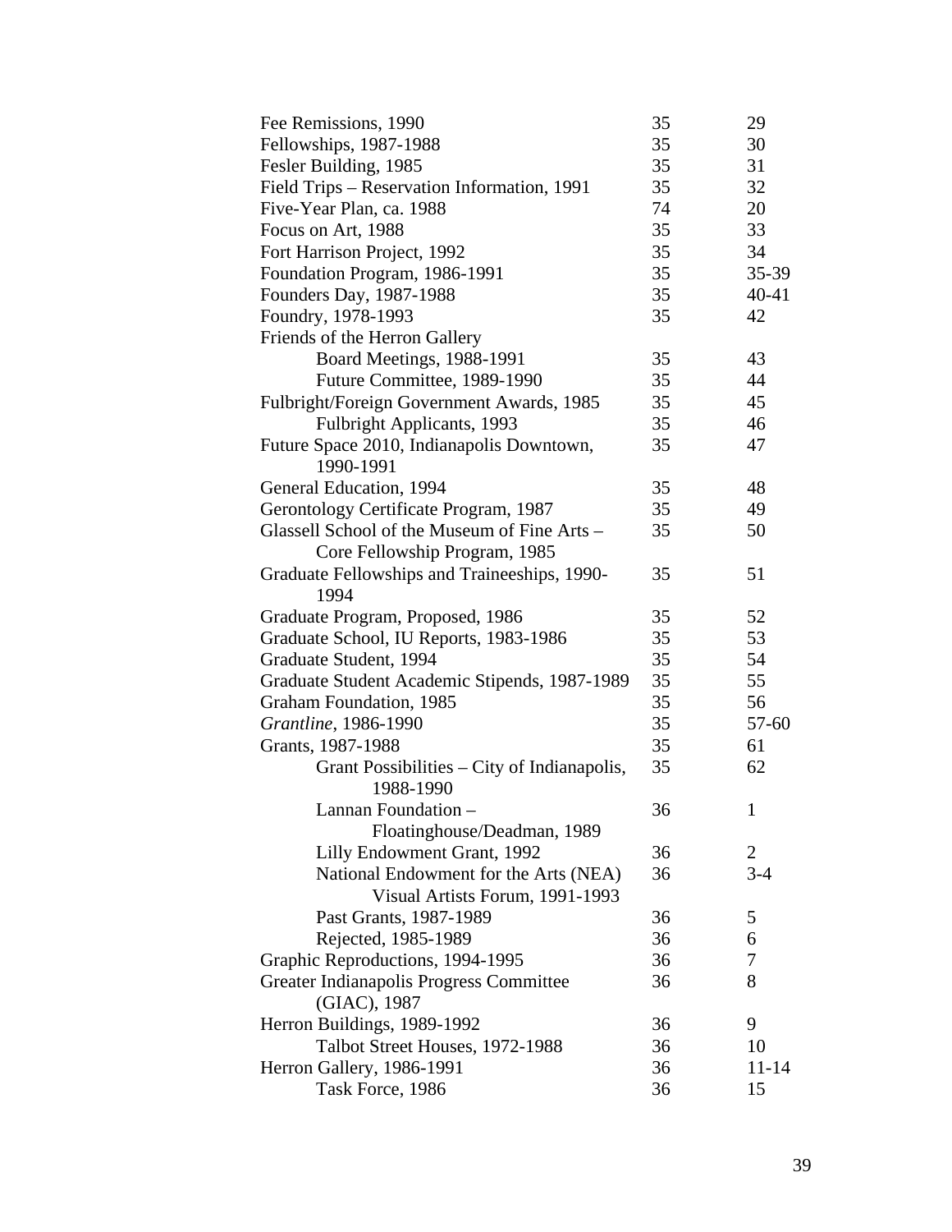| | | |
|---|---|---|
| Fee Remissions, 1990 | 35 | 29 |
| Fellowships, 1987-1988 | 35 | 30 |
| Fesler Building, 1985 | 35 | 31 |
| Field Trips – Reservation Information, 1991 | 35 | 32 |
| Five-Year Plan, ca. 1988 | 74 | 20 |
| Focus on Art, 1988 | 35 | 33 |
| Fort Harrison Project, 1992 | 35 | 34 |
| Foundation Program, 1986-1991 | 35 | 35-39 |
| Founders Day, 1987-1988 | 35 | 40-41 |
| Foundry, 1978-1993 | 35 | 42 |
| Friends of the Herron Gallery | | |
| Board Meetings, 1988-1991 | 35 | 43 |
| Future Committee, 1989-1990 | 35 | 44 |
| Fulbright/Foreign Government Awards, 1985 | 35 | 45 |
| Fulbright Applicants, 1993 | 35 | 46 |
| Future Space 2010, Indianapolis Downtown, 1990-1991 | 35 | 47 |
| General Education, 1994 | 35 | 48 |
| Gerontology Certificate Program, 1987 | 35 | 49 |
| Glassell School of the Museum of Fine Arts – Core Fellowship Program, 1985 | 35 | 50 |
| Graduate Fellowships and Traineeships, 1990-1994 | 35 | 51 |
| Graduate Program, Proposed, 1986 | 35 | 52 |
| Graduate School, IU Reports, 1983-1986 | 35 | 53 |
| Graduate Student, 1994 | 35 | 54 |
| Graduate Student Academic Stipends, 1987-1989 | 35 | 55 |
| Graham Foundation, 1985 | 35 | 56 |
| *Grantline*, 1986-1990 | 35 | 57-60 |
| Grants, 1987-1988 | 35 | 61 |
| Grant Possibilities – City of Indianapolis, 1988-1990 | 35 | 62 |
| Lannan Foundation – Floatinghouse/Deadman, 1989 | 36 | 1 |
| Lilly Endowment Grant, 1992 | 36 | 2 |
| National Endowment for the Arts (NEA) Visual Artists Forum, 1991-1993 | 36 | 3-4 |
| Past Grants, 1987-1989 | 36 | 5 |
| Rejected, 1985-1989 | 36 | 6 |
| Graphic Reproductions, 1994-1995 | 36 | 7 |
| Greater Indianapolis Progress Committee (GIAC), 1987 | 36 | 8 |
| Herron Buildings, 1989-1992 | 36 | 9 |
| Talbot Street Houses, 1972-1988 | 36 | 10 |
| Herron Gallery, 1986-1991 | 36 | 11-14 |
| Task Force, 1986 | 36 | 15 |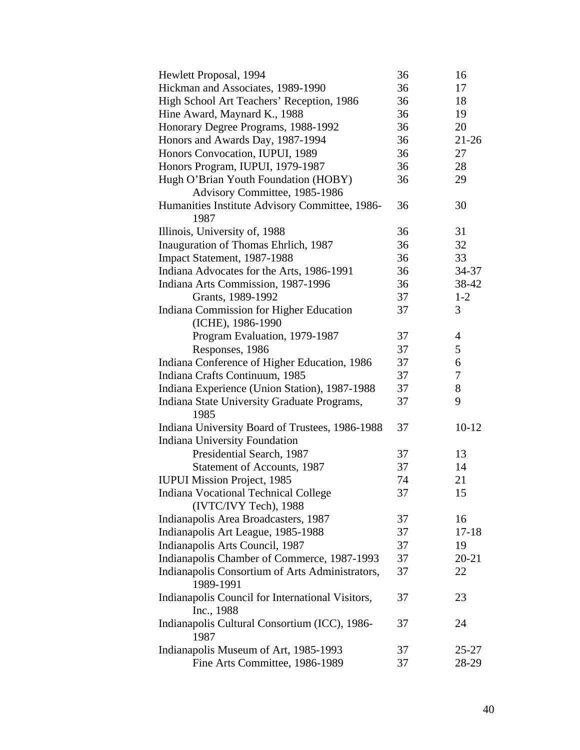| | | |
|---|---|---|
| Hewlett Proposal, 1994 | 36 | 16 |
| Hickman and Associates, 1989-1990 | 36 | 17 |
| High School Art Teachers' Reception, 1986 | 36 | 18 |
| Hine Award, Maynard K., 1988 | 36 | 19 |
| Honorary Degree Programs, 1988-1992 | 36 | 20 |
| Honors and Awards Day, 1987-1994 | 36 | 21-26 |
| Honors Convocation, IUPUI, 1989 | 36 | 27 |
| Honors Program, IUPUI, 1979-1987 | 36 | 28 |
| Hugh O'Brian Youth Foundation (HOBY) Advisory Committee, 1985-1986 | 36 | 29 |
| Humanities Institute Advisory Committee, 1986-1987 | 36 | 30 |
| Illinois, University of, 1988 | 36 | 31 |
| Inauguration of Thomas Ehrlich, 1987 | 36 | 32 |
| Impact Statement, 1987-1988 | 36 | 33 |
| Indiana Advocates for the Arts, 1986-1991 | 36 | 34-37 |
| Indiana Arts Commission, 1987-1996 | 36 | 38-42 |
| Grants, 1989-1992 | 37 | 1-2 |
| Indiana Commission for Higher Education (ICHE), 1986-1990 | 37 | 3 |
| Program Evaluation, 1979-1987 | 37 | 4 |
| Responses, 1986 | 37 | 5 |
| Indiana Conference of Higher Education, 1986 | 37 | 6 |
| Indiana Crafts Continuum, 1985 | 37 | 7 |
| Indiana Experience (Union Station), 1987-1988 | 37 | 8 |
| Indiana State University Graduate Programs, 1985 | 37 | 9 |
| Indiana University Board of Trustees, 1986-1988 | 37 | 10-12 |
| Indiana University Foundation | | |
| Presidential Search, 1987 | 37 | 13 |
| Statement of Accounts, 1987 | 37 | 14 |
| IUPUI Mission Project, 1985 | 74 | 21 |
| Indiana Vocational Technical College (IVTC/IVY Tech), 1988 | 37 | 15 |
| Indianapolis Area Broadcasters, 1987 | 37 | 16 |
| Indianapolis Art League, 1985-1988 | 37 | 17-18 |
| Indianapolis Arts Council, 1987 | 37 | 19 |
| Indianapolis Chamber of Commerce, 1987-1993 | 37 | 20-21 |
| Indianapolis Consortium of Arts Administrators, 1989-1991 | 37 | 22 |
| Indianapolis Council for International Visitors, Inc., 1988 | 37 | 23 |
| Indianapolis Cultural Consortium (ICC), 1986-1987 | 37 | 24 |
| Indianapolis Museum of Art, 1985-1993 | 37 | 25-27 |
| Fine Arts Committee, 1986-1989 | 37 | 28-29 |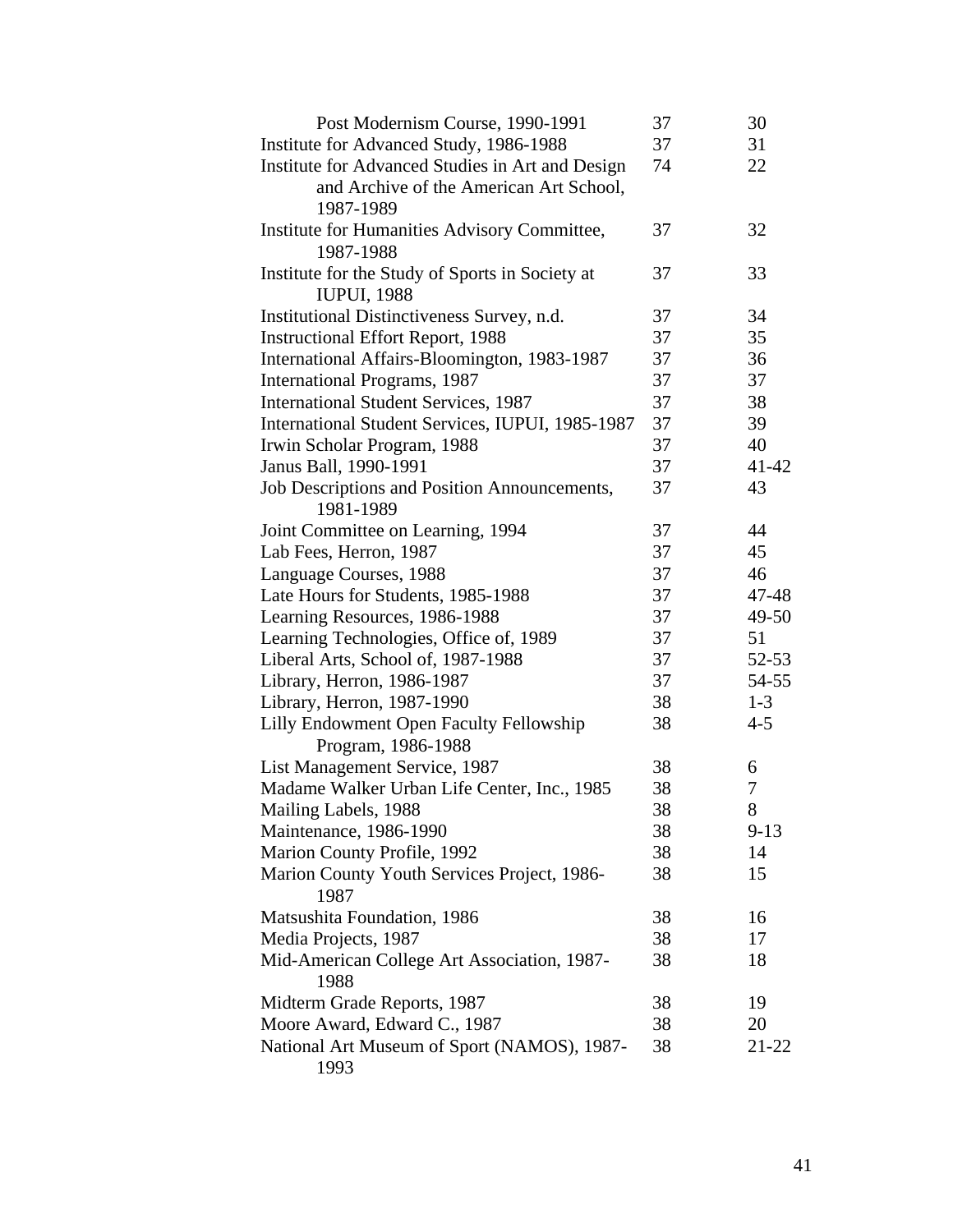| | | |
|---|---|---|
| Post Modernism Course, 1990-1991 | 37 | 30 |
| Institute for Advanced Study, 1986-1988 | 37 | 31 |
| Institute for Advanced Studies in Art and Design and Archive of the American Art School, 1987-1989 | 74 | 22 |
| Institute for Humanities Advisory Committee, 1987-1988 | 37 | 32 |
| Institute for the Study of Sports in Society at IUPUI, 1988 | 37 | 33 |
| Institutional Distinctiveness Survey, n.d. | 37 | 34 |
| Instructional Effort Report, 1988 | 37 | 35 |
| International Affairs-Bloomington, 1983-1987 | 37 | 36 |
| International Programs, 1987 | 37 | 37 |
| International Student Services, 1987 | 37 | 38 |
| International Student Services, IUPUI, 1985-1987 | 37 | 39 |
| Irwin Scholar Program, 1988 | 37 | 40 |
| Janus Ball, 1990-1991 | 37 | 41-42 |
| Job Descriptions and Position Announcements, 1981-1989 | 37 | 43 |
| Joint Committee on Learning, 1994 | 37 | 44 |
| Lab Fees, Herron, 1987 | 37 | 45 |
| Language Courses, 1988 | 37 | 46 |
| Late Hours for Students, 1985-1988 | 37 | 47-48 |
| Learning Resources, 1986-1988 | 37 | 49-50 |
| Learning Technologies, Office of, 1989 | 37 | 51 |
| Liberal Arts, School of, 1987-1988 | 37 | 52-53 |
| Library, Herron, 1986-1987 | 37 | 54-55 |
| Library, Herron, 1987-1990 | 38 | 1-3 |
| Lilly Endowment Open Faculty Fellowship Program, 1986-1988 | 38 | 4-5 |
| List Management Service, 1987 | 38 | 6 |
| Madame Walker Urban Life Center, Inc., 1985 | 38 | 7 |
| Mailing Labels, 1988 | 38 | 8 |
| Maintenance, 1986-1990 | 38 | 9-13 |
| Marion County Profile, 1992 | 38 | 14 |
| Marion County Youth Services Project, 1986-1987 | 38 | 15 |
| Matsushita Foundation, 1986 | 38 | 16 |
| Media Projects, 1987 | 38 | 17 |
| Mid-American College Art Association, 1987-1988 | 38 | 18 |
| Midterm Grade Reports, 1987 | 38 | 19 |
| Moore Award, Edward C., 1987 | 38 | 20 |
| National Art Museum of Sport (NAMOS), 1987-1993 | 38 | 21-22 |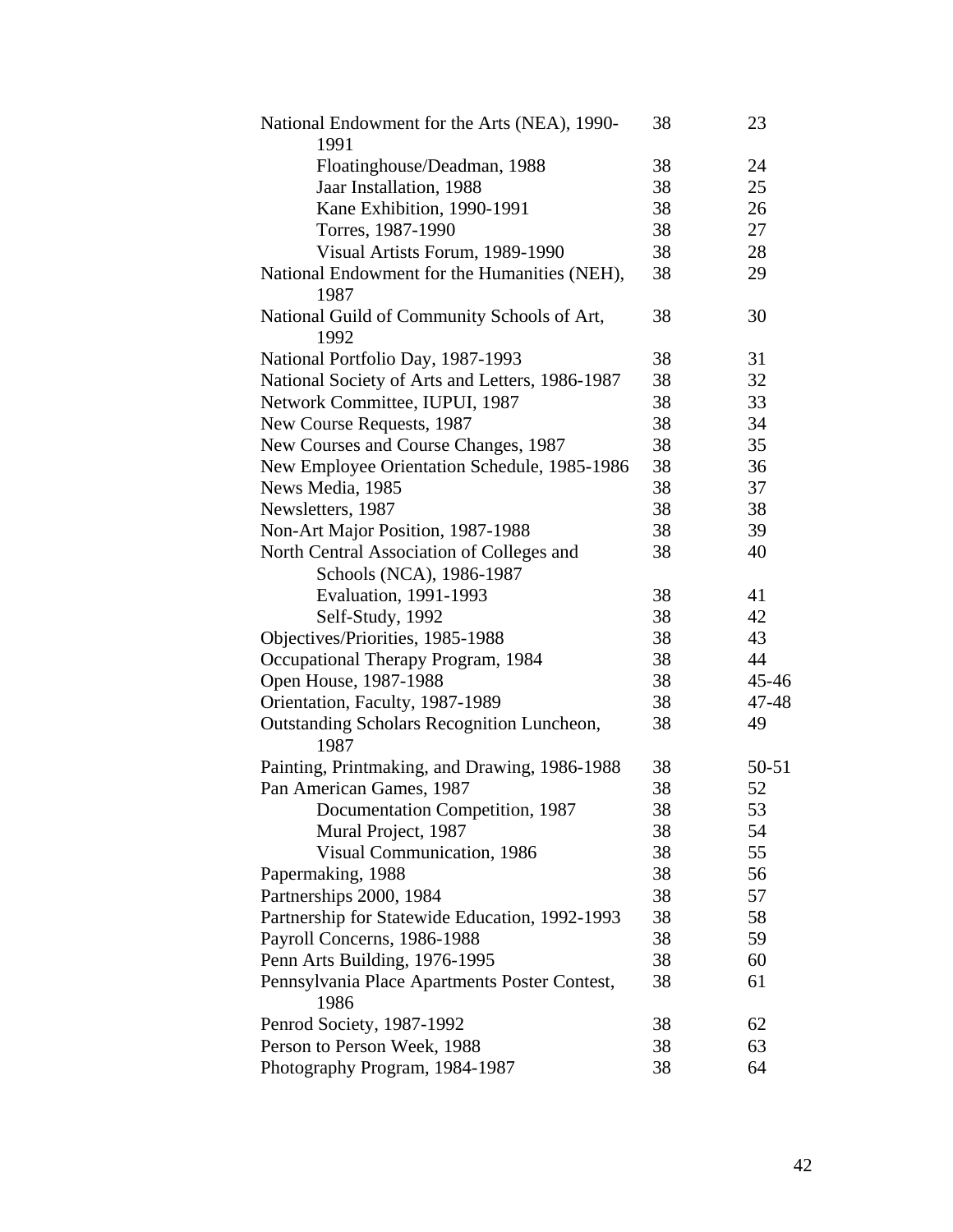| | | |
|---|---|---|
| National Endowment for the Arts (NEA), 1990-1991 | 38 | 23 |
| Floatinghouse/Deadman, 1988 | 38 | 24 |
| Jaar Installation, 1988 | 38 | 25 |
| Kane Exhibition, 1990-1991 | 38 | 26 |
| Torres, 1987-1990 | 38 | 27 |
| Visual Artists Forum, 1989-1990 | 38 | 28 |
| National Endowment for the Humanities (NEH), 1987 | 38 | 29 |
| National Guild of Community Schools of Art, 1992 | 38 | 30 |
| National Portfolio Day, 1987-1993 | 38 | 31 |
| National Society of Arts and Letters, 1986-1987 | 38 | 32 |
| Network Committee, IUPUI, 1987 | 38 | 33 |
| New Course Requests, 1987 | 38 | 34 |
| New Courses and Course Changes, 1987 | 38 | 35 |
| New Employee Orientation Schedule, 1985-1986 | 38 | 36 |
| News Media, 1985 | 38 | 37 |
| Newsletters, 1987 | 38 | 38 |
| Non-Art Major Position, 1987-1988 | 38 | 39 |
| North Central Association of Colleges and Schools (NCA), 1986-1987 | 38 | 40 |
| Evaluation, 1991-1993 | 38 | 41 |
| Self-Study, 1992 | 38 | 42 |
| Objectives/Priorities, 1985-1988 | 38 | 43 |
| Occupational Therapy Program, 1984 | 38 | 44 |
| Open House, 1987-1988 | 38 | 45-46 |
| Orientation, Faculty, 1987-1989 | 38 | 47-48 |
| Outstanding Scholars Recognition Luncheon, 1987 | 38 | 49 |
| Painting, Printmaking, and Drawing, 1986-1988 | 38 | 50-51 |
| Pan American Games, 1987 | 38 | 52 |
| Documentation Competition, 1987 | 38 | 53 |
| Mural Project, 1987 | 38 | 54 |
| Visual Communication, 1986 | 38 | 55 |
| Papermaking, 1988 | 38 | 56 |
| Partnerships 2000, 1984 | 38 | 57 |
| Partnership for Statewide Education, 1992-1993 | 38 | 58 |
| Payroll Concerns, 1986-1988 | 38 | 59 |
| Penn Arts Building, 1976-1995 | 38 | 60 |
| Pennsylvania Place Apartments Poster Contest, 1986 | 38 | 61 |
| Penrod Society, 1987-1992 | 38 | 62 |
| Person to Person Week, 1988 | 38 | 63 |
| Photography Program, 1984-1987 | 38 | 64 |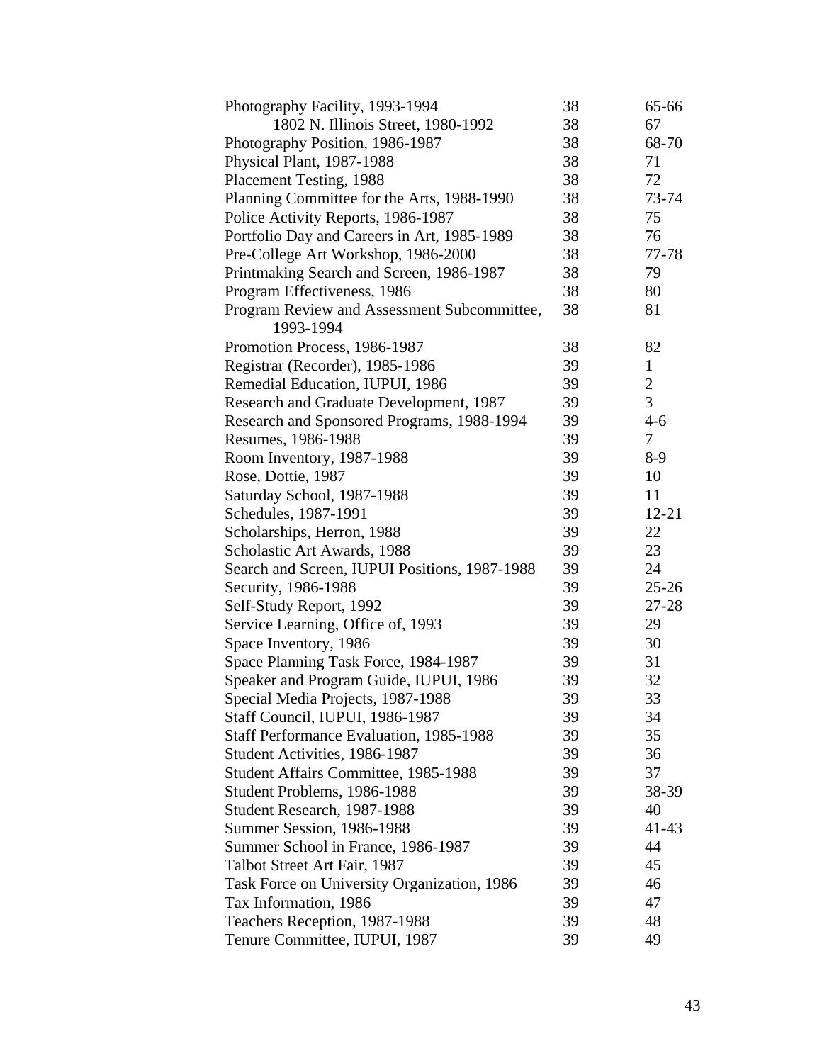| | | |
|---|---|---|
| Photography Facility, 1993-1994 | 38 | 65-66 |
| 1802 N. Illinois Street, 1980-1992 | 38 | 67 |
| Photography Position, 1986-1987 | 38 | 68-70 |
| Physical Plant, 1987-1988 | 38 | 71 |
| Placement Testing, 1988 | 38 | 72 |
| Planning Committee for the Arts, 1988-1990 | 38 | 73-74 |
| Police Activity Reports, 1986-1987 | 38 | 75 |
| Portfolio Day and Careers in Art, 1985-1989 | 38 | 76 |
| Pre-College Art Workshop, 1986-2000 | 38 | 77-78 |
| Printmaking Search and Screen, 1986-1987 | 38 | 79 |
| Program Effectiveness, 1986 | 38 | 80 |
| Program Review and Assessment Subcommittee, 1993-1994 | 38 | 81 |
| Promotion Process, 1986-1987 | 38 | 82 |
| Registrar (Recorder), 1985-1986 | 39 | 1 |
| Remedial Education, IUPUI, 1986 | 39 | 2 |
| Research and Graduate Development, 1987 | 39 | 3 |
| Research and Sponsored Programs, 1988-1994 | 39 | 4-6 |
| Resumes, 1986-1988 | 39 | 7 |
| Room Inventory, 1987-1988 | 39 | 8-9 |
| Rose, Dottie, 1987 | 39 | 10 |
| Saturday School, 1987-1988 | 39 | 11 |
| Schedules, 1987-1991 | 39 | 12-21 |
| Scholarships, Herron, 1988 | 39 | 22 |
| Scholastic Art Awards, 1988 | 39 | 23 |
| Search and Screen, IUPUI Positions, 1987-1988 | 39 | 24 |
| Security, 1986-1988 | 39 | 25-26 |
| Self-Study Report, 1992 | 39 | 27-28 |
| Service Learning, Office of, 1993 | 39 | 29 |
| Space Inventory, 1986 | 39 | 30 |
| Space Planning Task Force, 1984-1987 | 39 | 31 |
| Speaker and Program Guide, IUPUI, 1986 | 39 | 32 |
| Special Media Projects, 1987-1988 | 39 | 33 |
| Staff Council, IUPUI, 1986-1987 | 39 | 34 |
| Staff Performance Evaluation, 1985-1988 | 39 | 35 |
| Student Activities, 1986-1987 | 39 | 36 |
| Student Affairs Committee, 1985-1988 | 39 | 37 |
| Student Problems, 1986-1988 | 39 | 38-39 |
| Student Research, 1987-1988 | 39 | 40 |
| Summer Session, 1986-1988 | 39 | 41-43 |
| Summer School in France, 1986-1987 | 39 | 44 |
| Talbot Street Art Fair, 1987 | 39 | 45 |
| Task Force on University Organization, 1986 | 39 | 46 |
| Tax Information, 1986 | 39 | 47 |
| Teachers Reception, 1987-1988 | 39 | 48 |
| Tenure Committee, IUPUI, 1987 | 39 | 49 |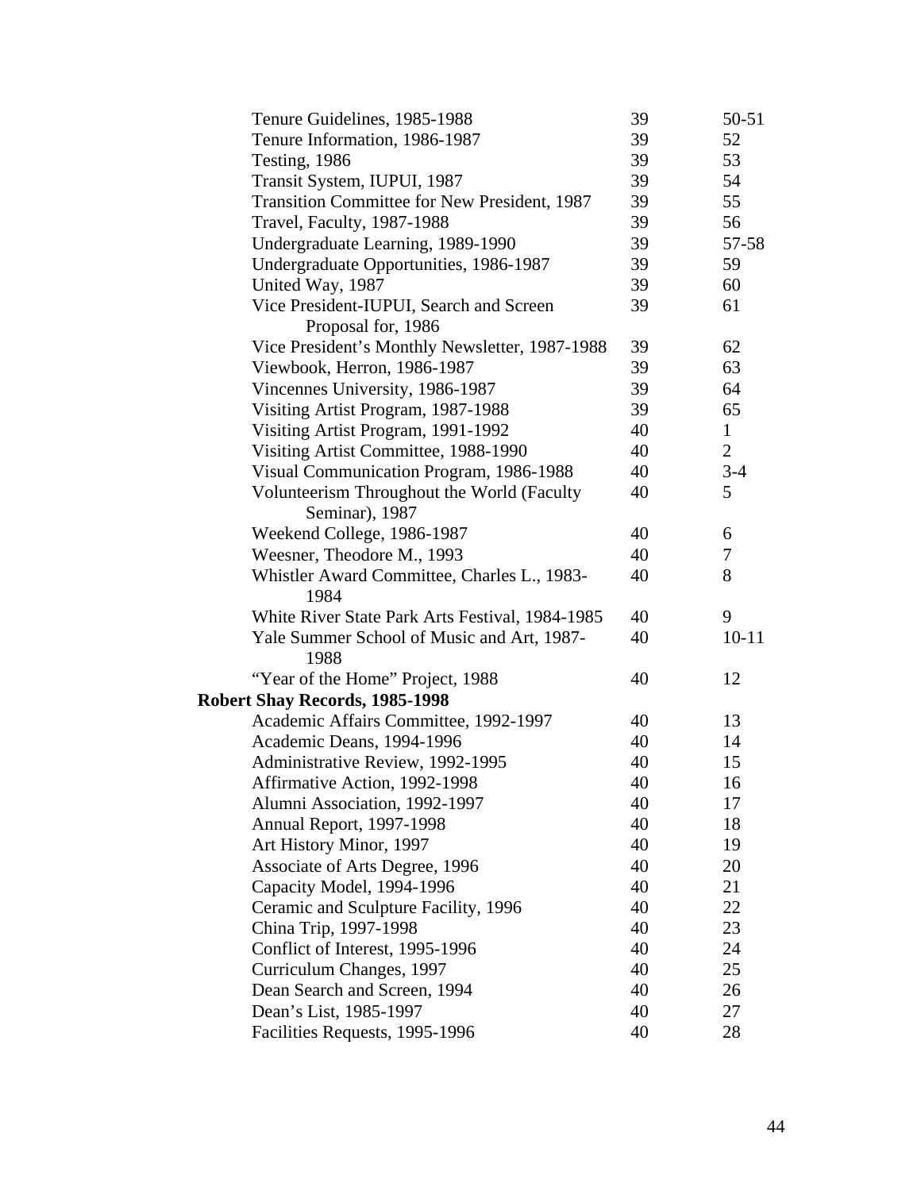| | | |
|---|---|---|
| Tenure Guidelines, 1985-1988 | 39 | 50-51 |
| Tenure Information, 1986-1987 | 39 | 52 |
| Testing, 1986 | 39 | 53 |
| Transit System, IUPUI, 1987 | 39 | 54 |
| Transition Committee for New President, 1987 | 39 | 55 |
| Travel, Faculty, 1987-1988 | 39 | 56 |
| Undergraduate Learning, 1989-1990 | 39 | 57-58 |
| Undergraduate Opportunities, 1986-1987 | 39 | 59 |
| United Way, 1987 | 39 | 60 |
| Vice President-IUPUI, Search and Screen Proposal for, 1986 | 39 | 61 |
| Vice President's Monthly Newsletter, 1987-1988 | 39 | 62 |
| Viewbook, Herron, 1986-1987 | 39 | 63 |
| Vincennes University, 1986-1987 | 39 | 64 |
| Visiting Artist Program, 1987-1988 | 39 | 65 |
| Visiting Artist Program, 1991-1992 | 40 | 1 |
| Visiting Artist Committee, 1988-1990 | 40 | 2 |
| Visual Communication Program, 1986-1988 | 40 | 3-4 |
| Volunteerism Throughout the World (Faculty Seminar), 1987 | 40 | 5 |
| Weekend College, 1986-1987 | 40 | 6 |
| Weesner, Theodore M., 1993 | 40 | 7 |
| Whistler Award Committee, Charles L., 1983-1984 | 40 | 8 |
| White River State Park Arts Festival, 1984-1985 | 40 | 9 |
| Yale Summer School of Music and Art, 1987-1988 | 40 | 10-11 |
| "Year of the Home" Project, 1988 | 40 | 12 |
| **Robert Shay Records, 1985-1998** | | |
| Academic Affairs Committee, 1992-1997 | 40 | 13 |
| Academic Deans, 1994-1996 | 40 | 14 |
| Administrative Review, 1992-1995 | 40 | 15 |
| Affirmative Action, 1992-1998 | 40 | 16 |
| Alumni Association, 1992-1997 | 40 | 17 |
| Annual Report, 1997-1998 | 40 | 18 |
| Art History Minor, 1997 | 40 | 19 |
| Associate of Arts Degree, 1996 | 40 | 20 |
| Capacity Model, 1994-1996 | 40 | 21 |
| Ceramic and Sculpture Facility, 1996 | 40 | 22 |
| China Trip, 1997-1998 | 40 | 23 |
| Conflict of Interest, 1995-1996 | 40 | 24 |
| Curriculum Changes, 1997 | 40 | 25 |
| Dean Search and Screen, 1994 | 40 | 26 |
| Dean's List, 1985-1997 | 40 | 27 |
| Facilities Requests, 1995-1996 | 40 | 28 |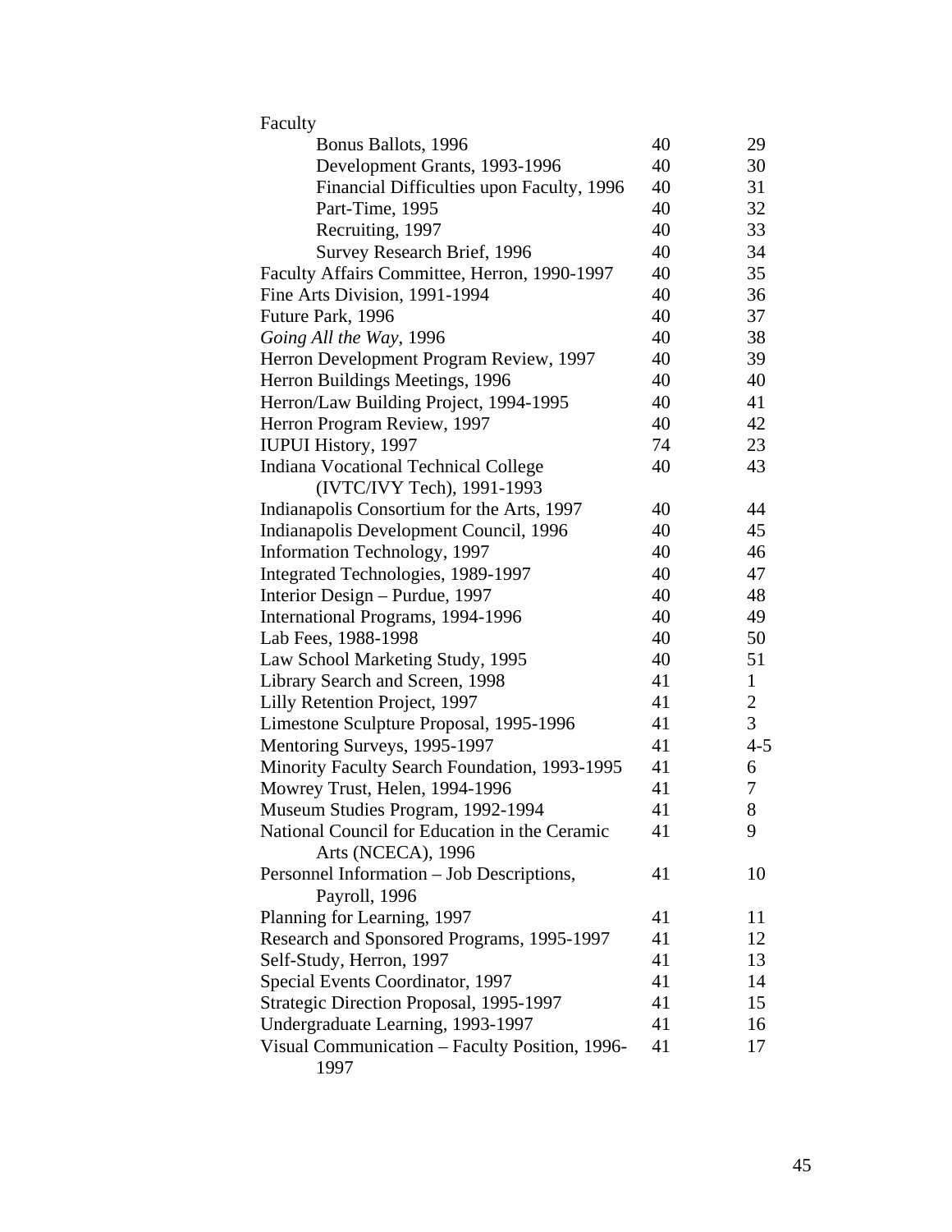| | | |
|---|---|---|
| Faculty | | |
| Bonus Ballots, 1996 | 40 | 29 |
| Development Grants, 1993-1996 | 40 | 30 |
| Financial Difficulties upon Faculty, 1996 | 40 | 31 |
| Part-Time, 1995 | 40 | 32 |
| Recruiting, 1997 | 40 | 33 |
| Survey Research Brief, 1996 | 40 | 34 |
| Faculty Affairs Committee, Herron, 1990-1997 | 40 | 35 |
| Fine Arts Division, 1991-1994 | 40 | 36 |
| Future Park, 1996 | 40 | 37 |
| *Going All the Way*, 1996 | 40 | 38 |
| Herron Development Program Review, 1997 | 40 | 39 |
| Herron Buildings Meetings, 1996 | 40 | 40 |
| Herron/Law Building Project, 1994-1995 | 40 | 41 |
| Herron Program Review, 1997 | 40 | 42 |
| IUPUI History, 1997 | 74 | 23 |
| Indiana Vocational Technical College (IVTC/IVY Tech), 1991-1993 | 40 | 43 |
| Indianapolis Consortium for the Arts, 1997 | 40 | 44 |
| Indianapolis Development Council, 1996 | 40 | 45 |
| Information Technology, 1997 | 40 | 46 |
| Integrated Technologies, 1989-1997 | 40 | 47 |
| Interior Design – Purdue, 1997 | 40 | 48 |
| International Programs, 1994-1996 | 40 | 49 |
| Lab Fees, 1988-1998 | 40 | 50 |
| Law School Marketing Study, 1995 | 40 | 51 |
| Library Search and Screen, 1998 | 41 | 1 |
| Lilly Retention Project, 1997 | 41 | 2 |
| Limestone Sculpture Proposal, 1995-1996 | 41 | 3 |
| Mentoring Surveys, 1995-1997 | 41 | 4-5 |
| Minority Faculty Search Foundation, 1993-1995 | 41 | 6 |
| Mowrey Trust, Helen, 1994-1996 | 41 | 7 |
| Museum Studies Program, 1992-1994 | 41 | 8 |
| National Council for Education in the Ceramic Arts (NCECA), 1996 | 41 | 9 |
| Personnel Information – Job Descriptions, Payroll, 1996 | 41 | 10 |
| Planning for Learning, 1997 | 41 | 11 |
| Research and Sponsored Programs, 1995-1997 | 41 | 12 |
| Self-Study, Herron, 1997 | 41 | 13 |
| Special Events Coordinator, 1997 | 41 | 14 |
| Strategic Direction Proposal, 1995-1997 | 41 | 15 |
| Undergraduate Learning, 1993-1997 | 41 | 16 |
| Visual Communication – Faculty Position, 1996-1997 | 41 | 17 |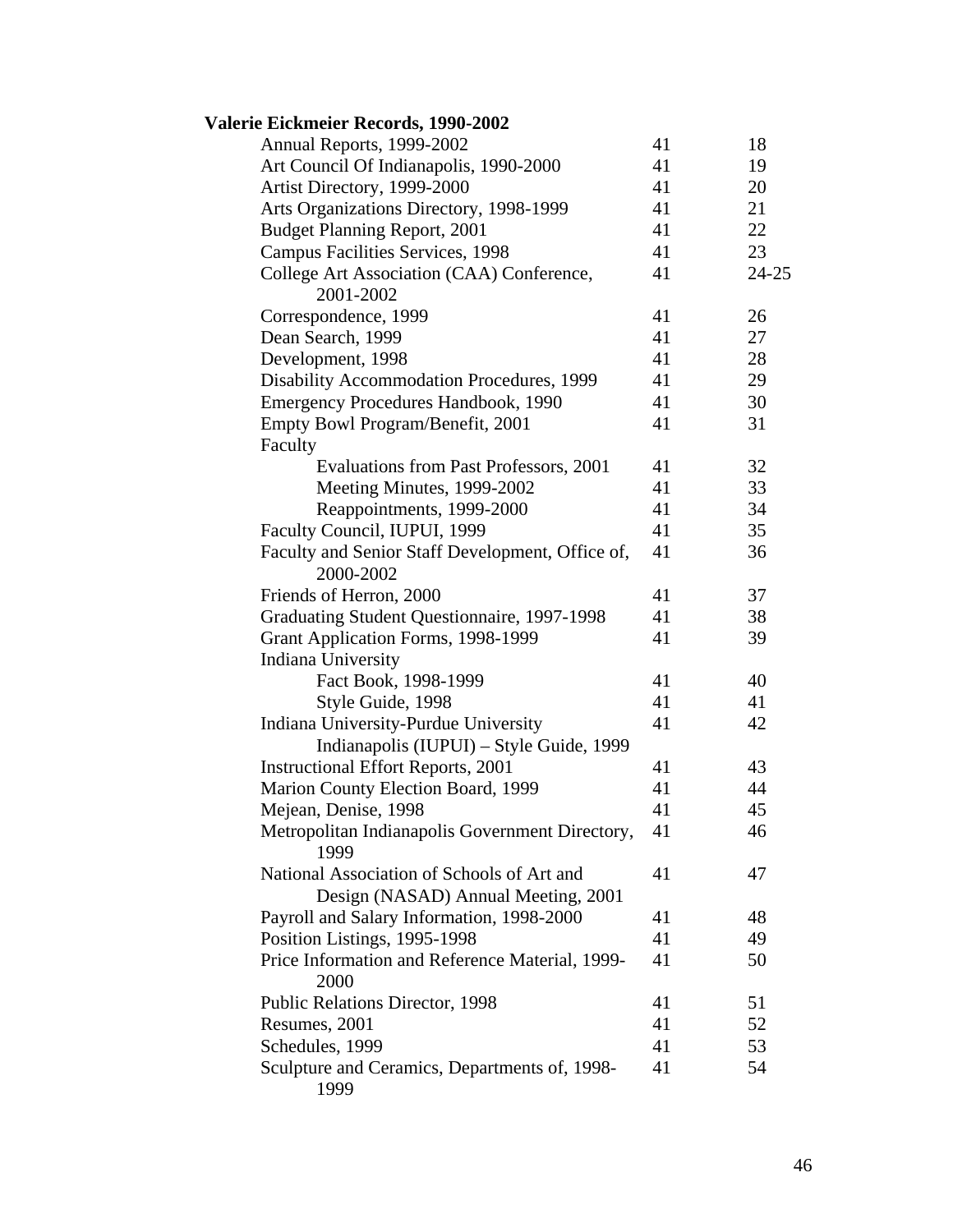**Valerie Eickmeier Records, 1990-2002**

| | | |
|---|---|---|
| Annual Reports, 1999-2002 | 41 | 18 |
| Art Council Of Indianapolis, 1990-2000 | 41 | 19 |
| Artist Directory, 1999-2000 | 41 | 20 |
| Arts Organizations Directory, 1998-1999 | 41 | 21 |
| Budget Planning Report, 2001 | 41 | 22 |
| Campus Facilities Services, 1998 | 41 | 23 |
| College Art Association (CAA) Conference, 2001-2002 | 41 | 24-25 |
| Correspondence, 1999 | 41 | 26 |
| Dean Search, 1999 | 41 | 27 |
| Development, 1998 | 41 | 28 |
| Disability Accommodation Procedures, 1999 | 41 | 29 |
| Emergency Procedures Handbook, 1990 | 41 | 30 |
| Empty Bowl Program/Benefit, 2001 | 41 | 31 |
| Faculty | | |
| Evaluations from Past Professors, 2001 | 41 | 32 |
| Meeting Minutes, 1999-2002 | 41 | 33 |
| Reappointments, 1999-2000 | 41 | 34 |
| Faculty Council, IUPUI, 1999 | 41 | 35 |
| Faculty and Senior Staff Development, Office of, 2000-2002 | 41 | 36 |
| Friends of Herron, 2000 | 41 | 37 |
| Graduating Student Questionnaire, 1997-1998 | 41 | 38 |
| Grant Application Forms, 1998-1999 | 41 | 39 |
| Indiana University | | |
| Fact Book, 1998-1999 | 41 | 40 |
| Style Guide, 1998 | 41 | 41 |
| Indiana University-Purdue University Indianapolis (IUPUI) – Style Guide, 1999 | 41 | 42 |
| Instructional Effort Reports, 2001 | 41 | 43 |
| Marion County Election Board, 1999 | 41 | 44 |
| Mejean, Denise, 1998 | 41 | 45 |
| Metropolitan Indianapolis Government Directory, 1999 | 41 | 46 |
| National Association of Schools of Art and Design (NASAD) Annual Meeting, 2001 | 41 | 47 |
| Payroll and Salary Information, 1998-2000 | 41 | 48 |
| Position Listings, 1995-1998 | 41 | 49 |
| Price Information and Reference Material, 1999-2000 | 41 | 50 |
| Public Relations Director, 1998 | 41 | 51 |
| Resumes, 2001 | 41 | 52 |
| Schedules, 1999 | 41 | 53 |
| Sculpture and Ceramics, Departments of, 1998-1999 | 41 | 54 |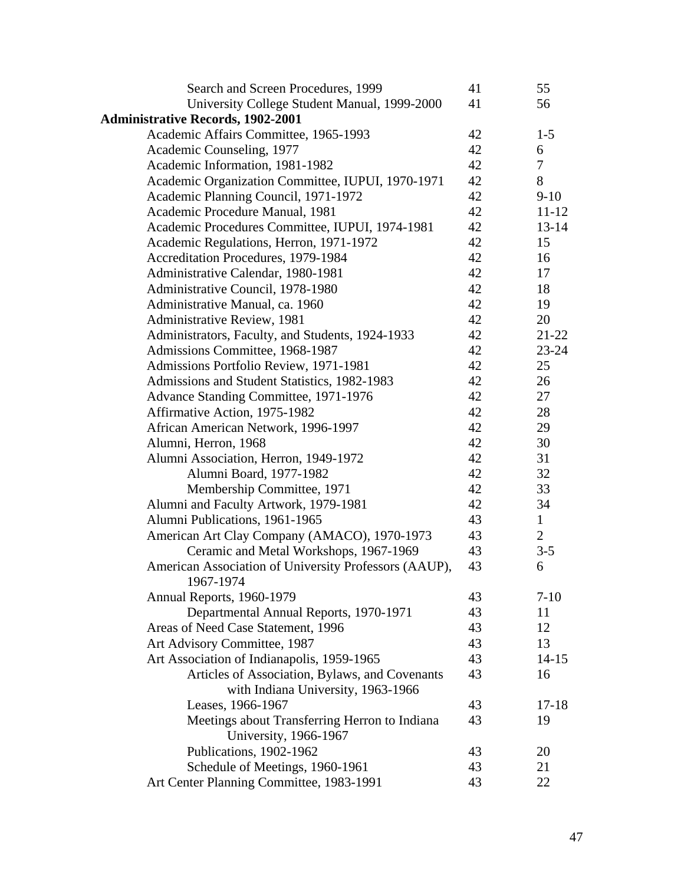| | | |
|---|---|---|
| Search and Screen Procedures, 1999 | 41 | 55 |
| University College Student Manual, 1999-2000 | 41 | 56 |
| **Administrative Records, 1902-2001** | | |
| Academic Affairs Committee, 1965-1993 | 42 | 1-5 |
| Academic Counseling, 1977 | 42 | 6 |
| Academic Information, 1981-1982 | 42 | 7 |
| Academic Organization Committee, IUPUI, 1970-1971 | 42 | 8 |
| Academic Planning Council, 1971-1972 | 42 | 9-10 |
| Academic Procedure Manual, 1981 | 42 | 11-12 |
| Academic Procedures Committee, IUPUI, 1974-1981 | 42 | 13-14 |
| Academic Regulations, Herron, 1971-1972 | 42 | 15 |
| Accreditation Procedures, 1979-1984 | 42 | 16 |
| Administrative Calendar, 1980-1981 | 42 | 17 |
| Administrative Council, 1978-1980 | 42 | 18 |
| Administrative Manual, ca. 1960 | 42 | 19 |
| Administrative Review, 1981 | 42 | 20 |
| Administrators, Faculty, and Students, 1924-1933 | 42 | 21-22 |
| Admissions Committee, 1968-1987 | 42 | 23-24 |
| Admissions Portfolio Review, 1971-1981 | 42 | 25 |
| Admissions and Student Statistics, 1982-1983 | 42 | 26 |
| Advance Standing Committee, 1971-1976 | 42 | 27 |
| Affirmative Action, 1975-1982 | 42 | 28 |
| African American Network, 1996-1997 | 42 | 29 |
| Alumni, Herron, 1968 | 42 | 30 |
| Alumni Association, Herron, 1949-1972 | 42 | 31 |
| Alumni Board, 1977-1982 | 42 | 32 |
| Membership Committee, 1971 | 42 | 33 |
| Alumni and Faculty Artwork, 1979-1981 | 42 | 34 |
| Alumni Publications, 1961-1965 | 43 | 1 |
| American Art Clay Company (AMACO), 1970-1973 | 43 | 2 |
| Ceramic and Metal Workshops, 1967-1969 | 43 | 3-5 |
| American Association of University Professors (AAUP), 1967-1974 | 43 | 6 |
| Annual Reports, 1960-1979 | 43 | 7-10 |
| Departmental Annual Reports, 1970-1971 | 43 | 11 |
| Areas of Need Case Statement, 1996 | 43 | 12 |
| Art Advisory Committee, 1987 | 43 | 13 |
| Art Association of Indianapolis, 1959-1965 | 43 | 14-15 |
| Articles of Association, Bylaws, and Covenants with Indiana University, 1963-1966 | 43 | 16 |
| Leases, 1966-1967 | 43 | 17-18 |
| Meetings about Transferring Herron to Indiana University, 1966-1967 | 43 | 19 |
| Publications, 1902-1962 | 43 | 20 |
| Schedule of Meetings, 1960-1961 | 43 | 21 |
| Art Center Planning Committee, 1983-1991 | 43 | 22 |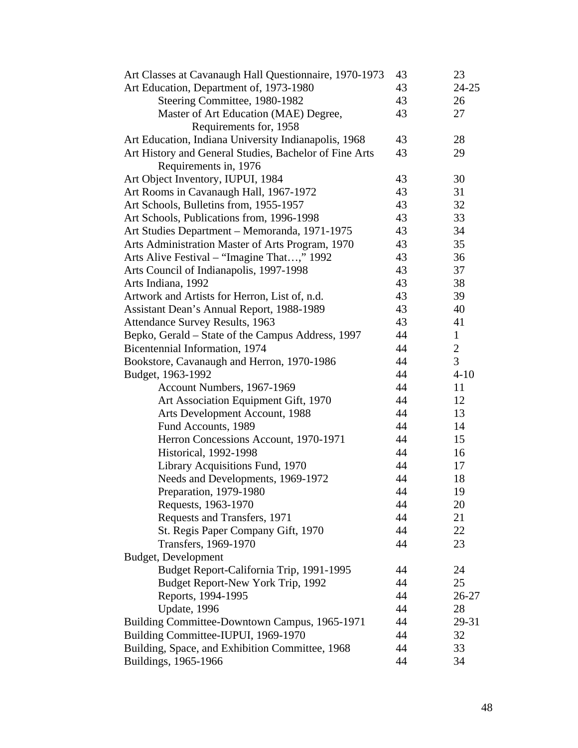| | | |
|---|---|---|
| Art Classes at Cavanaugh Hall Questionnaire, 1970-1973 | 43 | 23 |
| Art Education, Department of, 1973-1980 | 43 | 24-25 |
| Steering Committee, 1980-1982 | 43 | 26 |
| Master of Art Education (MAE) Degree, Requirements for, 1958 | 43 | 27 |
| Art Education, Indiana University Indianapolis, 1968 | 43 | 28 |
| Art History and General Studies, Bachelor of Fine Arts Requirements in, 1976 | 43 | 29 |
| Art Object Inventory, IUPUI, 1984 | 43 | 30 |
| Art Rooms in Cavanaugh Hall, 1967-1972 | 43 | 31 |
| Art Schools, Bulletins from, 1955-1957 | 43 | 32 |
| Art Schools, Publications from, 1996-1998 | 43 | 33 |
| Art Studies Department – Memoranda, 1971-1975 | 43 | 34 |
| Arts Administration Master of Arts Program, 1970 | 43 | 35 |
| Arts Alive Festival – "Imagine That…," 1992 | 43 | 36 |
| Arts Council of Indianapolis, 1997-1998 | 43 | 37 |
| Arts Indiana, 1992 | 43 | 38 |
| Artwork and Artists for Herron, List of, n.d. | 43 | 39 |
| Assistant Dean's Annual Report, 1988-1989 | 43 | 40 |
| Attendance Survey Results, 1963 | 43 | 41 |
| Bepko, Gerald – State of the Campus Address, 1997 | 44 | 1 |
| Bicentennial Information, 1974 | 44 | 2 |
| Bookstore, Cavanaugh and Herron, 1970-1986 | 44 | 3 |
| Budget, 1963-1992 | 44 | 4-10 |
| Account Numbers, 1967-1969 | 44 | 11 |
| Art Association Equipment Gift, 1970 | 44 | 12 |
| Arts Development Account, 1988 | 44 | 13 |
| Fund Accounts, 1989 | 44 | 14 |
| Herron Concessions Account, 1970-1971 | 44 | 15 |
| Historical, 1992-1998 | 44 | 16 |
| Library Acquisitions Fund, 1970 | 44 | 17 |
| Needs and Developments, 1969-1972 | 44 | 18 |
| Preparation, 1979-1980 | 44 | 19 |
| Requests, 1963-1970 | 44 | 20 |
| Requests and Transfers, 1971 | 44 | 21 |
| St. Regis Paper Company Gift, 1970 | 44 | 22 |
| Transfers, 1969-1970 | 44 | 23 |
| Budget, Development | | |
| Budget Report-California Trip, 1991-1995 | 44 | 24 |
| Budget Report-New York Trip, 1992 | 44 | 25 |
| Reports, 1994-1995 | 44 | 26-27 |
| Update, 1996 | 44 | 28 |
| Building Committee-Downtown Campus, 1965-1971 | 44 | 29-31 |
| Building Committee-IUPUI, 1969-1970 | 44 | 32 |
| Building, Space, and Exhibition Committee, 1968 | 44 | 33 |
| Buildings, 1965-1966 | 44 | 34 |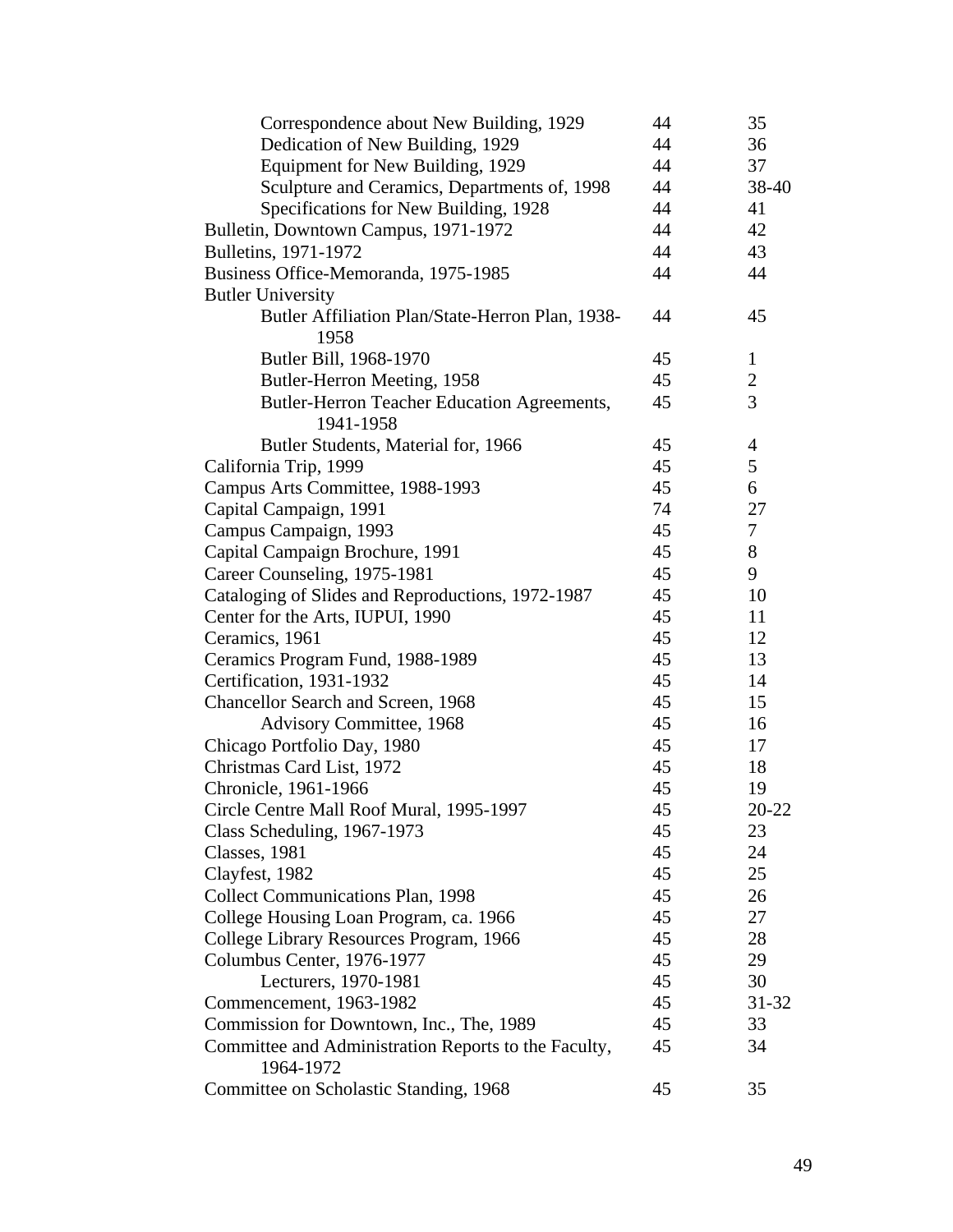| | | |
|---|---|---|
| Correspondence about New Building, 1929 | 44 | 35 |
| Dedication of New Building, 1929 | 44 | 36 |
| Equipment for New Building, 1929 | 44 | 37 |
| Sculpture and Ceramics, Departments of, 1998 | 44 | 38-40 |
| Specifications for New Building, 1928 | 44 | 41 |
| Bulletin, Downtown Campus, 1971-1972 | 44 | 42 |
| Bulletins, 1971-1972 | 44 | 43 |
| Business Office-Memoranda, 1975-1985 | 44 | 44 |
| Butler University | | |
| Butler Affiliation Plan/State-Herron Plan, 1938-1958 | 44 | 45 |
| Butler Bill, 1968-1970 | 45 | 1 |
| Butler-Herron Meeting, 1958 | 45 | 2 |
| Butler-Herron Teacher Education Agreements, 1941-1958 | 45 | 3 |
| Butler Students, Material for, 1966 | 45 | 4 |
| California Trip, 1999 | 45 | 5 |
| Campus Arts Committee, 1988-1993 | 45 | 6 |
| Capital Campaign, 1991 | 74 | 27 |
| Campus Campaign, 1993 | 45 | 7 |
| Capital Campaign Brochure, 1991 | 45 | 8 |
| Career Counseling, 1975-1981 | 45 | 9 |
| Cataloging of Slides and Reproductions, 1972-1987 | 45 | 10 |
| Center for the Arts, IUPUI, 1990 | 45 | 11 |
| Ceramics, 1961 | 45 | 12 |
| Ceramics Program Fund, 1988-1989 | 45 | 13 |
| Certification, 1931-1932 | 45 | 14 |
| Chancellor Search and Screen, 1968 | 45 | 15 |
| Advisory Committee, 1968 | 45 | 16 |
| Chicago Portfolio Day, 1980 | 45 | 17 |
| Christmas Card List, 1972 | 45 | 18 |
| Chronicle, 1961-1966 | 45 | 19 |
| Circle Centre Mall Roof Mural, 1995-1997 | 45 | 20-22 |
| Class Scheduling, 1967-1973 | 45 | 23 |
| Classes, 1981 | 45 | 24 |
| Clayfest, 1982 | 45 | 25 |
| Collect Communications Plan, 1998 | 45 | 26 |
| College Housing Loan Program, ca. 1966 | 45 | 27 |
| College Library Resources Program, 1966 | 45 | 28 |
| Columbus Center, 1976-1977 | 45 | 29 |
| Lecturers, 1970-1981 | 45 | 30 |
| Commencement, 1963-1982 | 45 | 31-32 |
| Commission for Downtown, Inc., The, 1989 | 45 | 33 |
| Committee and Administration Reports to the Faculty, 1964-1972 | 45 | 34 |
| Committee on Scholastic Standing, 1968 | 45 | 35 |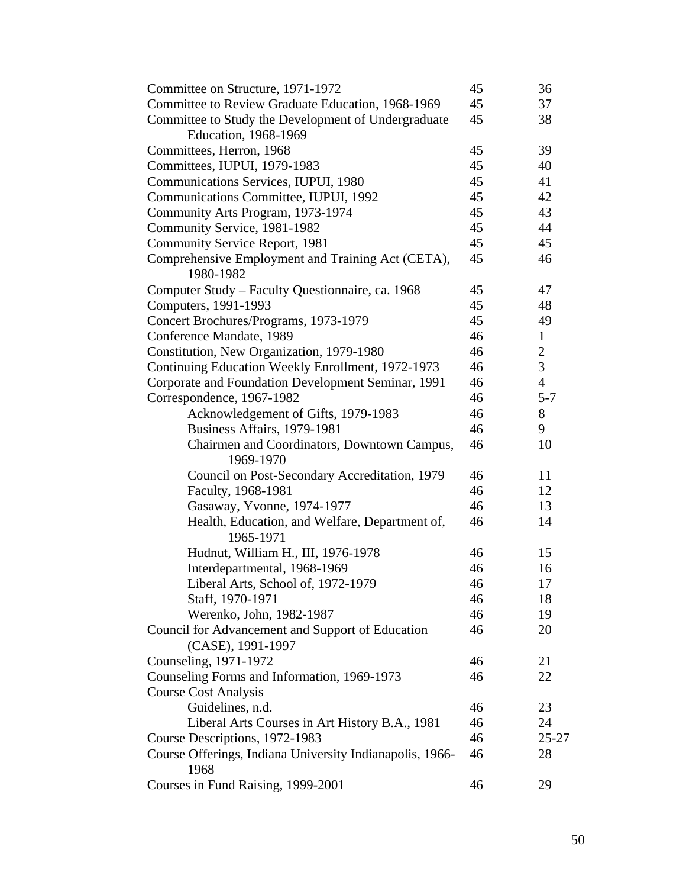| | | |
|---|---|---|
| Committee on Structure, 1971-1972 | 45 | 36 |
| Committee to Review Graduate Education, 1968-1969 | 45 | 37 |
| Committee to Study the Development of Undergraduate Education, 1968-1969 | 45 | 38 |
| Committees, Herron, 1968 | 45 | 39 |
| Committees, IUPUI, 1979-1983 | 45 | 40 |
| Communications Services, IUPUI, 1980 | 45 | 41 |
| Communications Committee, IUPUI, 1992 | 45 | 42 |
| Community Arts Program, 1973-1974 | 45 | 43 |
| Community Service, 1981-1982 | 45 | 44 |
| Community Service Report, 1981 | 45 | 45 |
| Comprehensive Employment and Training Act (CETA), 1980-1982 | 45 | 46 |
| Computer Study – Faculty Questionnaire, ca. 1968 | 45 | 47 |
| Computers, 1991-1993 | 45 | 48 |
| Concert Brochures/Programs, 1973-1979 | 45 | 49 |
| Conference Mandate, 1989 | 46 | 1 |
| Constitution, New Organization, 1979-1980 | 46 | 2 |
| Continuing Education Weekly Enrollment, 1972-1973 | 46 | 3 |
| Corporate and Foundation Development Seminar, 1991 | 46 | 4 |
| Correspondence, 1967-1982 | 46 | 5-7 |
| Acknowledgement of Gifts, 1979-1983 | 46 | 8 |
| Business Affairs, 1979-1981 | 46 | 9 |
| Chairmen and Coordinators, Downtown Campus, 1969-1970 | 46 | 10 |
| Council on Post-Secondary Accreditation, 1979 | 46 | 11 |
| Faculty, 1968-1981 | 46 | 12 |
| Gasaway, Yvonne, 1974-1977 | 46 | 13 |
| Health, Education, and Welfare, Department of, 1965-1971 | 46 | 14 |
| Hudnut, William H., III, 1976-1978 | 46 | 15 |
| Interdepartmental, 1968-1969 | 46 | 16 |
| Liberal Arts, School of, 1972-1979 | 46 | 17 |
| Staff, 1970-1971 | 46 | 18 |
| Werenko, John, 1982-1987 | 46 | 19 |
| Council for Advancement and Support of Education (CASE), 1991-1997 | 46 | 20 |
| Counseling, 1971-1972 | 46 | 21 |
| Counseling Forms and Information, 1969-1973 | 46 | 22 |
| Course Cost Analysis | | |
| Guidelines, n.d. | 46 | 23 |
| Liberal Arts Courses in Art History B.A., 1981 | 46 | 24 |
| Course Descriptions, 1972-1983 | 46 | 25-27 |
| Course Offerings, Indiana University Indianapolis, 1966-1968 | 46 | 28 |
| Courses in Fund Raising, 1999-2001 | 46 | 29 |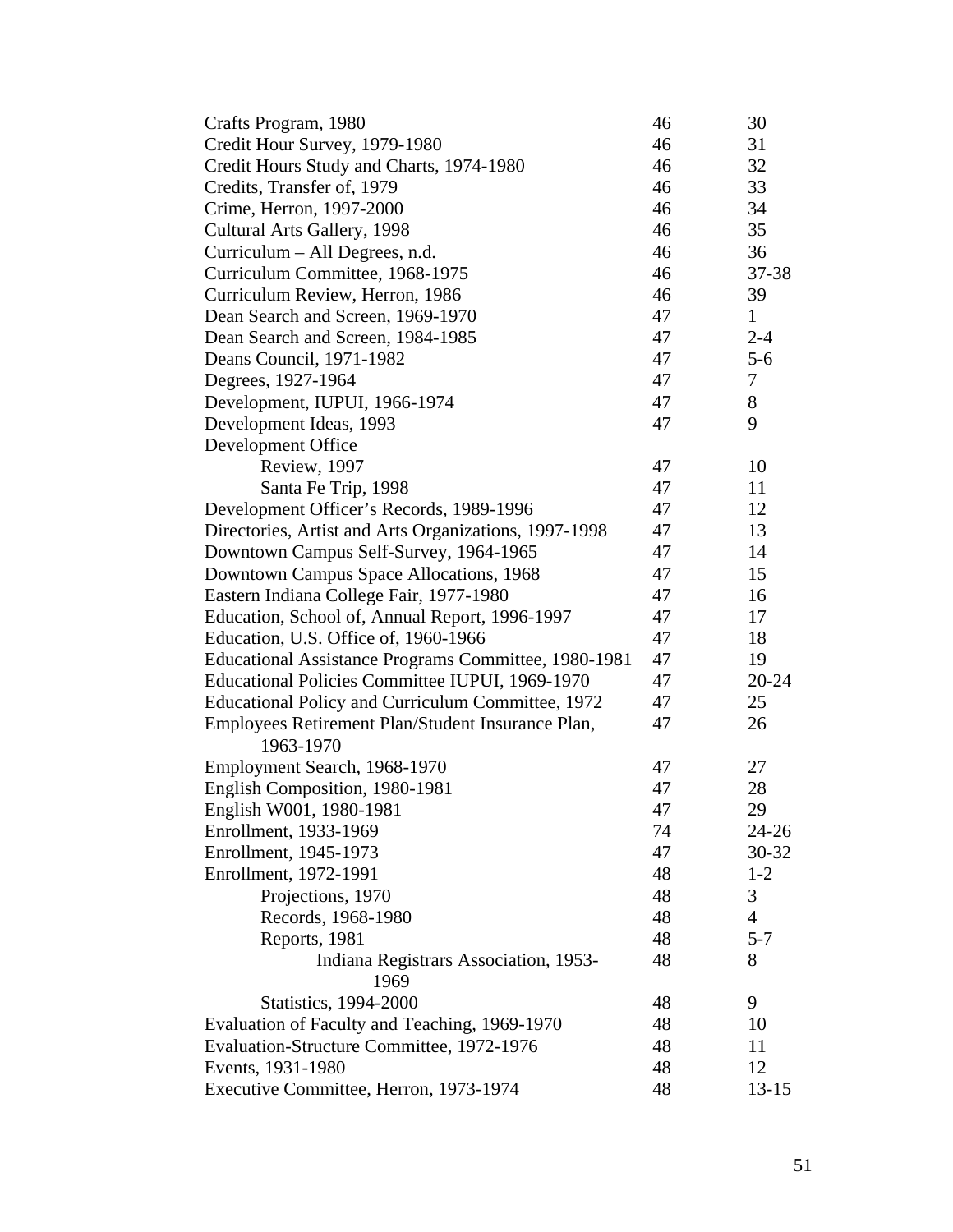| | | |
|---|---|---|
| Crafts Program, 1980 | 46 | 30 |
| Credit Hour Survey, 1979-1980 | 46 | 31 |
| Credit Hours Study and Charts, 1974-1980 | 46 | 32 |
| Credits, Transfer of, 1979 | 46 | 33 |
| Crime, Herron, 1997-2000 | 46 | 34 |
| Cultural Arts Gallery, 1998 | 46 | 35 |
| Curriculum – All Degrees, n.d. | 46 | 36 |
| Curriculum Committee, 1968-1975 | 46 | 37-38 |
| Curriculum Review, Herron, 1986 | 46 | 39 |
| Dean Search and Screen, 1969-1970 | 47 | 1 |
| Dean Search and Screen, 1984-1985 | 47 | 2-4 |
| Deans Council, 1971-1982 | 47 | 5-6 |
| Degrees, 1927-1964 | 47 | 7 |
| Development, IUPUI, 1966-1974 | 47 | 8 |
| Development Ideas, 1993 | 47 | 9 |
| Development Office | | |
| Review, 1997 | 47 | 10 |
| Santa Fe Trip, 1998 | 47 | 11 |
| Development Officer's Records, 1989-1996 | 47 | 12 |
| Directories, Artist and Arts Organizations, 1997-1998 | 47 | 13 |
| Downtown Campus Self-Survey, 1964-1965 | 47 | 14 |
| Downtown Campus Space Allocations, 1968 | 47 | 15 |
| Eastern Indiana College Fair, 1977-1980 | 47 | 16 |
| Education, School of, Annual Report, 1996-1997 | 47 | 17 |
| Education, U.S. Office of, 1960-1966 | 47 | 18 |
| Educational Assistance Programs Committee, 1980-1981 | 47 | 19 |
| Educational Policies Committee IUPUI, 1969-1970 | 47 | 20-24 |
| Educational Policy and Curriculum Committee, 1972 | 47 | 25 |
| Employees Retirement Plan/Student Insurance Plan, 1963-1970 | 47 | 26 |
| Employment Search, 1968-1970 | 47 | 27 |
| English Composition, 1980-1981 | 47 | 28 |
| English W001, 1980-1981 | 47 | 29 |
| Enrollment, 1933-1969 | 74 | 24-26 |
| Enrollment, 1945-1973 | 47 | 30-32 |
| Enrollment, 1972-1991 | 48 | 1-2 |
| Projections, 1970 | 48 | 3 |
| Records, 1968-1980 | 48 | 4 |
| Reports, 1981 | 48 | 5-7 |
| Indiana Registrars Association, 1953-1969 | 48 | 8 |
| Statistics, 1994-2000 | 48 | 9 |
| Evaluation of Faculty and Teaching, 1969-1970 | 48 | 10 |
| Evaluation-Structure Committee, 1972-1976 | 48 | 11 |
| Events, 1931-1980 | 48 | 12 |
| Executive Committee, Herron, 1973-1974 | 48 | 13-15 |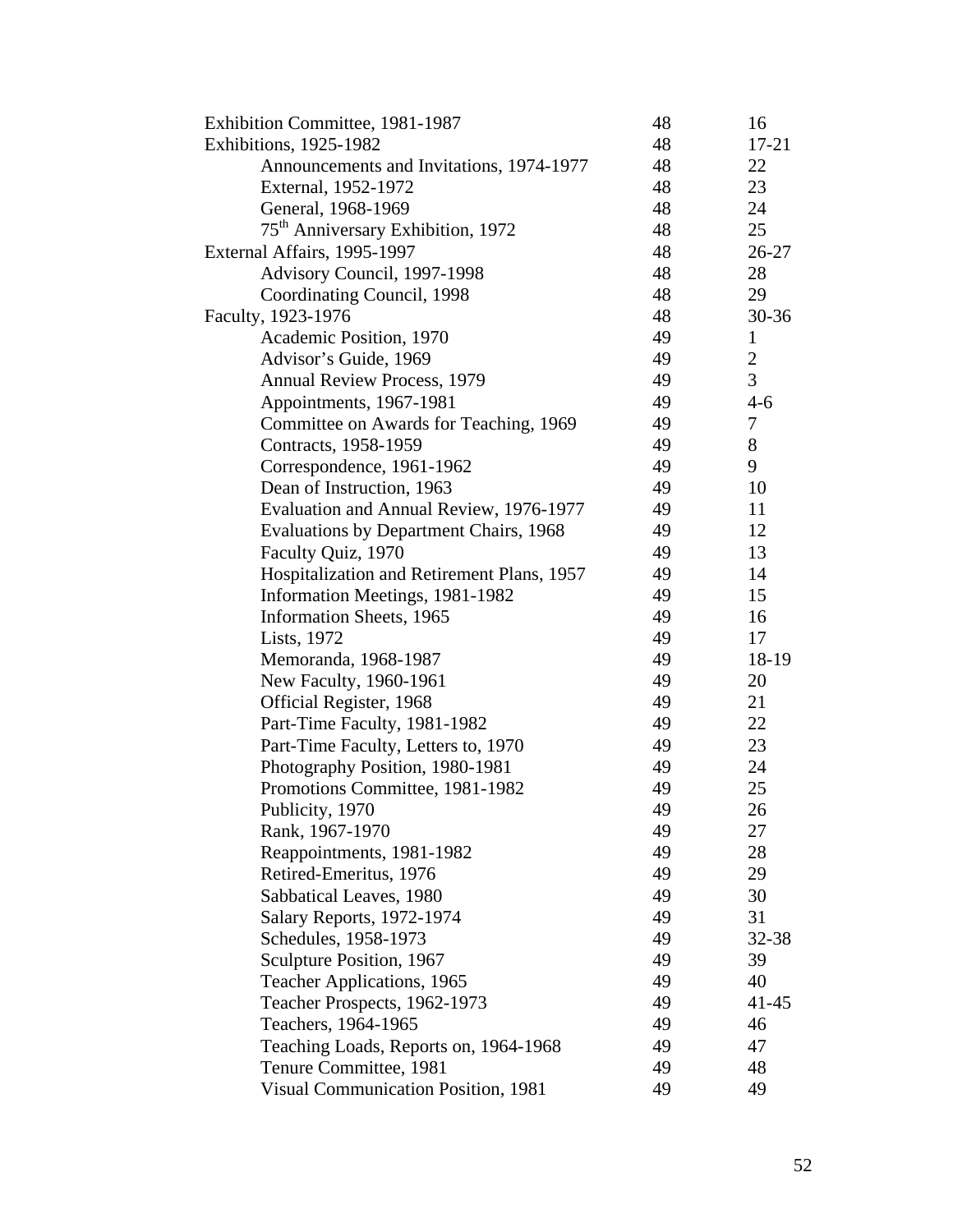| | | |
|---|---|---|
| Exhibition Committee, 1981-1987 | 48 | 16 |
| Exhibitions, 1925-1982 | 48 | 17-21 |
| Announcements and Invitations, 1974-1977 | 48 | 22 |
| External, 1952-1972 | 48 | 23 |
| General, 1968-1969 | 48 | 24 |
| 75th Anniversary Exhibition, 1972 | 48 | 25 |
| External Affairs, 1995-1997 | 48 | 26-27 |
| Advisory Council, 1997-1998 | 48 | 28 |
| Coordinating Council, 1998 | 48 | 29 |
| Faculty, 1923-1976 | 48 | 30-36 |
| Academic Position, 1970 | 49 | 1 |
| Advisor's Guide, 1969 | 49 | 2 |
| Annual Review Process, 1979 | 49 | 3 |
| Appointments, 1967-1981 | 49 | 4-6 |
| Committee on Awards for Teaching, 1969 | 49 | 7 |
| Contracts, 1958-1959 | 49 | 8 |
| Correspondence, 1961-1962 | 49 | 9 |
| Dean of Instruction, 1963 | 49 | 10 |
| Evaluation and Annual Review, 1976-1977 | 49 | 11 |
| Evaluations by Department Chairs, 1968 | 49 | 12 |
| Faculty Quiz, 1970 | 49 | 13 |
| Hospitalization and Retirement Plans, 1957 | 49 | 14 |
| Information Meetings, 1981-1982 | 49 | 15 |
| Information Sheets, 1965 | 49 | 16 |
| Lists, 1972 | 49 | 17 |
| Memoranda, 1968-1987 | 49 | 18-19 |
| New Faculty, 1960-1961 | 49 | 20 |
| Official Register, 1968 | 49 | 21 |
| Part-Time Faculty, 1981-1982 | 49 | 22 |
| Part-Time Faculty, Letters to, 1970 | 49 | 23 |
| Photography Position, 1980-1981 | 49 | 24 |
| Promotions Committee, 1981-1982 | 49 | 25 |
| Publicity, 1970 | 49 | 26 |
| Rank, 1967-1970 | 49 | 27 |
| Reappointments, 1981-1982 | 49 | 28 |
| Retired-Emeritus, 1976 | 49 | 29 |
| Sabbatical Leaves, 1980 | 49 | 30 |
| Salary Reports, 1972-1974 | 49 | 31 |
| Schedules, 1958-1973 | 49 | 32-38 |
| Sculpture Position, 1967 | 49 | 39 |
| Teacher Applications, 1965 | 49 | 40 |
| Teacher Prospects, 1962-1973 | 49 | 41-45 |
| Teachers, 1964-1965 | 49 | 46 |
| Teaching Loads, Reports on, 1964-1968 | 49 | 47 |
| Tenure Committee, 1981 | 49 | 48 |
| Visual Communication Position, 1981 | 49 | 49 |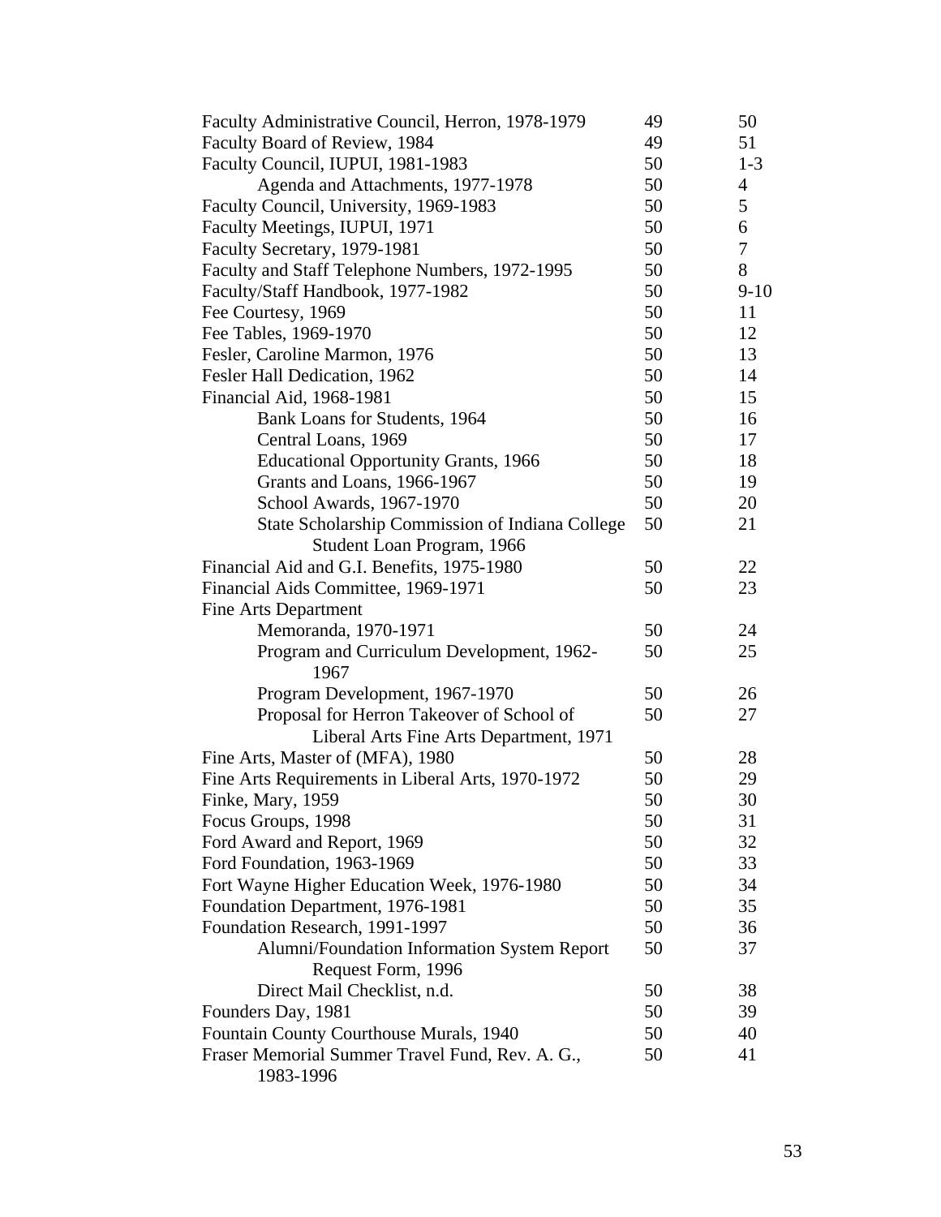| | | |
|---|---|---|
| Faculty Administrative Council, Herron, 1978-1979 | 49 | 50 |
| Faculty Board of Review, 1984 | 49 | 51 |
| Faculty Council, IUPUI, 1981-1983 | 50 | 1-3 |
| Agenda and Attachments, 1977-1978 | 50 | 4 |
| Faculty Council, University, 1969-1983 | 50 | 5 |
| Faculty Meetings, IUPUI, 1971 | 50 | 6 |
| Faculty Secretary, 1979-1981 | 50 | 7 |
| Faculty and Staff Telephone Numbers, 1972-1995 | 50 | 8 |
| Faculty/Staff Handbook, 1977-1982 | 50 | 9-10 |
| Fee Courtesy, 1969 | 50 | 11 |
| Fee Tables, 1969-1970 | 50 | 12 |
| Fesler, Caroline Marmon, 1976 | 50 | 13 |
| Fesler Hall Dedication, 1962 | 50 | 14 |
| Financial Aid, 1968-1981 | 50 | 15 |
| Bank Loans for Students, 1964 | 50 | 16 |
| Central Loans, 1969 | 50 | 17 |
| Educational Opportunity Grants, 1966 | 50 | 18 |
| Grants and Loans, 1966-1967 | 50 | 19 |
| School Awards, 1967-1970 | 50 | 20 |
| State Scholarship Commission of Indiana College Student Loan Program, 1966 | 50 | 21 |
| Financial Aid and G.I. Benefits, 1975-1980 | 50 | 22 |
| Financial Aids Committee, 1969-1971 | 50 | 23 |
| Fine Arts Department | | |
| Memoranda, 1970-1971 | 50 | 24 |
| Program and Curriculum Development, 1962-1967 | 50 | 25 |
| Program Development, 1967-1970 | 50 | 26 |
| Proposal for Herron Takeover of School of Liberal Arts Fine Arts Department, 1971 | 50 | 27 |
| Fine Arts, Master of (MFA), 1980 | 50 | 28 |
| Fine Arts Requirements in Liberal Arts, 1970-1972 | 50 | 29 |
| Finke, Mary, 1959 | 50 | 30 |
| Focus Groups, 1998 | 50 | 31 |
| Ford Award and Report, 1969 | 50 | 32 |
| Ford Foundation, 1963-1969 | 50 | 33 |
| Fort Wayne Higher Education Week, 1976-1980 | 50 | 34 |
| Foundation Department, 1976-1981 | 50 | 35 |
| Foundation Research, 1991-1997 | 50 | 36 |
| Alumni/Foundation Information System Report Request Form, 1996 | 50 | 37 |
| Direct Mail Checklist, n.d. | 50 | 38 |
| Founders Day, 1981 | 50 | 39 |
| Fountain County Courthouse Murals, 1940 | 50 | 40 |
| Fraser Memorial Summer Travel Fund, Rev. A. G., 1983-1996 | 50 | 41 |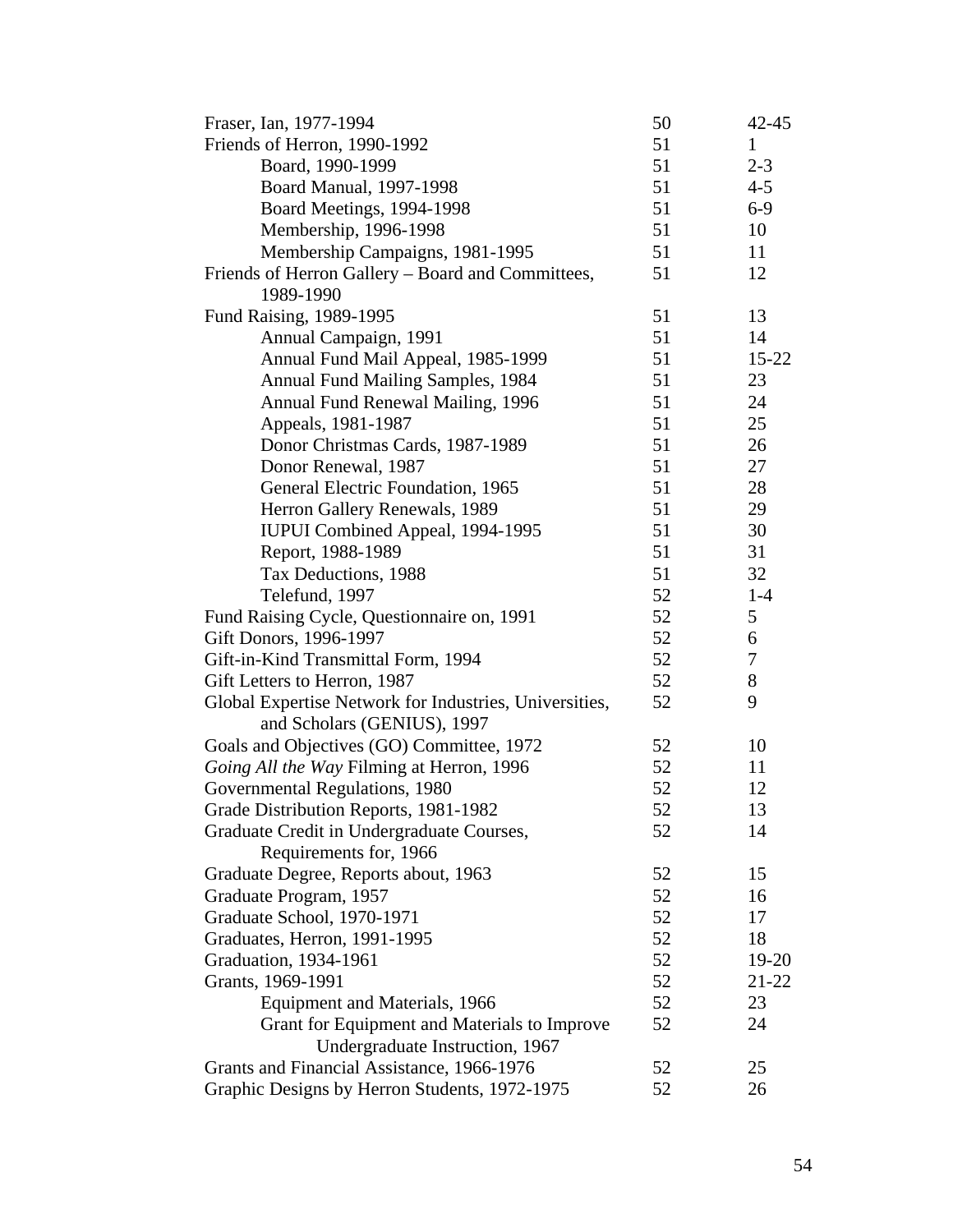| | | |
|---|---|---|
| Fraser, Ian, 1977-1994 | 50 | 42-45 |
| Friends of Herron, 1990-1992 | 51 | 1 |
| Board, 1990-1999 | 51 | 2-3 |
| Board Manual, 1997-1998 | 51 | 4-5 |
| Board Meetings, 1994-1998 | 51 | 6-9 |
| Membership, 1996-1998 | 51 | 10 |
| Membership Campaigns, 1981-1995 | 51 | 11 |
| Friends of Herron Gallery – Board and Committees, 1989-1990 | 51 | 12 |
| Fund Raising, 1989-1995 | 51 | 13 |
| Annual Campaign, 1991 | 51 | 14 |
| Annual Fund Mail Appeal, 1985-1999 | 51 | 15-22 |
| Annual Fund Mailing Samples, 1984 | 51 | 23 |
| Annual Fund Renewal Mailing, 1996 | 51 | 24 |
| Appeals, 1981-1987 | 51 | 25 |
| Donor Christmas Cards, 1987-1989 | 51 | 26 |
| Donor Renewal, 1987 | 51 | 27 |
| General Electric Foundation, 1965 | 51 | 28 |
| Herron Gallery Renewals, 1989 | 51 | 29 |
| IUPUI Combined Appeal, 1994-1995 | 51 | 30 |
| Report, 1988-1989 | 51 | 31 |
| Tax Deductions, 1988 | 51 | 32 |
| Telefund, 1997 | 52 | 1-4 |
| Fund Raising Cycle, Questionnaire on, 1991 | 52 | 5 |
| Gift Donors, 1996-1997 | 52 | 6 |
| Gift-in-Kind Transmittal Form, 1994 | 52 | 7 |
| Gift Letters to Herron, 1987 | 52 | 8 |
| Global Expertise Network for Industries, Universities, and Scholars (GENIUS), 1997 | 52 | 9 |
| Goals and Objectives (GO) Committee, 1972 | 52 | 10 |
| *Going All the Way* Filming at Herron, 1996 | 52 | 11 |
| Governmental Regulations, 1980 | 52 | 12 |
| Grade Distribution Reports, 1981-1982 | 52 | 13 |
| Graduate Credit in Undergraduate Courses, Requirements for, 1966 | 52 | 14 |
| Graduate Degree, Reports about, 1963 | 52 | 15 |
| Graduate Program, 1957 | 52 | 16 |
| Graduate School, 1970-1971 | 52 | 17 |
| Graduates, Herron, 1991-1995 | 52 | 18 |
| Graduation, 1934-1961 | 52 | 19-20 |
| Grants, 1969-1991 | 52 | 21-22 |
| Equipment and Materials, 1966 | 52 | 23 |
| Grant for Equipment and Materials to Improve Undergraduate Instruction, 1967 | 52 | 24 |
| Grants and Financial Assistance, 1966-1976 | 52 | 25 |
| Graphic Designs by Herron Students, 1972-1975 | 52 | 26 |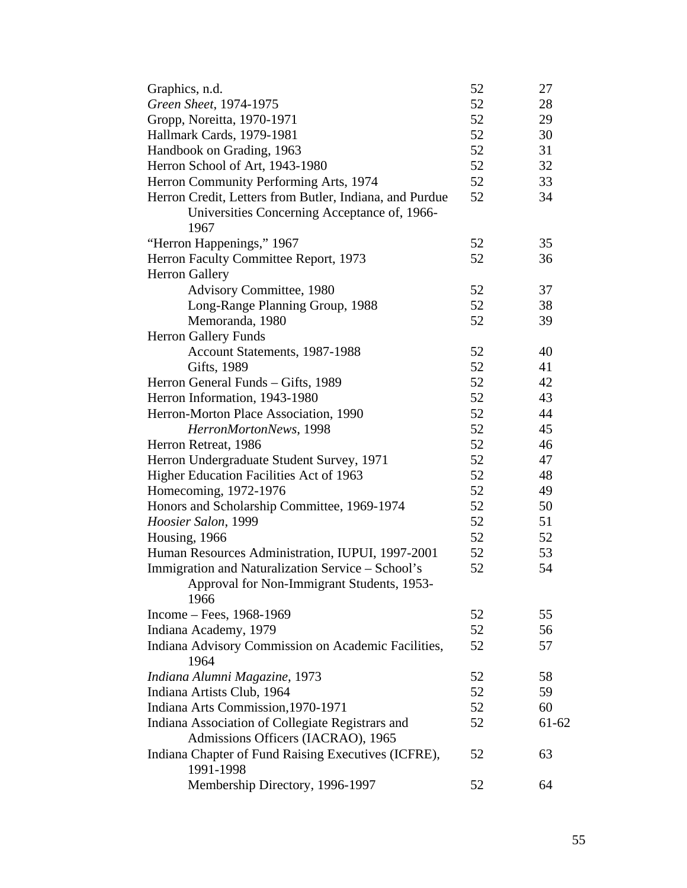| | | |
|---|---|---|
| Graphics, n.d. | 52 | 27 |
| *Green Sheet*, 1974-1975 | 52 | 28 |
| Gropp, Noreitta, 1970-1971 | 52 | 29 |
| Hallmark Cards, 1979-1981 | 52 | 30 |
| Handbook on Grading, 1963 | 52 | 31 |
| Herron School of Art, 1943-1980 | 52 | 32 |
| Herron Community Performing Arts, 1974 | 52 | 33 |
| Herron Credit, Letters from Butler, Indiana, and Purdue Universities Concerning Acceptance of, 1966-1967 | 52 | 34 |
| "Herron Happenings," 1967 | 52 | 35 |
| Herron Faculty Committee Report, 1973 | 52 | 36 |
| Herron Gallery | | |
| Advisory Committee, 1980 | 52 | 37 |
| Long-Range Planning Group, 1988 | 52 | 38 |
| Memoranda, 1980 | 52 | 39 |
| Herron Gallery Funds | | |
| Account Statements, 1987-1988 | 52 | 40 |
| Gifts, 1989 | 52 | 41 |
| Herron General Funds – Gifts, 1989 | 52 | 42 |
| Herron Information, 1943-1980 | 52 | 43 |
| Herron-Morton Place Association, 1990 | 52 | 44 |
| *HerronMortonNews*, 1998 | 52 | 45 |
| Herron Retreat, 1986 | 52 | 46 |
| Herron Undergraduate Student Survey, 1971 | 52 | 47 |
| Higher Education Facilities Act of 1963 | 52 | 48 |
| Homecoming, 1972-1976 | 52 | 49 |
| Honors and Scholarship Committee, 1969-1974 | 52 | 50 |
| *Hoosier Salon*, 1999 | 52 | 51 |
| Housing, 1966 | 52 | 52 |
| Human Resources Administration, IUPUI, 1997-2001 | 52 | 53 |
| Immigration and Naturalization Service – School's Approval for Non-Immigrant Students, 1953-1966 | 52 | 54 |
| Income – Fees, 1968-1969 | 52 | 55 |
| Indiana Academy, 1979 | 52 | 56 |
| Indiana Advisory Commission on Academic Facilities, 1964 | 52 | 57 |
| *Indiana Alumni Magazine*, 1973 | 52 | 58 |
| Indiana Artists Club, 1964 | 52 | 59 |
| Indiana Arts Commission,1970-1971 | 52 | 60 |
| Indiana Association of Collegiate Registrars and Admissions Officers (IACRAO), 1965 | 52 | 61-62 |
| Indiana Chapter of Fund Raising Executives (ICFRE), 1991-1998 | 52 | 63 |
| Membership Directory, 1996-1997 | 52 | 64 |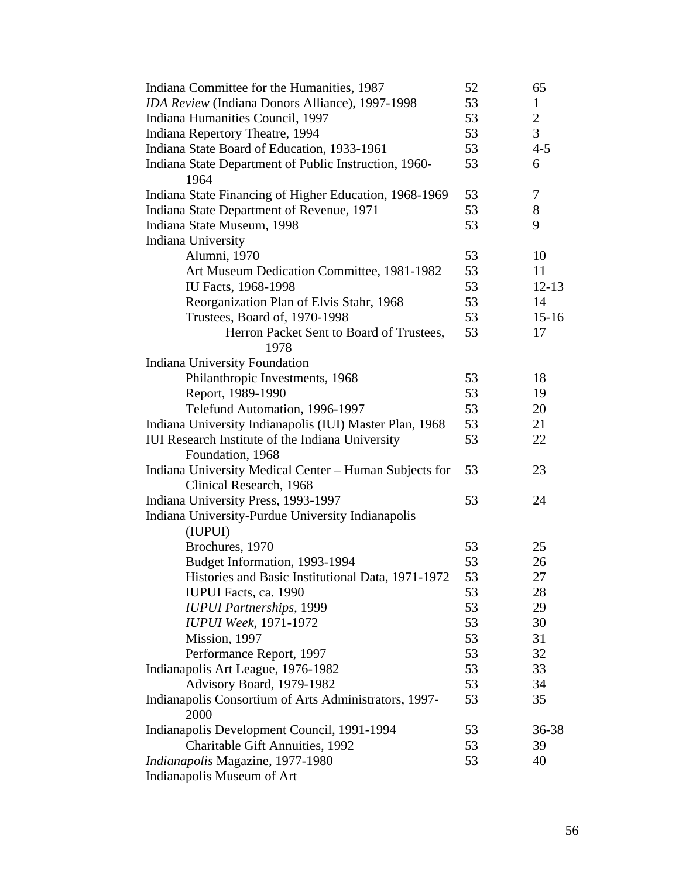| | | |
|---|---|---|
| Indiana Committee for the Humanities, 1987 | 52 | 65 |
| *IDA Review* (Indiana Donors Alliance), 1997-1998 | 53 | 1 |
| Indiana Humanities Council, 1997 | 53 | 2 |
| Indiana Repertory Theatre, 1994 | 53 | 3 |
| Indiana State Board of Education, 1933-1961 | 53 | 4-5 |
| Indiana State Department of Public Instruction, 1960-1964 | 53 | 6 |
| Indiana State Financing of Higher Education, 1968-1969 | 53 | 7 |
| Indiana State Department of Revenue, 1971 | 53 | 8 |
| Indiana State Museum, 1998 | 53 | 9 |
| Indiana University | | |
| Alumni, 1970 | 53 | 10 |
| Art Museum Dedication Committee, 1981-1982 | 53 | 11 |
| IU Facts, 1968-1998 | 53 | 12-13 |
| Reorganization Plan of Elvis Stahr, 1968 | 53 | 14 |
| Trustees, Board of, 1970-1998 | 53 | 15-16 |
| Herron Packet Sent to Board of Trustees, 1978 | 53 | 17 |
| Indiana University Foundation | | |
| Philanthropic Investments, 1968 | 53 | 18 |
| Report, 1989-1990 | 53 | 19 |
| Telefund Automation, 1996-1997 | 53 | 20 |
| Indiana University Indianapolis (IUI) Master Plan, 1968 | 53 | 21 |
| IUI Research Institute of the Indiana University Foundation, 1968 | 53 | 22 |
| Indiana University Medical Center – Human Subjects for Clinical Research, 1968 | 53 | 23 |
| Indiana University Press, 1993-1997 | 53 | 24 |
| Indiana University-Purdue University Indianapolis (IUPUI) | | |
| Brochures, 1970 | 53 | 25 |
| Budget Information, 1993-1994 | 53 | 26 |
| Histories and Basic Institutional Data, 1971-1972 | 53 | 27 |
| IUPUI Facts, ca. 1990 | 53 | 28 |
| *IUPUI Partnerships*, 1999 | 53 | 29 |
| *IUPUI Week*, 1971-1972 | 53 | 30 |
| Mission, 1997 | 53 | 31 |
| Performance Report, 1997 | 53 | 32 |
| Indianapolis Art League, 1976-1982 | 53 | 33 |
| Advisory Board, 1979-1982 | 53 | 34 |
| Indianapolis Consortium of Arts Administrators, 1997-2000 | 53 | 35 |
| Indianapolis Development Council, 1991-1994 | 53 | 36-38 |
| Charitable Gift Annuities, 1992 | 53 | 39 |
| *Indianapolis* Magazine, 1977-1980 | 53 | 40 |
| Indianapolis Museum of Art | | |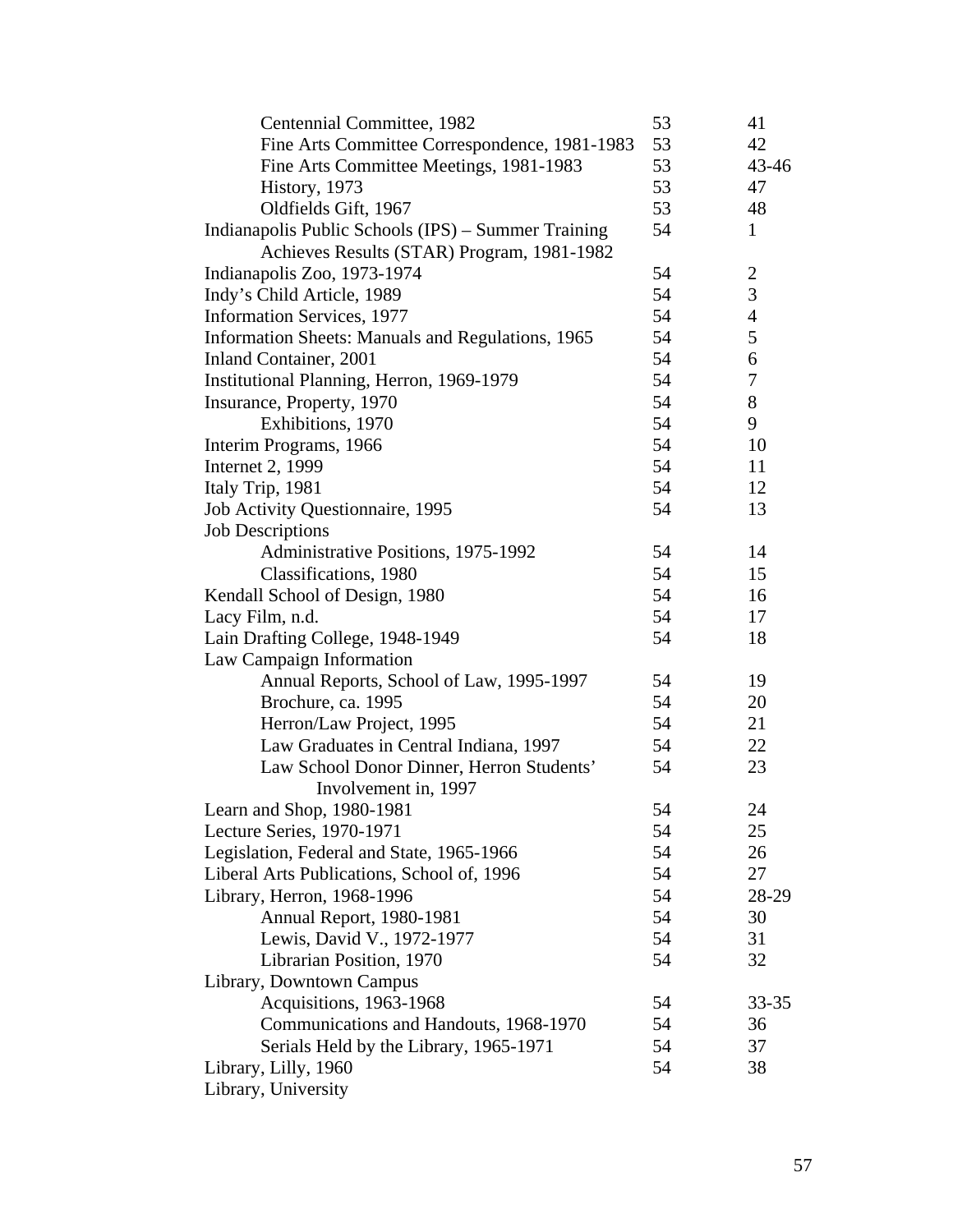| | | |
|---|---|---|
| Centennial Committee, 1982 | 53 | 41 |
| Fine Arts Committee Correspondence, 1981-1983 | 53 | 42 |
| Fine Arts Committee Meetings, 1981-1983 | 53 | 43-46 |
| History, 1973 | 53 | 47 |
| Oldfields Gift, 1967 | 53 | 48 |
| Indianapolis Public Schools (IPS) – Summer Training Achieves Results (STAR) Program, 1981-1982 | 54 | 1 |
| Indianapolis Zoo, 1973-1974 | 54 | 2 |
| Indy's Child Article, 1989 | 54 | 3 |
| Information Services, 1977 | 54 | 4 |
| Information Sheets: Manuals and Regulations, 1965 | 54 | 5 |
| Inland Container, 2001 | 54 | 6 |
| Institutional Planning, Herron, 1969-1979 | 54 | 7 |
| Insurance, Property, 1970 | 54 | 8 |
| Exhibitions, 1970 | 54 | 9 |
| Interim Programs, 1966 | 54 | 10 |
| Internet 2, 1999 | 54 | 11 |
| Italy Trip, 1981 | 54 | 12 |
| Job Activity Questionnaire, 1995 | 54 | 13 |
| Job Descriptions | | |
| Administrative Positions, 1975-1992 | 54 | 14 |
| Classifications, 1980 | 54 | 15 |
| Kendall School of Design, 1980 | 54 | 16 |
| Lacy Film, n.d. | 54 | 17 |
| Lain Drafting College, 1948-1949 | 54 | 18 |
| Law Campaign Information | | |
| Annual Reports, School of Law, 1995-1997 | 54 | 19 |
| Brochure, ca. 1995 | 54 | 20 |
| Herron/Law Project, 1995 | 54 | 21 |
| Law Graduates in Central Indiana, 1997 | 54 | 22 |
| Law School Donor Dinner, Herron Students' Involvement in, 1997 | 54 | 23 |
| Learn and Shop, 1980-1981 | 54 | 24 |
| Lecture Series, 1970-1971 | 54 | 25 |
| Legislation, Federal and State, 1965-1966 | 54 | 26 |
| Liberal Arts Publications, School of, 1996 | 54 | 27 |
| Library, Herron, 1968-1996 | 54 | 28-29 |
| Annual Report, 1980-1981 | 54 | 30 |
| Lewis, David V., 1972-1977 | 54 | 31 |
| Librarian Position, 1970 | 54 | 32 |
| Library, Downtown Campus | | |
| Acquisitions, 1963-1968 | 54 | 33-35 |
| Communications and Handouts, 1968-1970 | 54 | 36 |
| Serials Held by the Library, 1965-1971 | 54 | 37 |
| Library, Lilly, 1960 | 54 | 38 |
| Library, University | | |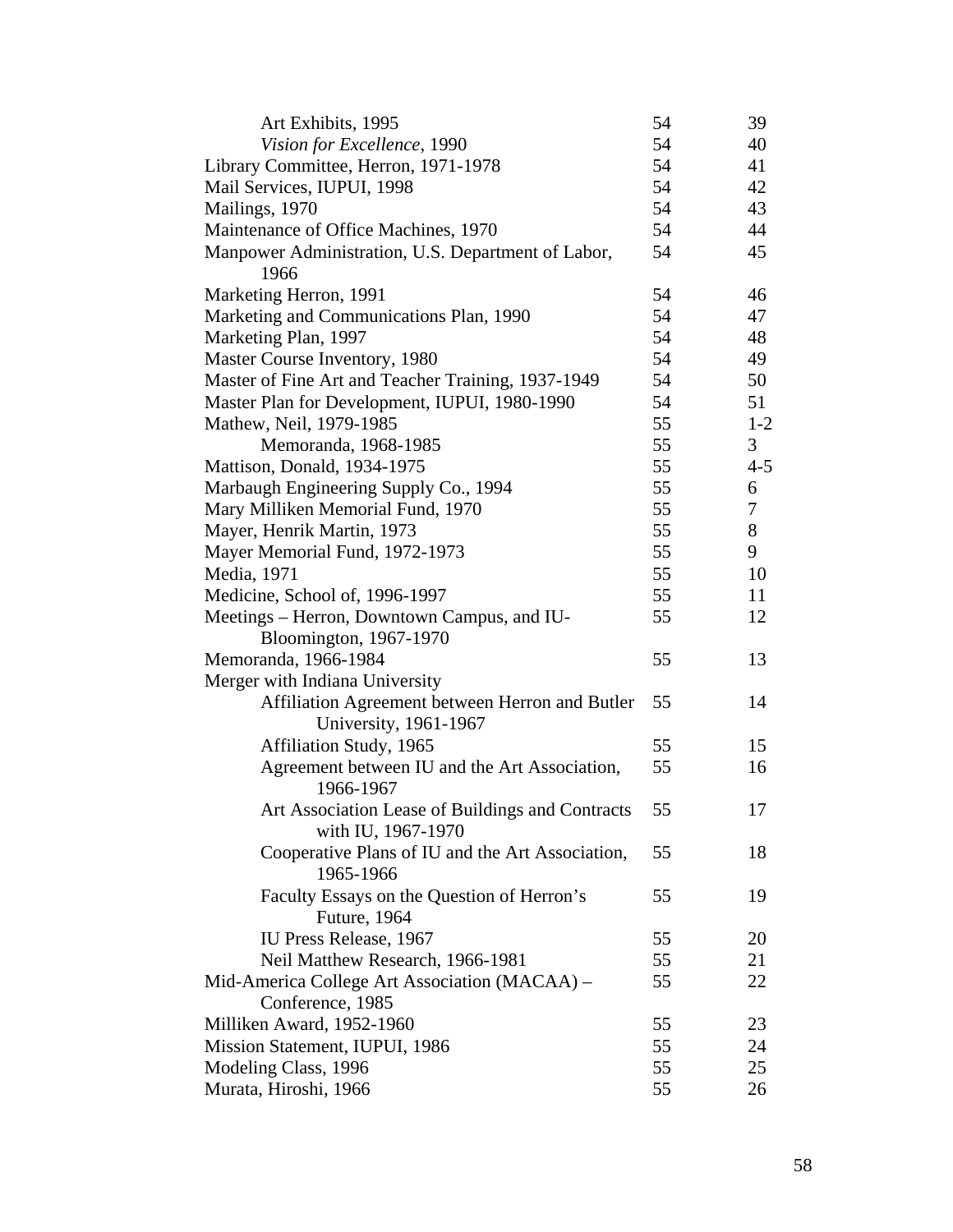| | | |
|---|---|---|
| Art Exhibits, 1995 | 54 | 39 |
| *Vision for Excellence*, 1990 | 54 | 40 |
| Library Committee, Herron, 1971-1978 | 54 | 41 |
| Mail Services, IUPUI, 1998 | 54 | 42 |
| Mailings, 1970 | 54 | 43 |
| Maintenance of Office Machines, 1970 | 54 | 44 |
| Manpower Administration, U.S. Department of Labor, 1966 | 54 | 45 |
| Marketing Herron, 1991 | 54 | 46 |
| Marketing and Communications Plan, 1990 | 54 | 47 |
| Marketing Plan, 1997 | 54 | 48 |
| Master Course Inventory, 1980 | 54 | 49 |
| Master of Fine Art and Teacher Training, 1937-1949 | 54 | 50 |
| Master Plan for Development, IUPUI, 1980-1990 | 54 | 51 |
| Mathew, Neil, 1979-1985 | 55 | 1-2 |
| Memoranda, 1968-1985 | 55 | 3 |
| Mattison, Donald, 1934-1975 | 55 | 4-5 |
| Marbaugh Engineering Supply Co., 1994 | 55 | 6 |
| Mary Milliken Memorial Fund, 1970 | 55 | 7 |
| Mayer, Henrik Martin, 1973 | 55 | 8 |
| Mayer Memorial Fund, 1972-1973 | 55 | 9 |
| Media, 1971 | 55 | 10 |
| Medicine, School of, 1996-1997 | 55 | 11 |
| Meetings – Herron, Downtown Campus, and IU-Bloomington, 1967-1970 | 55 | 12 |
| Memoranda, 1966-1984 | 55 | 13 |
| Merger with Indiana University | | |
| Affiliation Agreement between Herron and Butler University, 1961-1967 | 55 | 14 |
| Affiliation Study, 1965 | 55 | 15 |
| Agreement between IU and the Art Association, 1966-1967 | 55 | 16 |
| Art Association Lease of Buildings and Contracts with IU, 1967-1970 | 55 | 17 |
| Cooperative Plans of IU and the Art Association, 1965-1966 | 55 | 18 |
| Faculty Essays on the Question of Herron's Future, 1964 | 55 | 19 |
| IU Press Release, 1967 | 55 | 20 |
| Neil Matthew Research, 1966-1981 | 55 | 21 |
| Mid-America College Art Association (MACAA) – Conference, 1985 | 55 | 22 |
| Milliken Award, 1952-1960 | 55 | 23 |
| Mission Statement, IUPUI, 1986 | 55 | 24 |
| Modeling Class, 1996 | 55 | 25 |
| Murata, Hiroshi, 1966 | 55 | 26 |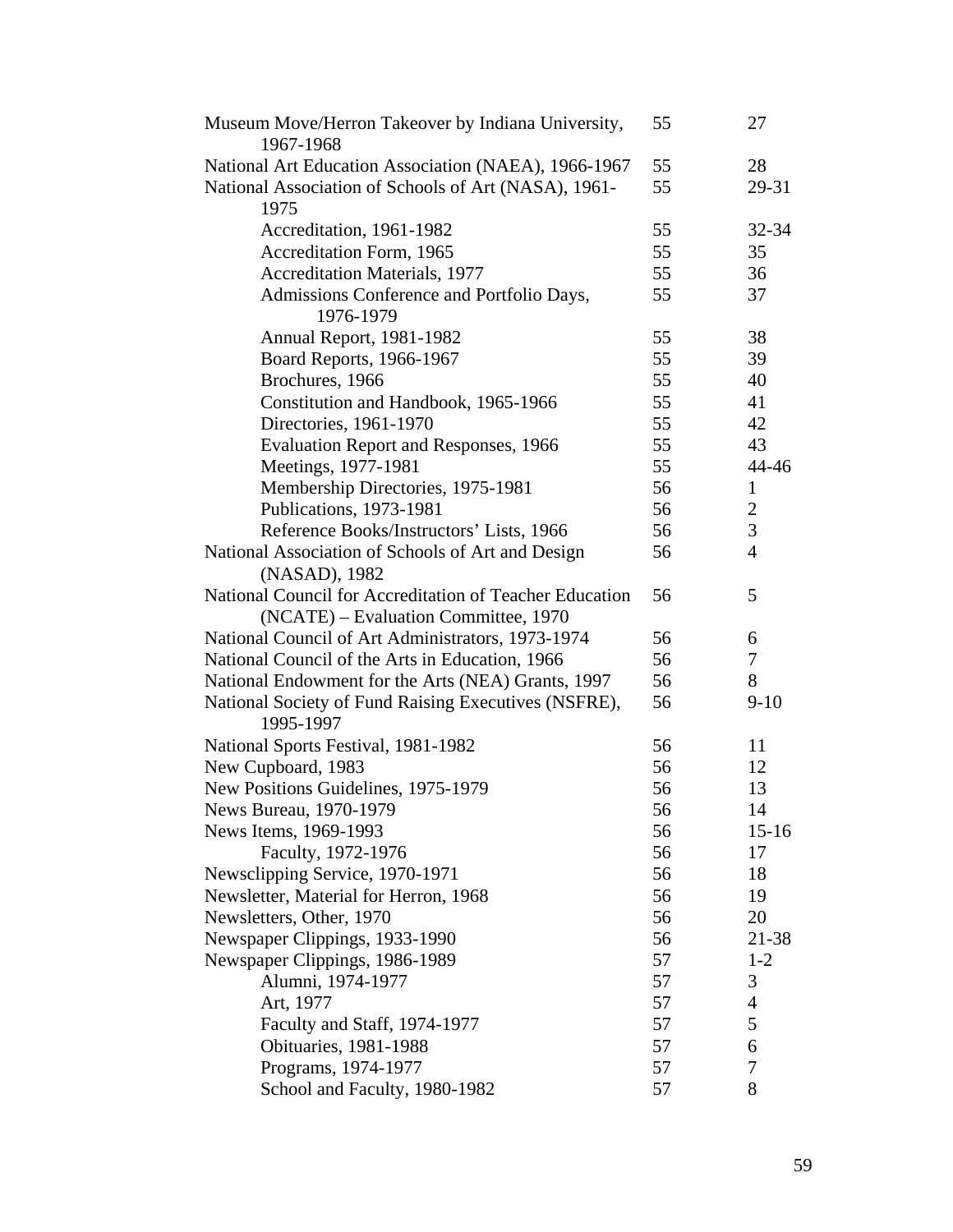| | | |
|---|---|---|
| Museum Move/Herron Takeover by Indiana University, 1967-1968 | 55 | 27 |
| National Art Education Association (NAEA), 1966-1967 | 55 | 28 |
| National Association of Schools of Art (NASA), 1961-1975 | 55 | 29-31 |
| Accreditation, 1961-1982 | 55 | 32-34 |
| Accreditation Form, 1965 | 55 | 35 |
| Accreditation Materials, 1977 | 55 | 36 |
| Admissions Conference and Portfolio Days, 1976-1979 | 55 | 37 |
| Annual Report, 1981-1982 | 55 | 38 |
| Board Reports, 1966-1967 | 55 | 39 |
| Brochures, 1966 | 55 | 40 |
| Constitution and Handbook, 1965-1966 | 55 | 41 |
| Directories, 1961-1970 | 55 | 42 |
| Evaluation Report and Responses, 1966 | 55 | 43 |
| Meetings, 1977-1981 | 55 | 44-46 |
| Membership Directories, 1975-1981 | 56 | 1 |
| Publications, 1973-1981 | 56 | 2 |
| Reference Books/Instructors' Lists, 1966 | 56 | 3 |
| National Association of Schools of Art and Design (NASAD), 1982 | 56 | 4 |
| National Council for Accreditation of Teacher Education (NCATE) – Evaluation Committee, 1970 | 56 | 5 |
| National Council of Art Administrators, 1973-1974 | 56 | 6 |
| National Council of the Arts in Education, 1966 | 56 | 7 |
| National Endowment for the Arts (NEA) Grants, 1997 | 56 | 8 |
| National Society of Fund Raising Executives (NSFRE), 1995-1997 | 56 | 9-10 |
| National Sports Festival, 1981-1982 | 56 | 11 |
| New Cupboard, 1983 | 56 | 12 |
| New Positions Guidelines, 1975-1979 | 56 | 13 |
| News Bureau, 1970-1979 | 56 | 14 |
| News Items, 1969-1993 | 56 | 15-16 |
| Faculty, 1972-1976 | 56 | 17 |
| Newsclipping Service, 1970-1971 | 56 | 18 |
| Newsletter, Material for Herron, 1968 | 56 | 19 |
| Newsletters, Other, 1970 | 56 | 20 |
| Newspaper Clippings, 1933-1990 | 56 | 21-38 |
| Newspaper Clippings, 1986-1989 | 57 | 1-2 |
| Alumni, 1974-1977 | 57 | 3 |
| Art, 1977 | 57 | 4 |
| Faculty and Staff, 1974-1977 | 57 | 5 |
| Obituaries, 1981-1988 | 57 | 6 |
| Programs, 1974-1977 | 57 | 7 |
| School and Faculty, 1980-1982 | 57 | 8 |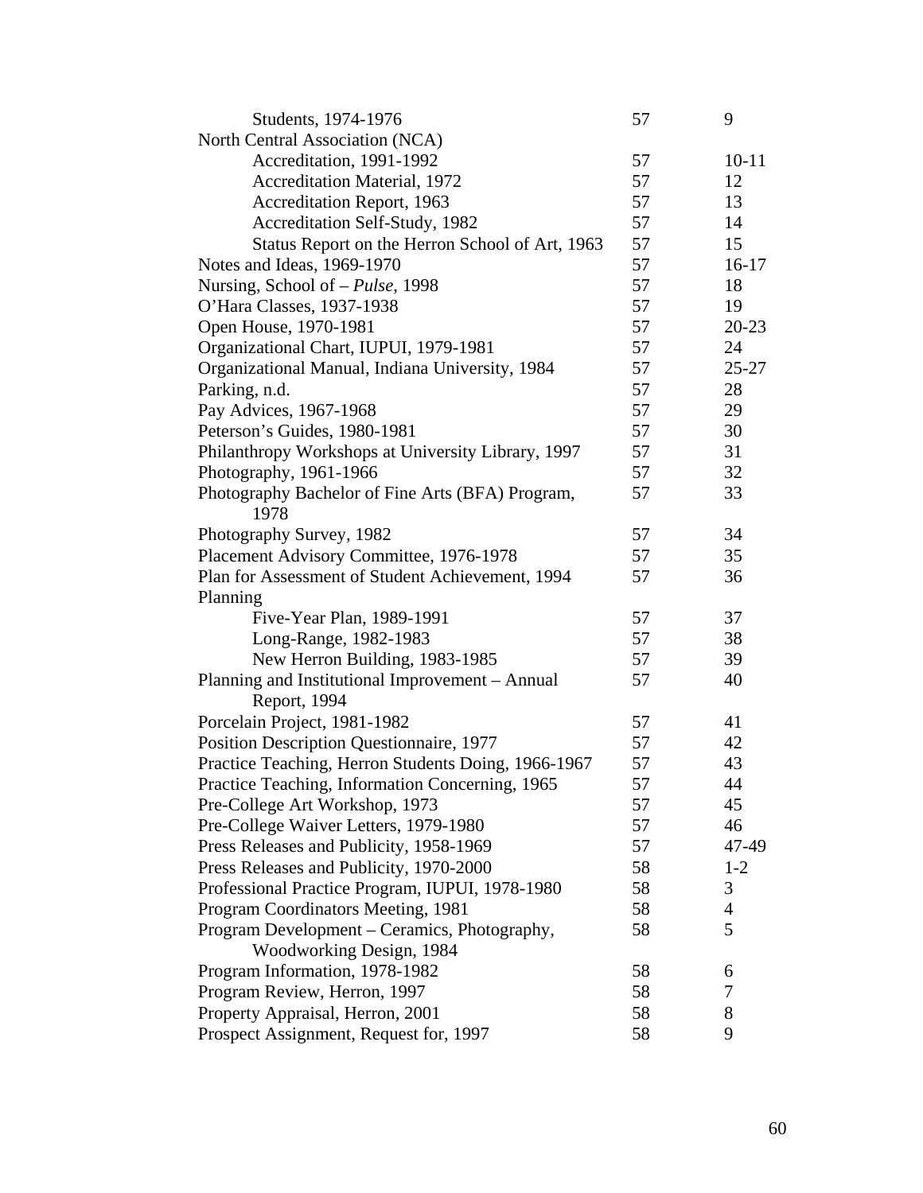| | | |
|---|---|---|
| Students, 1974-1976 | 57 | 9 |
| North Central Association (NCA) | | |
| Accreditation, 1991-1992 | 57 | 10-11 |
| Accreditation Material, 1972 | 57 | 12 |
| Accreditation Report, 1963 | 57 | 13 |
| Accreditation Self-Study, 1982 | 57 | 14 |
| Status Report on the Herron School of Art, 1963 | 57 | 15 |
| Notes and Ideas, 1969-1970 | 57 | 16-17 |
| Nursing, School of – *Pulse*, 1998 | 57 | 18 |
| O'Hara Classes, 1937-1938 | 57 | 19 |
| Open House, 1970-1981 | 57 | 20-23 |
| Organizational Chart, IUPUI, 1979-1981 | 57 | 24 |
| Organizational Manual, Indiana University, 1984 | 57 | 25-27 |
| Parking, n.d. | 57 | 28 |
| Pay Advices, 1967-1968 | 57 | 29 |
| Peterson's Guides, 1980-1981 | 57 | 30 |
| Philanthropy Workshops at University Library, 1997 | 57 | 31 |
| Photography, 1961-1966 | 57 | 32 |
| Photography Bachelor of Fine Arts (BFA) Program, 1978 | 57 | 33 |
| Photography Survey, 1982 | 57 | 34 |
| Placement Advisory Committee, 1976-1978 | 57 | 35 |
| Plan for Assessment of Student Achievement, 1994 | 57 | 36 |
| Planning | | |
| Five-Year Plan, 1989-1991 | 57 | 37 |
| Long-Range, 1982-1983 | 57 | 38 |
| New Herron Building, 1983-1985 | 57 | 39 |
| Planning and Institutional Improvement – Annual Report, 1994 | 57 | 40 |
| Porcelain Project, 1981-1982 | 57 | 41 |
| Position Description Questionnaire, 1977 | 57 | 42 |
| Practice Teaching, Herron Students Doing, 1966-1967 | 57 | 43 |
| Practice Teaching, Information Concerning, 1965 | 57 | 44 |
| Pre-College Art Workshop, 1973 | 57 | 45 |
| Pre-College Waiver Letters, 1979-1980 | 57 | 46 |
| Press Releases and Publicity, 1958-1969 | 57 | 47-49 |
| Press Releases and Publicity, 1970-2000 | 58 | 1-2 |
| Professional Practice Program, IUPUI, 1978-1980 | 58 | 3 |
| Program Coordinators Meeting, 1981 | 58 | 4 |
| Program Development – Ceramics, Photography, Woodworking Design, 1984 | 58 | 5 |
| Program Information, 1978-1982 | 58 | 6 |
| Program Review, Herron, 1997 | 58 | 7 |
| Property Appraisal, Herron, 2001 | 58 | 8 |
| Prospect Assignment, Request for, 1997 | 58 | 9 |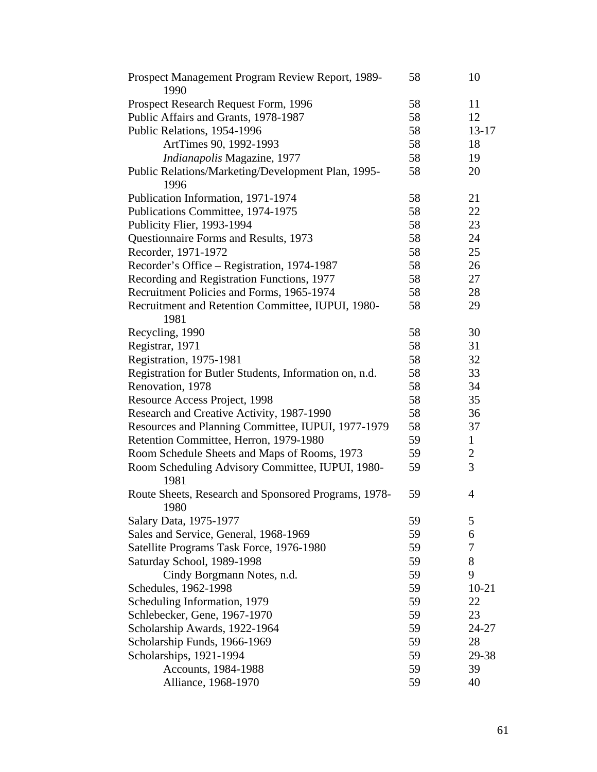| | | |
|---|---|---|
| Prospect Management Program Review Report, 1989-1990 | 58 | 10 |
| Prospect Research Request Form, 1996 | 58 | 11 |
| Public Affairs and Grants, 1978-1987 | 58 | 12 |
| Public Relations, 1954-1996 | 58 | 13-17 |
| ArtTimes 90, 1992-1993 | 58 | 18 |
| *Indianapolis* Magazine, 1977 | 58 | 19 |
| Public Relations/Marketing/Development Plan, 1995-1996 | 58 | 20 |
| Publication Information, 1971-1974 | 58 | 21 |
| Publications Committee, 1974-1975 | 58 | 22 |
| Publicity Flier, 1993-1994 | 58 | 23 |
| Questionnaire Forms and Results, 1973 | 58 | 24 |
| Recorder, 1971-1972 | 58 | 25 |
| Recorder's Office – Registration, 1974-1987 | 58 | 26 |
| Recording and Registration Functions, 1977 | 58 | 27 |
| Recruitment Policies and Forms, 1965-1974 | 58 | 28 |
| Recruitment and Retention Committee, IUPUI, 1980-1981 | 58 | 29 |
| Recycling, 1990 | 58 | 30 |
| Registrar, 1971 | 58 | 31 |
| Registration, 1975-1981 | 58 | 32 |
| Registration for Butler Students, Information on, n.d. | 58 | 33 |
| Renovation, 1978 | 58 | 34 |
| Resource Access Project, 1998 | 58 | 35 |
| Research and Creative Activity, 1987-1990 | 58 | 36 |
| Resources and Planning Committee, IUPUI, 1977-1979 | 58 | 37 |
| Retention Committee, Herron, 1979-1980 | 59 | 1 |
| Room Schedule Sheets and Maps of Rooms, 1973 | 59 | 2 |
| Room Scheduling Advisory Committee, IUPUI, 1980-1981 | 59 | 3 |
| Route Sheets, Research and Sponsored Programs, 1978-1980 | 59 | 4 |
| Salary Data, 1975-1977 | 59 | 5 |
| Sales and Service, General, 1968-1969 | 59 | 6 |
| Satellite Programs Task Force, 1976-1980 | 59 | 7 |
| Saturday School, 1989-1998 | 59 | 8 |
| Cindy Borgmann Notes, n.d. | 59 | 9 |
| Schedules, 1962-1998 | 59 | 10-21 |
| Scheduling Information, 1979 | 59 | 22 |
| Schlebecker, Gene, 1967-1970 | 59 | 23 |
| Scholarship Awards, 1922-1964 | 59 | 24-27 |
| Scholarship Funds, 1966-1969 | 59 | 28 |
| Scholarships, 1921-1994 | 59 | 29-38 |
| Accounts, 1984-1988 | 59 | 39 |
| Alliance, 1968-1970 | 59 | 40 |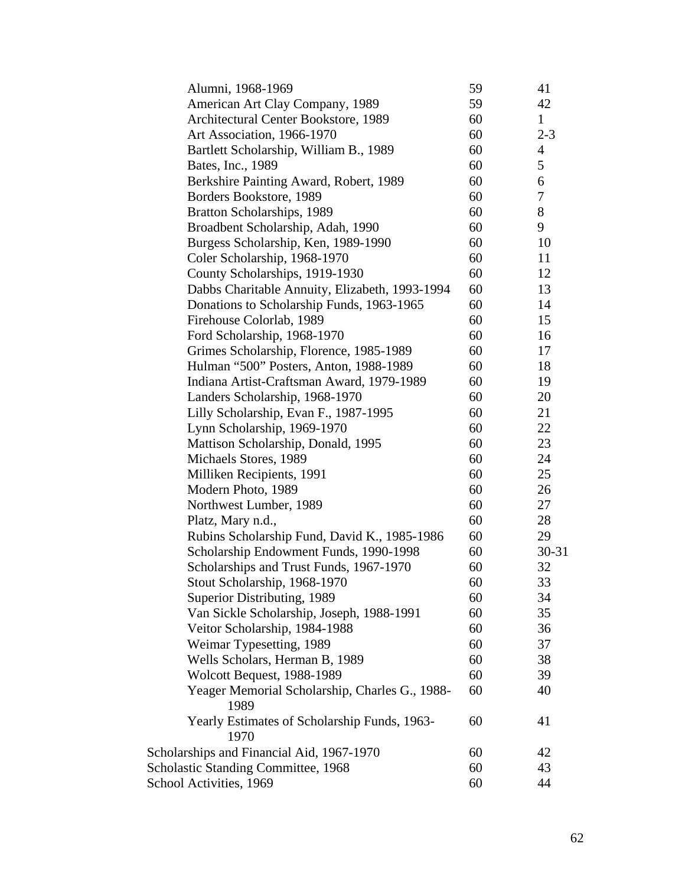| | | |
|---|---|---|
| Alumni, 1968-1969 | 59 | 41 |
| American Art Clay Company, 1989 | 59 | 42 |
| Architectural Center Bookstore, 1989 | 60 | 1 |
| Art Association, 1966-1970 | 60 | 2-3 |
| Bartlett Scholarship, William B., 1989 | 60 | 4 |
| Bates, Inc., 1989 | 60 | 5 |
| Berkshire Painting Award, Robert, 1989 | 60 | 6 |
| Borders Bookstore, 1989 | 60 | 7 |
| Bratton Scholarships, 1989 | 60 | 8 |
| Broadbent Scholarship, Adah, 1990 | 60 | 9 |
| Burgess Scholarship, Ken, 1989-1990 | 60 | 10 |
| Coler Scholarship, 1968-1970 | 60 | 11 |
| County Scholarships, 1919-1930 | 60 | 12 |
| Dabbs Charitable Annuity, Elizabeth, 1993-1994 | 60 | 13 |
| Donations to Scholarship Funds, 1963-1965 | 60 | 14 |
| Firehouse Colorlab, 1989 | 60 | 15 |
| Ford Scholarship, 1968-1970 | 60 | 16 |
| Grimes Scholarship, Florence, 1985-1989 | 60 | 17 |
| Hulman "500" Posters, Anton, 1988-1989 | 60 | 18 |
| Indiana Artist-Craftsman Award, 1979-1989 | 60 | 19 |
| Landers Scholarship, 1968-1970 | 60 | 20 |
| Lilly Scholarship, Evan F., 1987-1995 | 60 | 21 |
| Lynn Scholarship, 1969-1970 | 60 | 22 |
| Mattison Scholarship, Donald, 1995 | 60 | 23 |
| Michaels Stores, 1989 | 60 | 24 |
| Milliken Recipients, 1991 | 60 | 25 |
| Modern Photo, 1989 | 60 | 26 |
| Northwest Lumber, 1989 | 60 | 27 |
| Platz, Mary n.d., | 60 | 28 |
| Rubins Scholarship Fund, David K., 1985-1986 | 60 | 29 |
| Scholarship Endowment Funds, 1990-1998 | 60 | 30-31 |
| Scholarships and Trust Funds, 1967-1970 | 60 | 32 |
| Stout Scholarship, 1968-1970 | 60 | 33 |
| Superior Distributing, 1989 | 60 | 34 |
| Van Sickle Scholarship, Joseph, 1988-1991 | 60 | 35 |
| Veitor Scholarship, 1984-1988 | 60 | 36 |
| Weimar Typesetting, 1989 | 60 | 37 |
| Wells Scholars, Herman B, 1989 | 60 | 38 |
| Wolcott Bequest, 1988-1989 | 60 | 39 |
| Yeager Memorial Scholarship, Charles G., 1988-1989 | 60 | 40 |
| Yearly Estimates of Scholarship Funds, 1963-1970 | 60 | 41 |
| Scholarships and Financial Aid, 1967-1970 | 60 | 42 |
| Scholastic Standing Committee, 1968 | 60 | 43 |
| School Activities, 1969 | 60 | 44 |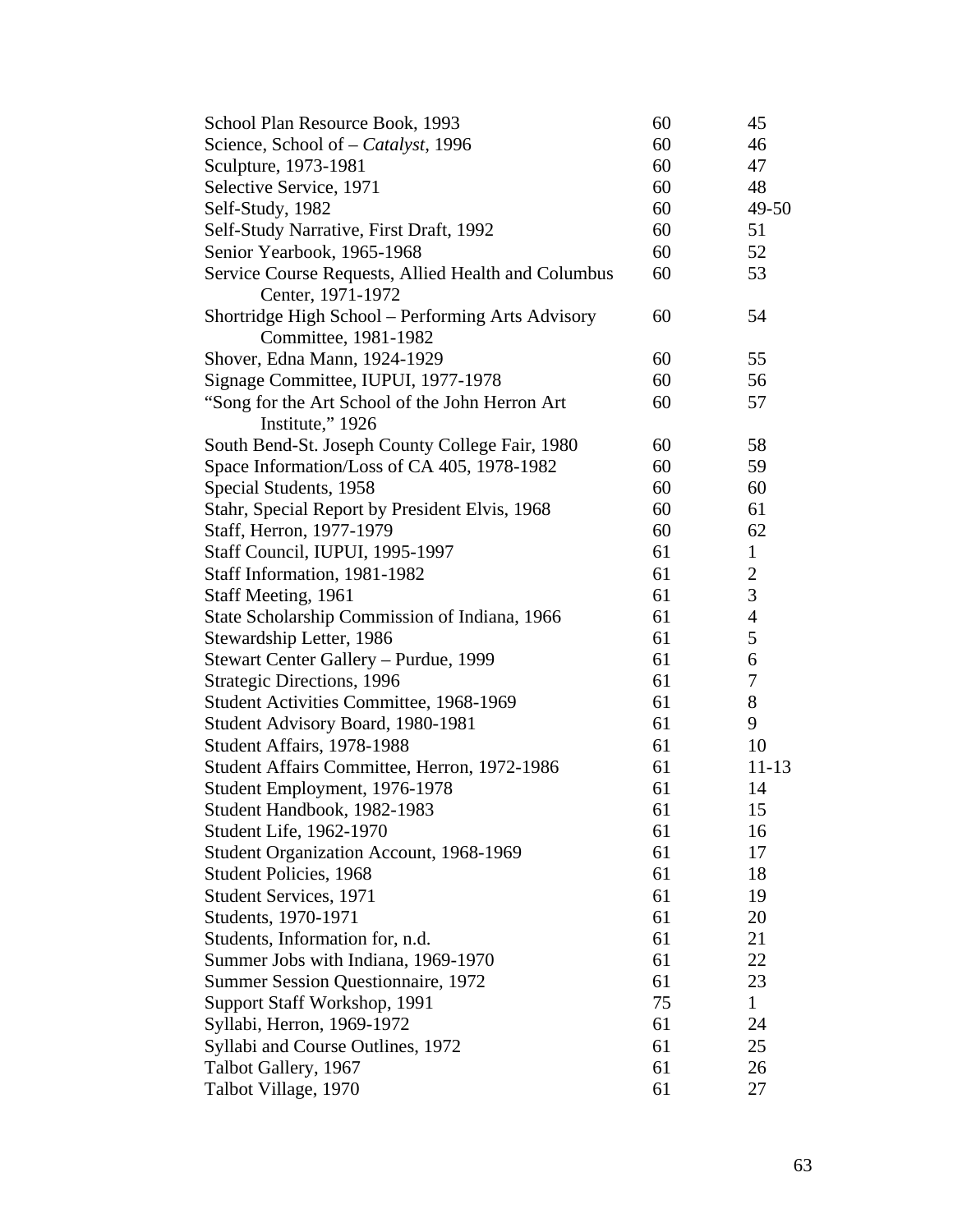| | | |
|---|---|---|
| School Plan Resource Book, 1993 | 60 | 45 |
| Science, School of – *Catalyst*, 1996 | 60 | 46 |
| Sculpture, 1973-1981 | 60 | 47 |
| Selective Service, 1971 | 60 | 48 |
| Self-Study, 1982 | 60 | 49-50 |
| Self-Study Narrative, First Draft, 1992 | 60 | 51 |
| Senior Yearbook, 1965-1968 | 60 | 52 |
| Service Course Requests, Allied Health and Columbus Center, 1971-1972 | 60 | 53 |
| Shortridge High School – Performing Arts Advisory Committee, 1981-1982 | 60 | 54 |
| Shover, Edna Mann, 1924-1929 | 60 | 55 |
| Signage Committee, IUPUI, 1977-1978 | 60 | 56 |
| "Song for the Art School of the John Herron Art Institute," 1926 | 60 | 57 |
| South Bend-St. Joseph County College Fair, 1980 | 60 | 58 |
| Space Information/Loss of CA 405, 1978-1982 | 60 | 59 |
| Special Students, 1958 | 60 | 60 |
| Stahr, Special Report by President Elvis, 1968 | 60 | 61 |
| Staff, Herron, 1977-1979 | 60 | 62 |
| Staff Council, IUPUI, 1995-1997 | 61 | 1 |
| Staff Information, 1981-1982 | 61 | 2 |
| Staff Meeting, 1961 | 61 | 3 |
| State Scholarship Commission of Indiana, 1966 | 61 | 4 |
| Stewardship Letter, 1986 | 61 | 5 |
| Stewart Center Gallery – Purdue, 1999 | 61 | 6 |
| Strategic Directions, 1996 | 61 | 7 |
| Student Activities Committee, 1968-1969 | 61 | 8 |
| Student Advisory Board, 1980-1981 | 61 | 9 |
| Student Affairs, 1978-1988 | 61 | 10 |
| Student Affairs Committee, Herron, 1972-1986 | 61 | 11-13 |
| Student Employment, 1976-1978 | 61 | 14 |
| Student Handbook, 1982-1983 | 61 | 15 |
| Student Life, 1962-1970 | 61 | 16 |
| Student Organization Account, 1968-1969 | 61 | 17 |
| Student Policies, 1968 | 61 | 18 |
| Student Services, 1971 | 61 | 19 |
| Students, 1970-1971 | 61 | 20 |
| Students, Information for, n.d. | 61 | 21 |
| Summer Jobs with Indiana, 1969-1970 | 61 | 22 |
| Summer Session Questionnaire, 1972 | 61 | 23 |
| Support Staff Workshop, 1991 | 75 | 1 |
| Syllabi, Herron, 1969-1972 | 61 | 24 |
| Syllabi and Course Outlines, 1972 | 61 | 25 |
| Talbot Gallery, 1967 | 61 | 26 |
| Talbot Village, 1970 | 61 | 27 |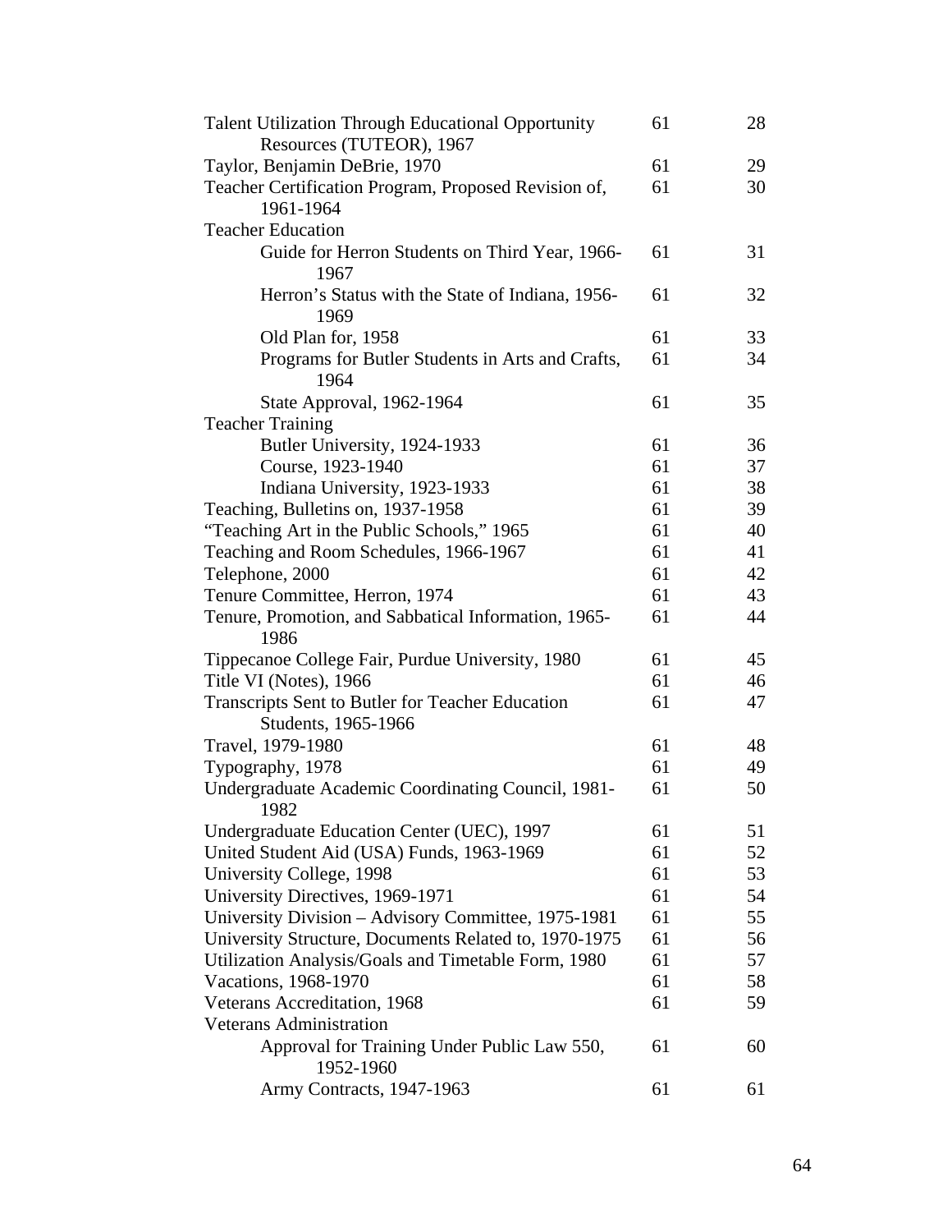| | | |
|---|---|---|
| Talent Utilization Through Educational Opportunity Resources (TUTEOR), 1967 | 61 | 28 |
| Taylor, Benjamin DeBrie, 1970 | 61 | 29 |
| Teacher Certification Program, Proposed Revision of, 1961-1964 | 61 | 30 |
| Teacher Education | | |
| Guide for Herron Students on Third Year, 1966-1967 | 61 | 31 |
| Herron's Status with the State of Indiana, 1956-1969 | 61 | 32 |
| Old Plan for, 1958 | 61 | 33 |
| Programs for Butler Students in Arts and Crafts, 1964 | 61 | 34 |
| State Approval, 1962-1964 | 61 | 35 |
| Teacher Training | | |
| Butler University, 1924-1933 | 61 | 36 |
| Course, 1923-1940 | 61 | 37 |
| Indiana University, 1923-1933 | 61 | 38 |
| Teaching, Bulletins on, 1937-1958 | 61 | 39 |
| "Teaching Art in the Public Schools," 1965 | 61 | 40 |
| Teaching and Room Schedules, 1966-1967 | 61 | 41 |
| Telephone, 2000 | 61 | 42 |
| Tenure Committee, Herron, 1974 | 61 | 43 |
| Tenure, Promotion, and Sabbatical Information, 1965-1986 | 61 | 44 |
| Tippecanoe College Fair, Purdue University, 1980 | 61 | 45 |
| Title VI (Notes), 1966 | 61 | 46 |
| Transcripts Sent to Butler for Teacher Education Students, 1965-1966 | 61 | 47 |
| Travel, 1979-1980 | 61 | 48 |
| Typography, 1978 | 61 | 49 |
| Undergraduate Academic Coordinating Council, 1981-1982 | 61 | 50 |
| Undergraduate Education Center (UEC), 1997 | 61 | 51 |
| United Student Aid (USA) Funds, 1963-1969 | 61 | 52 |
| University College, 1998 | 61 | 53 |
| University Directives, 1969-1971 | 61 | 54 |
| University Division – Advisory Committee, 1975-1981 | 61 | 55 |
| University Structure, Documents Related to, 1970-1975 | 61 | 56 |
| Utilization Analysis/Goals and Timetable Form, 1980 | 61 | 57 |
| Vacations, 1968-1970 | 61 | 58 |
| Veterans Accreditation, 1968 | 61 | 59 |
| Veterans Administration | | |
| Approval for Training Under Public Law 550, 1952-1960 | 61 | 60 |
| Army Contracts, 1947-1963 | 61 | 61 |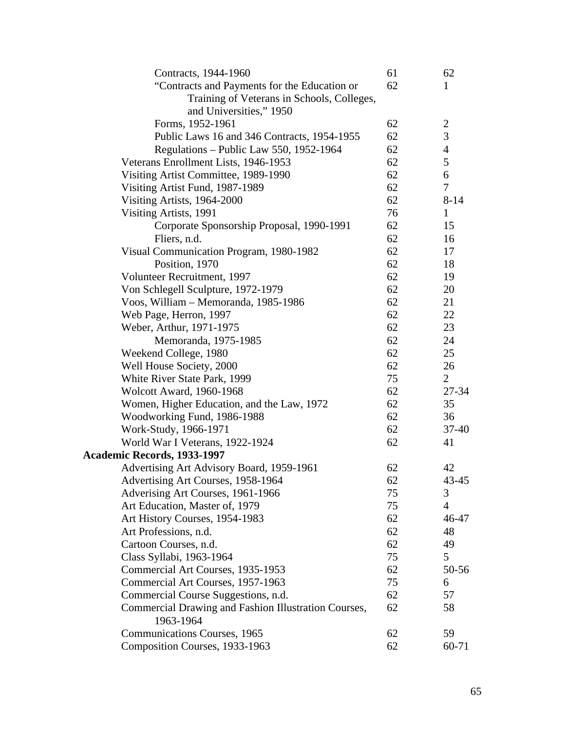| | | |
|---|---|---|
| Contracts, 1944-1960 | 61 | 62 |
| "Contracts and Payments for the Education or Training of Veterans in Schools, Colleges, and Universities," 1950 | 62 | 1 |
| Forms, 1952-1961 | 62 | 2 |
| Public Laws 16 and 346 Contracts, 1954-1955 | 62 | 3 |
| Regulations – Public Law 550, 1952-1964 | 62 | 4 |
| Veterans Enrollment Lists, 1946-1953 | 62 | 5 |
| Visiting Artist Committee, 1989-1990 | 62 | 6 |
| Visiting Artist Fund, 1987-1989 | 62 | 7 |
| Visiting Artists, 1964-2000 | 62 | 8-14 |
| Visiting Artists, 1991 | 76 | 1 |
| Corporate Sponsorship Proposal, 1990-1991 | 62 | 15 |
| Fliers, n.d. | 62 | 16 |
| Visual Communication Program, 1980-1982 | 62 | 17 |
| Position, 1970 | 62 | 18 |
| Volunteer Recruitment, 1997 | 62 | 19 |
| Von Schlegell Sculpture, 1972-1979 | 62 | 20 |
| Voos, William – Memoranda, 1985-1986 | 62 | 21 |
| Web Page, Herron, 1997 | 62 | 22 |
| Weber, Arthur, 1971-1975 | 62 | 23 |
| Memoranda, 1975-1985 | 62 | 24 |
| Weekend College, 1980 | 62 | 25 |
| Well House Society, 2000 | 62 | 26 |
| White River State Park, 1999 | 75 | 2 |
| Wolcott Award, 1960-1968 | 62 | 27-34 |
| Women, Higher Education, and the Law, 1972 | 62 | 35 |
| Woodworking Fund, 1986-1988 | 62 | 36 |
| Work-Study, 1966-1971 | 62 | 37-40 |
| World War I Veterans, 1922-1924 | 62 | 41 |
| **Academic Records, 1933-1997** | | |
| Advertising Art Advisory Board, 1959-1961 | 62 | 42 |
| Advertising Art Courses, 1958-1964 | 62 | 43-45 |
| Adverising Art Courses, 1961-1966 | 75 | 3 |
| Art Education, Master of, 1979 | 75 | 4 |
| Art History Courses, 1954-1983 | 62 | 46-47 |
| Art Professions, n.d. | 62 | 48 |
| Cartoon Courses, n.d. | 62 | 49 |
| Class Syllabi, 1963-1964 | 75 | 5 |
| Commercial Art Courses, 1935-1953 | 62 | 50-56 |
| Commercial Art Courses, 1957-1963 | 75 | 6 |
| Commercial Course Suggestions, n.d. | 62 | 57 |
| Commercial Drawing and Fashion Illustration Courses, 1963-1964 | 62 | 58 |
| Communications Courses, 1965 | 62 | 59 |
| Composition Courses, 1933-1963 | 62 | 60-71 |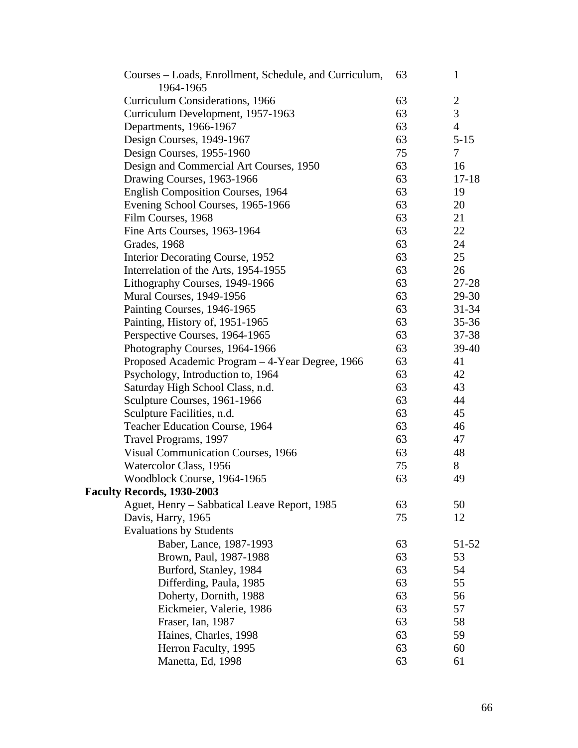| | | |
|---|---|---|
| Courses – Loads, Enrollment, Schedule, and Curriculum, 1964-1965 | 63 | 1 |
| Curriculum Considerations, 1966 | 63 | 2 |
| Curriculum Development, 1957-1963 | 63 | 3 |
| Departments, 1966-1967 | 63 | 4 |
| Design Courses, 1949-1967 | 63 | 5-15 |
| Design Courses, 1955-1960 | 75 | 7 |
| Design and Commercial Art Courses, 1950 | 63 | 16 |
| Drawing Courses, 1963-1966 | 63 | 17-18 |
| English Composition Courses, 1964 | 63 | 19 |
| Evening School Courses, 1965-1966 | 63 | 20 |
| Film Courses, 1968 | 63 | 21 |
| Fine Arts Courses, 1963-1964 | 63 | 22 |
| Grades, 1968 | 63 | 24 |
| Interior Decorating Course, 1952 | 63 | 25 |
| Interrelation of the Arts, 1954-1955 | 63 | 26 |
| Lithography Courses, 1949-1966 | 63 | 27-28 |
| Mural Courses, 1949-1956 | 63 | 29-30 |
| Painting Courses, 1946-1965 | 63 | 31-34 |
| Painting, History of, 1951-1965 | 63 | 35-36 |
| Perspective Courses, 1964-1965 | 63 | 37-38 |
| Photography Courses, 1964-1966 | 63 | 39-40 |
| Proposed Academic Program – 4-Year Degree, 1966 | 63 | 41 |
| Psychology, Introduction to, 1964 | 63 | 42 |
| Saturday High School Class, n.d. | 63 | 43 |
| Sculpture Courses, 1961-1966 | 63 | 44 |
| Sculpture Facilities, n.d. | 63 | 45 |
| Teacher Education Course, 1964 | 63 | 46 |
| Travel Programs, 1997 | 63 | 47 |
| Visual Communication Courses, 1966 | 63 | 48 |
| Watercolor Class, 1956 | 75 | 8 |
| Woodblock Course, 1964-1965 | 63 | 49 |
| **Faculty Records, 1930-2003** | | |
| Aguet, Henry – Sabbatical Leave Report, 1985 | 63 | 50 |
| Davis, Harry, 1965 | 75 | 12 |
| Evaluations by Students | | |
| Baber, Lance, 1987-1993 | 63 | 51-52 |
| Brown, Paul, 1987-1988 | 63 | 53 |
| Burford, Stanley, 1984 | 63 | 54 |
| Differding, Paula, 1985 | 63 | 55 |
| Doherty, Dornith, 1988 | 63 | 56 |
| Eickmeier, Valerie, 1986 | 63 | 57 |
| Fraser, Ian, 1987 | 63 | 58 |
| Haines, Charles, 1998 | 63 | 59 |
| Herron Faculty, 1995 | 63 | 60 |
| Manetta, Ed, 1998 | 63 | 61 |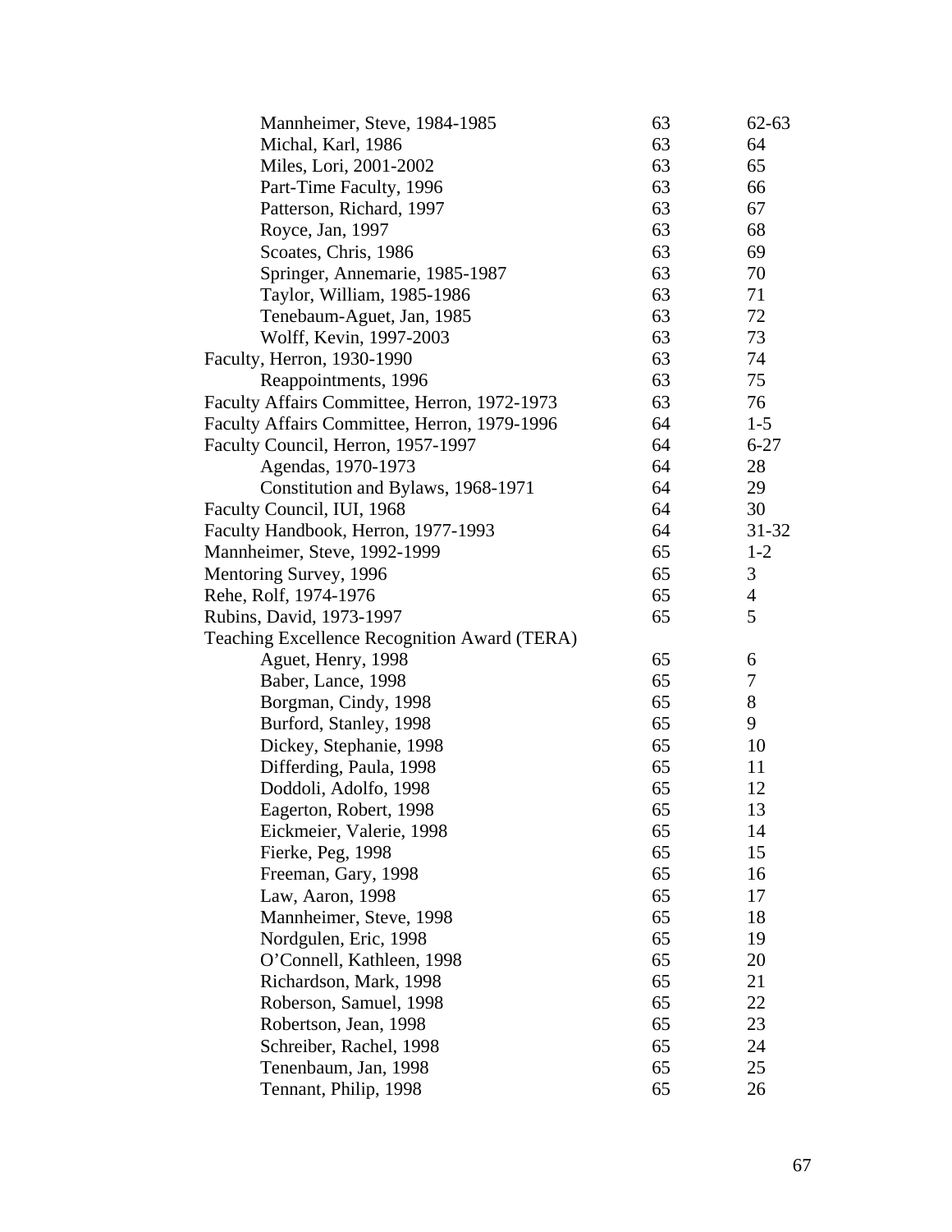| | | |
|---|---|---|
| Mannheimer, Steve, 1984-1985 | 63 | 62-63 |
| Michal, Karl, 1986 | 63 | 64 |
| Miles, Lori, 2001-2002 | 63 | 65 |
| Part-Time Faculty, 1996 | 63 | 66 |
| Patterson, Richard, 1997 | 63 | 67 |
| Royce, Jan, 1997 | 63 | 68 |
| Scoates, Chris, 1986 | 63 | 69 |
| Springer, Annemarie, 1985-1987 | 63 | 70 |
| Taylor, William, 1985-1986 | 63 | 71 |
| Tenebaum-Aguet, Jan, 1985 | 63 | 72 |
| Wolff, Kevin, 1997-2003 | 63 | 73 |
| Faculty, Herron, 1930-1990 | 63 | 74 |
| Reappointments, 1996 | 63 | 75 |
| Faculty Affairs Committee, Herron, 1972-1973 | 63 | 76 |
| Faculty Affairs Committee, Herron, 1979-1996 | 64 | 1-5 |
| Faculty Council, Herron, 1957-1997 | 64 | 6-27 |
| Agendas, 1970-1973 | 64 | 28 |
| Constitution and Bylaws, 1968-1971 | 64 | 29 |
| Faculty Council, IUI, 1968 | 64 | 30 |
| Faculty Handbook, Herron, 1977-1993 | 64 | 31-32 |
| Mannheimer, Steve, 1992-1999 | 65 | 1-2 |
| Mentoring Survey, 1996 | 65 | 3 |
| Rehe, Rolf, 1974-1976 | 65 | 4 |
| Rubins, David, 1973-1997 | 65 | 5 |
| Teaching Excellence Recognition Award (TERA) | | |
| Aguet, Henry, 1998 | 65 | 6 |
| Baber, Lance, 1998 | 65 | 7 |
| Borgman, Cindy, 1998 | 65 | 8 |
| Burford, Stanley, 1998 | 65 | 9 |
| Dickey, Stephanie, 1998 | 65 | 10 |
| Differding, Paula, 1998 | 65 | 11 |
| Doddoli, Adolfo, 1998 | 65 | 12 |
| Eagerton, Robert, 1998 | 65 | 13 |
| Eickmeier, Valerie, 1998 | 65 | 14 |
| Fierke, Peg, 1998 | 65 | 15 |
| Freeman, Gary, 1998 | 65 | 16 |
| Law, Aaron, 1998 | 65 | 17 |
| Mannheimer, Steve, 1998 | 65 | 18 |
| Nordgulen, Eric, 1998 | 65 | 19 |
| O'Connell, Kathleen, 1998 | 65 | 20 |
| Richardson, Mark, 1998 | 65 | 21 |
| Roberson, Samuel, 1998 | 65 | 22 |
| Robertson, Jean, 1998 | 65 | 23 |
| Schreiber, Rachel, 1998 | 65 | 24 |
| Tenenbaum, Jan, 1998 | 65 | 25 |
| Tennant, Philip, 1998 | 65 | 26 |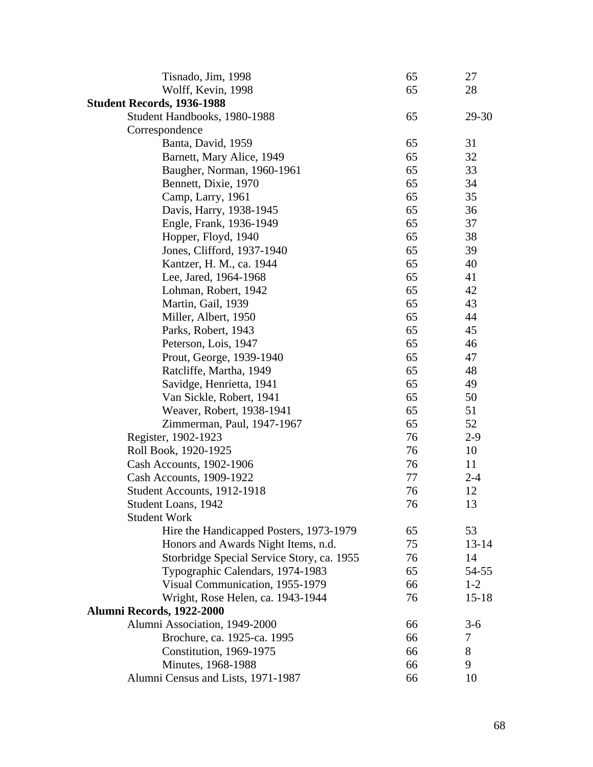| Item | Box | Folder |
|---|---|---|
| Tisnado, Jim, 1998 | 65 | 27 |
| Wolff, Kevin, 1998 | 65 | 28 |
| **Student Records, 1936-1988** | | |
| Student Handbooks, 1980-1988 | 65 | 29-30 |
| Correspondence | | |
| Banta, David, 1959 | 65 | 31 |
| Barnett, Mary Alice, 1949 | 65 | 32 |
| Baugher, Norman, 1960-1961 | 65 | 33 |
| Bennett, Dixie, 1970 | 65 | 34 |
| Camp, Larry, 1961 | 65 | 35 |
| Davis, Harry, 1938-1945 | 65 | 36 |
| Engle, Frank, 1936-1949 | 65 | 37 |
| Hopper, Floyd, 1940 | 65 | 38 |
| Jones, Clifford, 1937-1940 | 65 | 39 |
| Kantzer, H. M., ca. 1944 | 65 | 40 |
| Lee, Jared, 1964-1968 | 65 | 41 |
| Lohman, Robert, 1942 | 65 | 42 |
| Martin, Gail, 1939 | 65 | 43 |
| Miller, Albert, 1950 | 65 | 44 |
| Parks, Robert, 1943 | 65 | 45 |
| Peterson, Lois, 1947 | 65 | 46 |
| Prout, George, 1939-1940 | 65 | 47 |
| Ratcliffe, Martha, 1949 | 65 | 48 |
| Savidge, Henrietta, 1941 | 65 | 49 |
| Van Sickle, Robert, 1941 | 65 | 50 |
| Weaver, Robert, 1938-1941 | 65 | 51 |
| Zimmerman, Paul, 1947-1967 | 65 | 52 |
| Register, 1902-1923 | 76 | 2-9 |
| Roll Book, 1920-1925 | 76 | 10 |
| Cash Accounts, 1902-1906 | 76 | 11 |
| Cash Accounts, 1909-1922 | 77 | 2-4 |
| Student Accounts, 1912-1918 | 76 | 12 |
| Student Loans, 1942 | 76 | 13 |
| Student Work | | |
| Hire the Handicapped Posters, 1973-1979 | 65 | 53 |
| Honors and Awards Night Items, n.d. | 75 | 13-14 |
| Storbridge Special Service Story, ca. 1955 | 76 | 14 |
| Typographic Calendars, 1974-1983 | 65 | 54-55 |
| Visual Communication, 1955-1979 | 66 | 1-2 |
| Wright, Rose Helen, ca. 1943-1944 | 76 | 15-18 |
| **Alumni Records, 1922-2000** | | |
| Alumni Association, 1949-2000 | 66 | 3-6 |
| Brochure, ca. 1925-ca. 1995 | 66 | 7 |
| Constitution, 1969-1975 | 66 | 8 |
| Minutes, 1968-1988 | 66 | 9 |
| Alumni Census and Lists, 1971-1987 | 66 | 10 |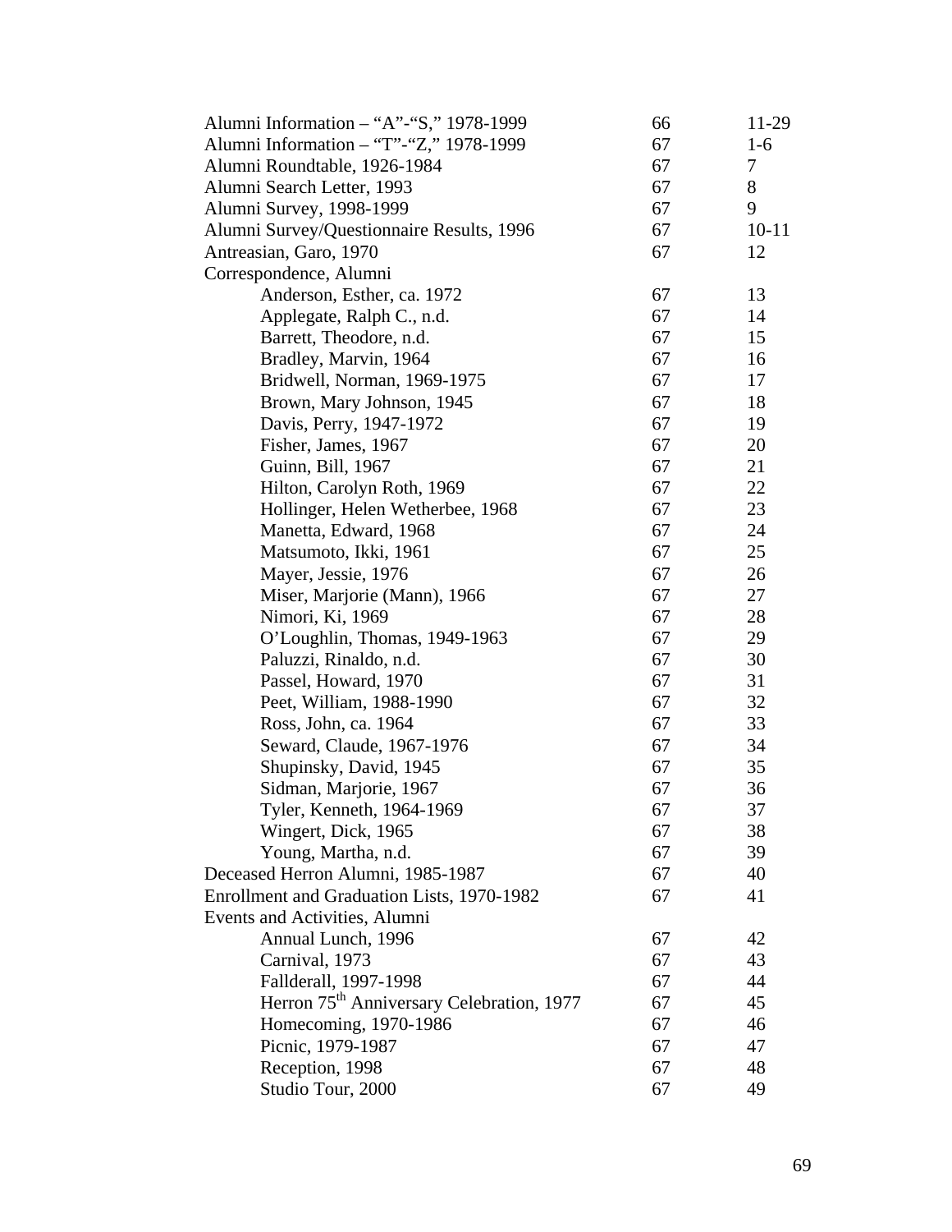| | | |
|---|---|---|
| Alumni Information – "A"-"S," 1978-1999 | 66 | 11-29 |
| Alumni Information – "T"-"Z," 1978-1999 | 67 | 1-6 |
| Alumni Roundtable, 1926-1984 | 67 | 7 |
| Alumni Search Letter, 1993 | 67 | 8 |
| Alumni Survey, 1998-1999 | 67 | 9 |
| Alumni Survey/Questionnaire Results, 1996 | 67 | 10-11 |
| Antreasian, Garo, 1970 | 67 | 12 |
| Correspondence, Alumni | | |
| Anderson, Esther, ca. 1972 | 67 | 13 |
| Applegate, Ralph C., n.d. | 67 | 14 |
| Barrett, Theodore, n.d. | 67 | 15 |
| Bradley, Marvin, 1964 | 67 | 16 |
| Bridwell, Norman, 1969-1975 | 67 | 17 |
| Brown, Mary Johnson, 1945 | 67 | 18 |
| Davis, Perry, 1947-1972 | 67 | 19 |
| Fisher, James, 1967 | 67 | 20 |
| Guinn, Bill, 1967 | 67 | 21 |
| Hilton, Carolyn Roth, 1969 | 67 | 22 |
| Hollinger, Helen Wetherbee, 1968 | 67 | 23 |
| Manetta, Edward, 1968 | 67 | 24 |
| Matsumoto, Ikki, 1961 | 67 | 25 |
| Mayer, Jessie, 1976 | 67 | 26 |
| Miser, Marjorie (Mann), 1966 | 67 | 27 |
| Nimori, Ki, 1969 | 67 | 28 |
| O'Loughlin, Thomas, 1949-1963 | 67 | 29 |
| Paluzzi, Rinaldo, n.d. | 67 | 30 |
| Passel, Howard, 1970 | 67 | 31 |
| Peet, William, 1988-1990 | 67 | 32 |
| Ross, John, ca. 1964 | 67 | 33 |
| Seward, Claude, 1967-1976 | 67 | 34 |
| Shupinsky, David, 1945 | 67 | 35 |
| Sidman, Marjorie, 1967 | 67 | 36 |
| Tyler, Kenneth, 1964-1969 | 67 | 37 |
| Wingert, Dick, 1965 | 67 | 38 |
| Young, Martha, n.d. | 67 | 39 |
| Deceased Herron Alumni, 1985-1987 | 67 | 40 |
| Enrollment and Graduation Lists, 1970-1982 | 67 | 41 |
| Events and Activities, Alumni | | |
| Annual Lunch, 1996 | 67 | 42 |
| Carnival, 1973 | 67 | 43 |
| Fallderall, 1997-1998 | 67 | 44 |
| Herron 75th Anniversary Celebration, 1977 | 67 | 45 |
| Homecoming, 1970-1986 | 67 | 46 |
| Picnic, 1979-1987 | 67 | 47 |
| Reception, 1998 | 67 | 48 |
| Studio Tour, 2000 | 67 | 49 |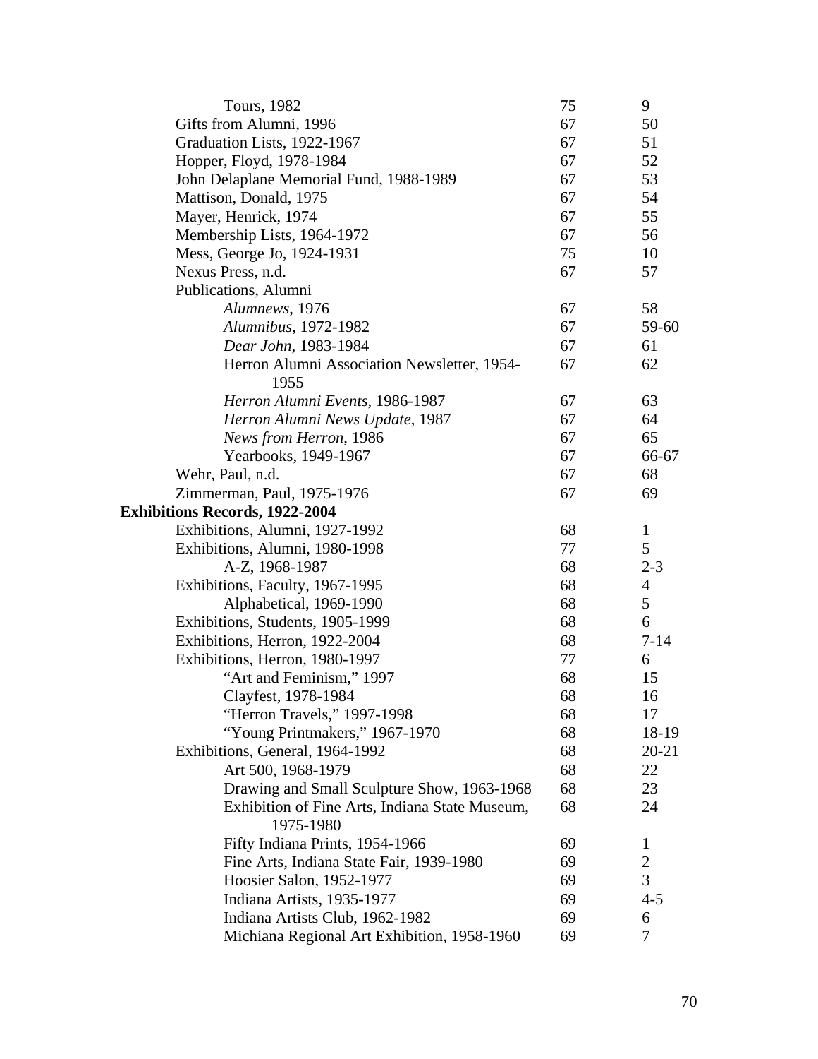| | Box | Folder |
|---|---|---|
| Tours, 1982 | 75 | 9 |
| Gifts from Alumni, 1996 | 67 | 50 |
| Graduation Lists, 1922-1967 | 67 | 51 |
| Hopper, Floyd, 1978-1984 | 67 | 52 |
| John Delaplane Memorial Fund, 1988-1989 | 67 | 53 |
| Mattison, Donald, 1975 | 67 | 54 |
| Mayer, Henrick, 1974 | 67 | 55 |
| Membership Lists, 1964-1972 | 67 | 56 |
| Mess, George Jo, 1924-1931 | 75 | 10 |
| Nexus Press, n.d. | 67 | 57 |
| Publications, Alumni | | |
| *Alumnews*, 1976 | 67 | 58 |
| *Alumnibus*, 1972-1982 | 67 | 59-60 |
| *Dear John*, 1983-1984 | 67 | 61 |
| Herron Alumni Association Newsletter, 1954-1955 | 67 | 62 |
| *Herron Alumni Events*, 1986-1987 | 67 | 63 |
| *Herron Alumni News Update*, 1987 | 67 | 64 |
| *News from Herron*, 1986 | 67 | 65 |
| Yearbooks, 1949-1967 | 67 | 66-67 |
| Wehr, Paul, n.d. | 67 | 68 |
| Zimmerman, Paul, 1975-1976 | 67 | 69 |
| **Exhibitions Records, 1922-2004** | | |
| Exhibitions, Alumni, 1927-1992 | 68 | 1 |
| Exhibitions, Alumni, 1980-1998 | 77 | 5 |
| A-Z, 1968-1987 | 68 | 2-3 |
| Exhibitions, Faculty, 1967-1995 | 68 | 4 |
| Alphabetical, 1969-1990 | 68 | 5 |
| Exhibitions, Students, 1905-1999 | 68 | 6 |
| Exhibitions, Herron, 1922-2004 | 68 | 7-14 |
| Exhibitions, Herron, 1980-1997 | 77 | 6 |
| "Art and Feminism," 1997 | 68 | 15 |
| Clayfest, 1978-1984 | 68 | 16 |
| "Herron Travels," 1997-1998 | 68 | 17 |
| "Young Printmakers," 1967-1970 | 68 | 18-19 |
| Exhibitions, General, 1964-1992 | 68 | 20-21 |
| Art 500, 1968-1979 | 68 | 22 |
| Drawing and Small Sculpture Show, 1963-1968 | 68 | 23 |
| Exhibition of Fine Arts, Indiana State Museum, 1975-1980 | 68 | 24 |
| Fifty Indiana Prints, 1954-1966 | 69 | 1 |
| Fine Arts, Indiana State Fair, 1939-1980 | 69 | 2 |
| Hoosier Salon, 1952-1977 | 69 | 3 |
| Indiana Artists, 1935-1977 | 69 | 4-5 |
| Indiana Artists Club, 1962-1982 | 69 | 6 |
| Michiana Regional Art Exhibition, 1958-1960 | 69 | 7 |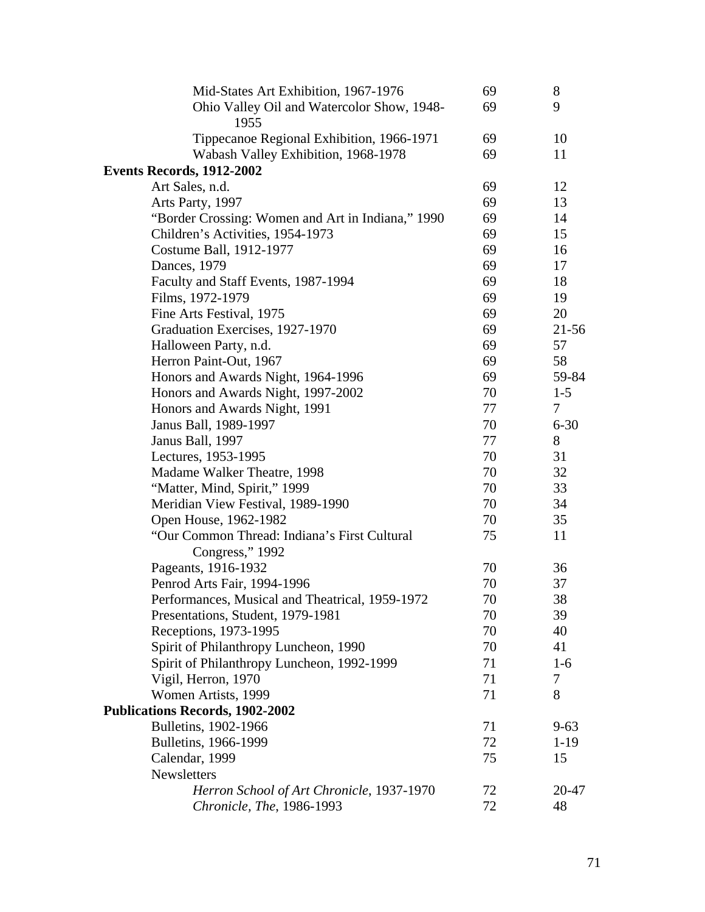| | | |
|---|---|---|
| Mid-States Art Exhibition, 1967-1976 | 69 | 8 |
| Ohio Valley Oil and Watercolor Show, 1948-1955 | 69 | 9 |
| Tippecanoe Regional Exhibition, 1966-1971 | 69 | 10 |
| Wabash Valley Exhibition, 1968-1978 | 69 | 11 |
| **Events Records, 1912-2002** | | |
| Art Sales, n.d. | 69 | 12 |
| Arts Party, 1997 | 69 | 13 |
| "Border Crossing: Women and Art in Indiana," 1990 | 69 | 14 |
| Children's Activities, 1954-1973 | 69 | 15 |
| Costume Ball, 1912-1977 | 69 | 16 |
| Dances, 1979 | 69 | 17 |
| Faculty and Staff Events, 1987-1994 | 69 | 18 |
| Films, 1972-1979 | 69 | 19 |
| Fine Arts Festival, 1975 | 69 | 20 |
| Graduation Exercises, 1927-1970 | 69 | 21-56 |
| Halloween Party, n.d. | 69 | 57 |
| Herron Paint-Out, 1967 | 69 | 58 |
| Honors and Awards Night, 1964-1996 | 69 | 59-84 |
| Honors and Awards Night, 1997-2002 | 70 | 1-5 |
| Honors and Awards Night, 1991 | 77 | 7 |
| Janus Ball, 1989-1997 | 70 | 6-30 |
| Janus Ball, 1997 | 77 | 8 |
| Lectures, 1953-1995 | 70 | 31 |
| Madame Walker Theatre, 1998 | 70 | 32 |
| "Matter, Mind, Spirit," 1999 | 70 | 33 |
| Meridian View Festival, 1989-1990 | 70 | 34 |
| Open House, 1962-1982 | 70 | 35 |
| "Our Common Thread: Indiana's First Cultural Congress," 1992 | 75 | 11 |
| Pageants, 1916-1932 | 70 | 36 |
| Penrod Arts Fair, 1994-1996 | 70 | 37 |
| Performances, Musical and Theatrical, 1959-1972 | 70 | 38 |
| Presentations, Student, 1979-1981 | 70 | 39 |
| Receptions, 1973-1995 | 70 | 40 |
| Spirit of Philanthropy Luncheon, 1990 | 70 | 41 |
| Spirit of Philanthropy Luncheon, 1992-1999 | 71 | 1-6 |
| Vigil, Herron, 1970 | 71 | 7 |
| Women Artists, 1999 | 71 | 8 |
| **Publications Records, 1902-2002** | | |
| Bulletins, 1902-1966 | 71 | 9-63 |
| Bulletins, 1966-1999 | 72 | 1-19 |
| Calendar, 1999 | 75 | 15 |
| Newsletters | | |
| *Herron School of Art Chronicle*, 1937-1970 | 72 | 20-47 |
| *Chronicle, The*, 1986-1993 | 72 | 48 |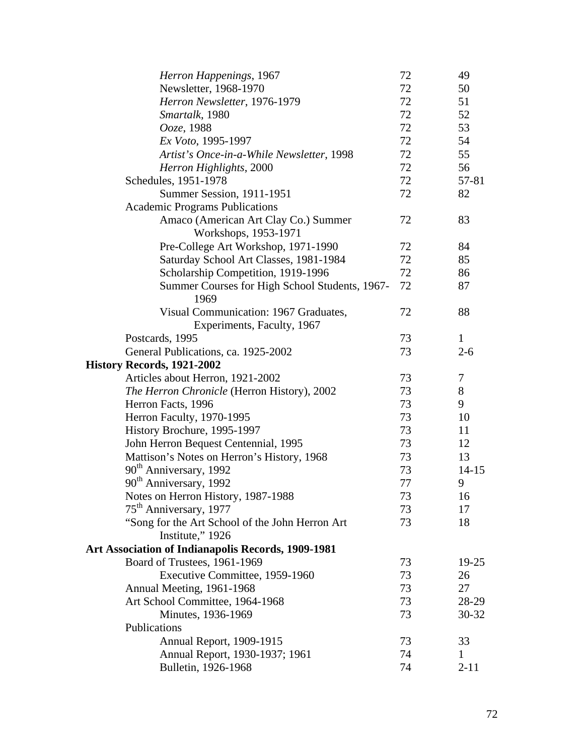| | | |
|---|---|---|
| *Herron Happenings*, 1967 | 72 | 49 |
| Newsletter, 1968-1970 | 72 | 50 |
| *Herron Newsletter*, 1976-1979 | 72 | 51 |
| *Smartalk*, 1980 | 72 | 52 |
| *Ooze*, 1988 | 72 | 53 |
| *Ex Voto*, 1995-1997 | 72 | 54 |
| *Artist's Once-in-a-While Newsletter*, 1998 | 72 | 55 |
| *Herron Highlights*, 2000 | 72 | 56 |
| Schedules, 1951-1978 | 72 | 57-81 |
| Summer Session, 1911-1951 | 72 | 82 |
| Academic Programs Publications | | |
| Amaco (American Art Clay Co.) Summer Workshops, 1953-1971 | 72 | 83 |
| Pre-College Art Workshop, 1971-1990 | 72 | 84 |
| Saturday School Art Classes, 1981-1984 | 72 | 85 |
| Scholarship Competition, 1919-1996 | 72 | 86 |
| Summer Courses for High School Students, 1967-1969 | 72 | 87 |
| Visual Communication: 1967 Graduates, Experiments, Faculty, 1967 | 72 | 88 |
| Postcards, 1995 | 73 | 1 |
| General Publications, ca. 1925-2002 | 73 | 2-6 |
| **History Records, 1921-2002** | | |
| Articles about Herron, 1921-2002 | 73 | 7 |
| *The Herron Chronicle* (Herron History), 2002 | 73 | 8 |
| Herron Facts, 1996 | 73 | 9 |
| Herron Faculty, 1970-1995 | 73 | 10 |
| History Brochure, 1995-1997 | 73 | 11 |
| John Herron Bequest Centennial, 1995 | 73 | 12 |
| Mattison's Notes on Herron's History, 1968 | 73 | 13 |
| 90th Anniversary, 1992 | 73 | 14-15 |
| 90th Anniversary, 1992 | 77 | 9 |
| Notes on Herron History, 1987-1988 | 73 | 16 |
| 75th Anniversary, 1977 | 73 | 17 |
| "Song for the Art School of the John Herron Art Institute," 1926 | 73 | 18 |
| **Art Association of Indianapolis Records, 1909-1981** | | |
| Board of Trustees, 1961-1969 | 73 | 19-25 |
| Executive Committee, 1959-1960 | 73 | 26 |
| Annual Meeting, 1961-1968 | 73 | 27 |
| Art School Committee, 1964-1968 | 73 | 28-29 |
| Minutes, 1936-1969 | 73 | 30-32 |
| Publications | | |
| Annual Report, 1909-1915 | 73 | 33 |
| Annual Report, 1930-1937; 1961 | 74 | 1 |
| Bulletin, 1926-1968 | 74 | 2-11 |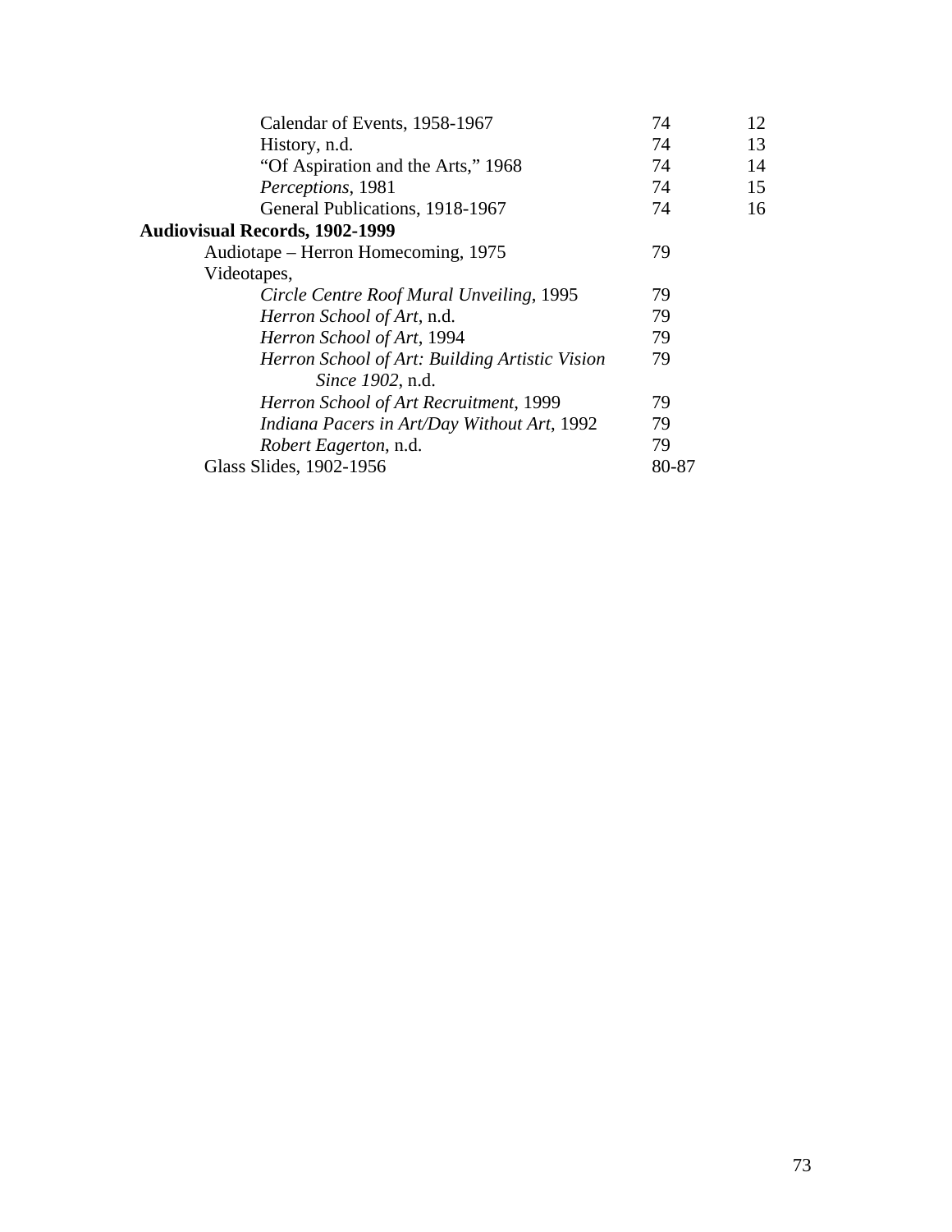| | | |
|---|---|---|
| Calendar of Events, 1958-1967 | 74 | 12 |
| History, n.d. | 74 | 13 |
| "Of Aspiration and the Arts," 1968 | 74 | 14 |
| *Perceptions*, 1981 | 74 | 15 |
| General Publications, 1918-1967 | 74 | 16 |
| **Audiovisual Records, 1902-1999** | | |
| Audiotape – Herron Homecoming, 1975 | 79 | |
| Videotapes, | | |
| *Circle Centre Roof Mural Unveiling*, 1995 | 79 | |
| *Herron School of Art*, n.d. | 79 | |
| *Herron School of Art*, 1994 | 79 | |
| *Herron School of Art: Building Artistic Vision Since 1902*, n.d. | 79 | |
| *Herron School of Art Recruitment*, 1999 | 79 | |
| *Indiana Pacers in Art/Day Without Art*, 1992 | 79 | |
| *Robert Eagerton*, n.d. | 79 | |
| Glass Slides, 1902-1956 | 80-87 | |